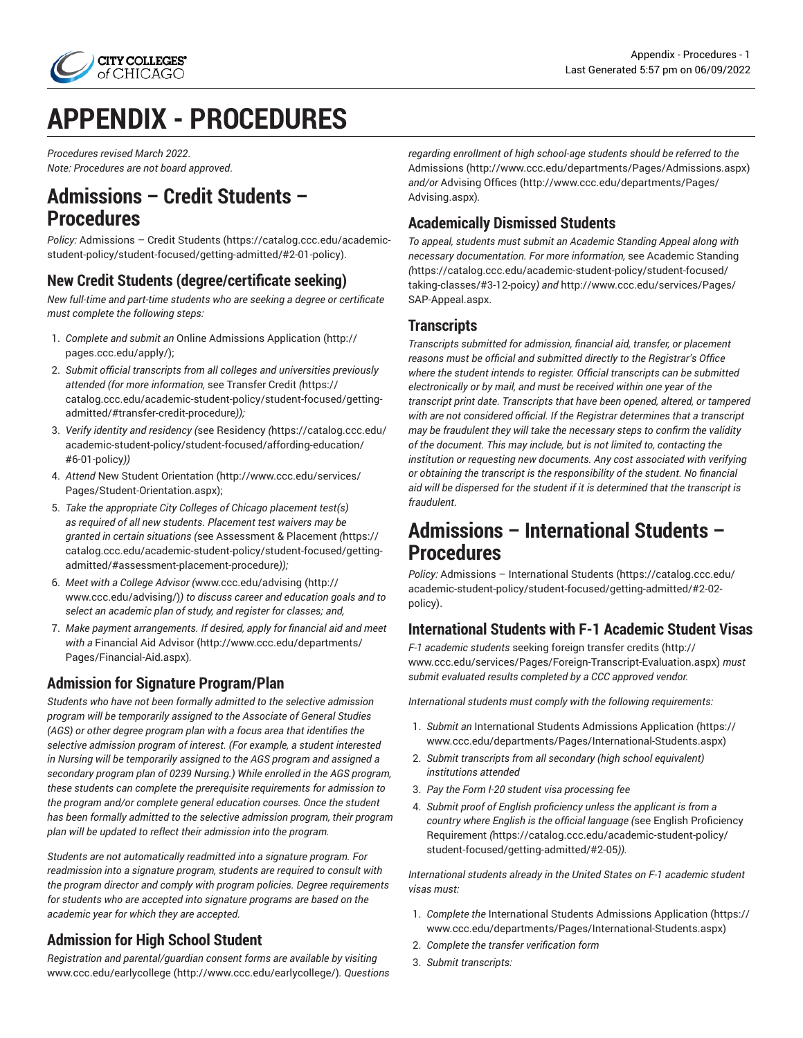# APPENDIX - PROCEDURES

*Procedures revised March 2022.*
*Note: Procedures are not board approved.*

## Admissions – Credit Students – Procedures

*Policy:* Admissions – Credit Students (https://catalog.ccc.edu/academic-student-policy/student-focused/getting-admitted/#2-01-policy).

### New Credit Students (degree/certificate seeking)

*New full-time and part-time students who are seeking a degree or certificate must complete the following steps:*

1. *Complete and submit an* Online Admissions Application (http://pages.ccc.edu/apply/);
2. *Submit official transcripts from all colleges and universities previously attended (for more information,* see Transfer Credit *(*https://catalog.ccc.edu/academic-student-policy/student-focused/getting-admitted/#transfer-credit-procedure*));*
3. *Verify identity and residency (*see Residency *(*https://catalog.ccc.edu/academic-student-policy/student-focused/affording-education/#6-01-policy*))*
4. *Attend* New Student Orientation (http://www.ccc.edu/services/Pages/Student-Orientation.aspx);
5. *Take the appropriate City Colleges of Chicago placement test(s) as required of all new students. Placement test waivers may be granted in certain situations (*see Assessment & Placement *(*https://catalog.ccc.edu/academic-student-policy/student-focused/getting-admitted/#assessment-placement-procedure*));*
6. *Meet with a College Advisor (*www.ccc.edu/advising (http://www.ccc.edu/advising/)*) to discuss career and education goals and to select an academic plan of study, and register for classes; and,*
7. *Make payment arrangements. If desired, apply for financial aid and meet with a* Financial Aid Advisor (http://www.ccc.edu/departments/Pages/Financial-Aid.aspx)*.*

### Admission for Signature Program/Plan

*Students who have not been formally admitted to the selective admission program will be temporarily assigned to the Associate of General Studies (AGS) or other degree program plan with a focus area that identifies the selective admission program of interest. (For example, a student interested in Nursing will be temporarily assigned to the AGS program and assigned a secondary program plan of 0239 Nursing.) While enrolled in the AGS program, these students can complete the prerequisite requirements for admission to the program and/or complete general education courses. Once the student has been formally admitted to the selective admission program, their program plan will be updated to reflect their admission into the program.*

*Students are not automatically readmitted into a signature program. For readmission into a signature program, students are required to consult with the program director and comply with program policies. Degree requirements for students who are accepted into signature programs are based on the academic year for which they are accepted.*

### Admission for High School Student

*Registration and parental/guardian consent forms are available by visiting* www.ccc.edu/earlycollege (http://www.ccc.edu/earlycollege/)*. Questions regarding enrollment of high school-age students should be referred to the* Admissions (http://www.ccc.edu/departments/Pages/Admissions.aspx) *and/or* Advising Offices (http://www.ccc.edu/departments/Pages/Advising.aspx)*.*

### Academically Dismissed Students

*To appeal, students must submit an Academic Standing Appeal along with necessary documentation. For more information,* see Academic Standing *(*https://catalog.ccc.edu/academic-student-policy/student-focused/taking-classes/#3-12-poicy*) and* http://www.ccc.edu/services/Pages/SAP-Appeal.aspx.

### Transcripts

*Transcripts submitted for admission, financial aid, transfer, or placement reasons must be official and submitted directly to the Registrar's Office where the student intends to register. Official transcripts can be submitted electronically or by mail, and must be received within one year of the transcript print date. Transcripts that have been opened, altered, or tampered with are not considered official. If the Registrar determines that a transcript may be fraudulent they will take the necessary steps to confirm the validity of the document. This may include, but is not limited to, contacting the institution or requesting new documents. Any cost associated with verifying or obtaining the transcript is the responsibility of the student. No financial aid will be dispersed for the student if it is determined that the transcript is fraudulent.*

## Admissions – International Students – Procedures

*Policy:* Admissions – International Students (https://catalog.ccc.edu/academic-student-policy/student-focused/getting-admitted/#2-02-policy).

### International Students with F-1 Academic Student Visas

*F-1 academic students* seeking foreign transfer credits (http://www.ccc.edu/services/Pages/Foreign-Transcript-Evaluation.aspx) *must submit evaluated results completed by a CCC approved vendor.*

*International students must comply with the following requirements:*

1. *Submit an* International Students Admissions Application (https://www.ccc.edu/departments/Pages/International-Students.aspx)
2. *Submit transcripts from all secondary (high school equivalent) institutions attended*
3. *Pay the Form I-20 student visa processing fee*
4. *Submit proof of English proficiency unless the applicant is from a country where English is the official language (*see English Proficiency Requirement *(*https://catalog.ccc.edu/academic-student-policy/student-focused/getting-admitted/#2-05*)).*

*International students already in the United States on F-1 academic student visas must:*

1. *Complete the* International Students Admissions Application (https://www.ccc.edu/departments/Pages/International-Students.aspx)
2. *Complete the transfer verification form*
3. *Submit transcripts:*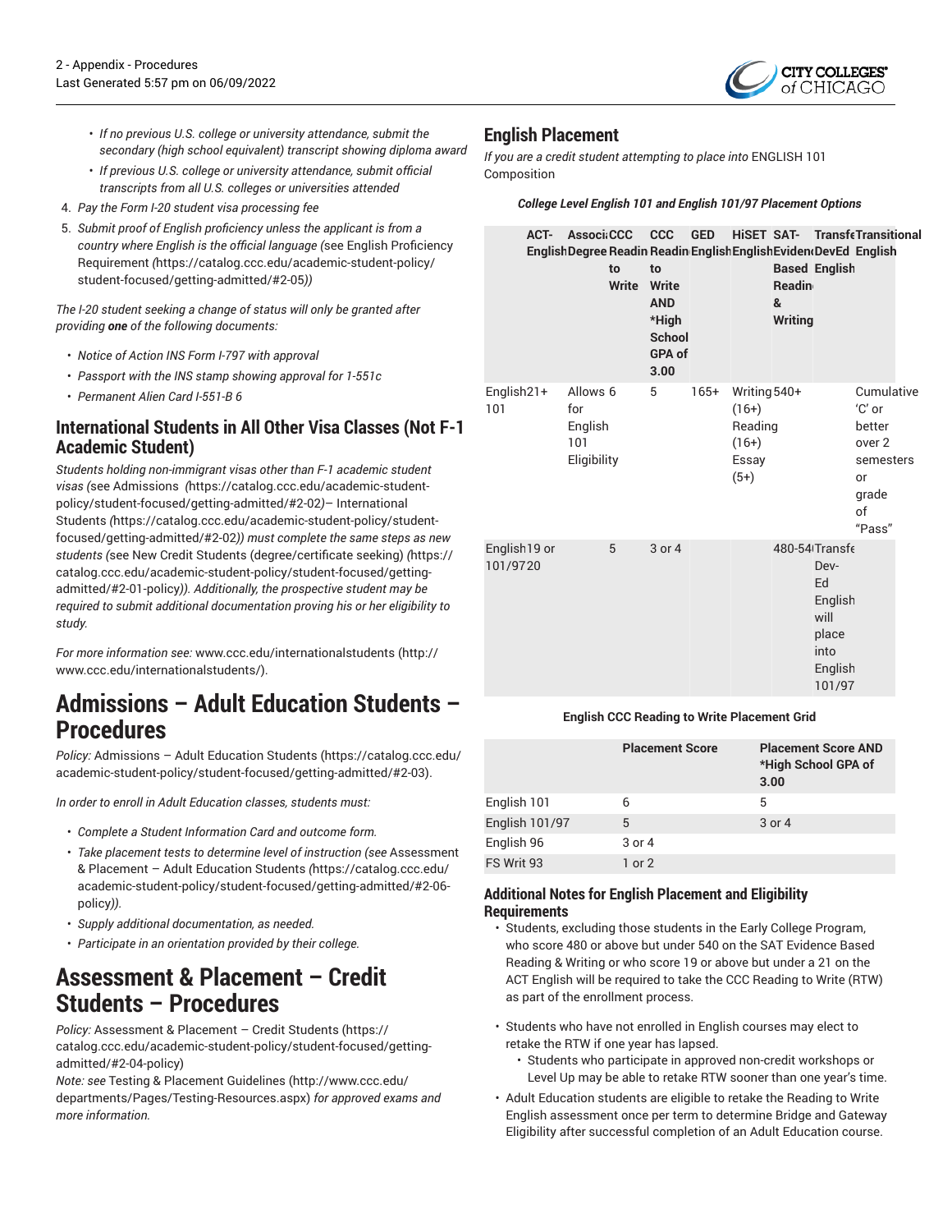- *If no previous U.S. college or university attendance, submit the secondary (high school equivalent) transcript showing diploma award*
- *If previous U.S. college or university attendance, submit official transcripts from all U.S. colleges or universities attended*

4. *Pay the Form I-20 student visa processing fee*
5. *Submit proof of English proficiency unless the applicant is from a country where English is the official language (*see English Proficiency Requirement *(*https://catalog.ccc.edu/academic-student-policy/student-focused/getting-admitted/#2-05*))*

*The I-20 student seeking a change of status will only be granted after providing* ***one*** *of the following documents:*

- *Notice of Action INS Form I-797 with approval*
- *Passport with the INS stamp showing approval for 1-551c*
- *Permanent Alien Card I-551-B 6*

## International Students in All Other Visa Classes (Not F-1 Academic Student)

*Students holding non-immigrant visas other than F-1 academic student visas (*see Admissions *(*https://catalog.ccc.edu/academic-student-policy/student-focused/getting-admitted/#2-02*)*– International Students *(*https://catalog.ccc.edu/academic-student-policy/student-focused/getting-admitted/#2-02*)) must complete the same steps as new students (*see New Credit Students (degree/certificate seeking) *(*https://catalog.ccc.edu/academic-student-policy/student-focused/getting-admitted/#2-01-policy*)). Additionally, the prospective student may be required to submit additional documentation proving his or her eligibility to study.*

*For more information see:* www.ccc.edu/internationalstudents (http://www.ccc.edu/internationalstudents/).

# Admissions – Adult Education Students – Procedures

*Policy:* Admissions – Adult Education Students (https://catalog.ccc.edu/academic-student-policy/student-focused/getting-admitted/#2-03).

*In order to enroll in Adult Education classes, students must:*

- *Complete a Student Information Card and outcome form.*
- *Take placement tests to determine level of instruction (see* Assessment & Placement – Adult Education Students *(*https://catalog.ccc.edu/academic-student-policy/student-focused/getting-admitted/#2-06-policy*)).*
- *Supply additional documentation, as needed.*
- *Participate in an orientation provided by their college.*

# Assessment & Placement – Credit Students – Procedures

*Policy:* Assessment & Placement – Credit Students (https://catalog.ccc.edu/academic-student-policy/student-focused/getting-admitted/#2-04-policy)
*Note: see* Testing & Placement Guidelines (http://www.ccc.edu/departments/Pages/Testing-Resources.aspx) *for approved exams and more information.*

## English Placement

*If you are a credit student attempting to place into* ENGLISH 101 Composition

***College Level English 101 and English 101/97 Placement Options***

| | ACT-English | Associate Degree | CCC Reading to Write | CCC Reading to Write AND *High School GPA of 3.00 | GED English | HiSET English | SAT-Evidence Based Reading & Writing | Transfer DevEd English | Transitional English |
|---|---|---|---|---|---|---|---|---|---|
| English 101 | 21+ | Allows for English 101 Eligibility | 6 | 5 | 165+ | Writing (16+) Reading (16+) Essay (5+) | 540+ | | Cumulative 'C' or better over 2 semesters or grade of "Pass" |
| English 101/97 | 19 or 20 | | 5 | 3 or 4 | | | 480-540 | Transfer Dev-Ed English will place into English 101/97 | |

**English CCC Reading to Write Placement Grid**

| | Placement Score | Placement Score AND *High School GPA of 3.00 |
|---|---|---|
| English 101 | 6 | 5 |
| English 101/97 | 5 | 3 or 4 |
| English 96 | 3 or 4 | |
| FS Writ 93 | 1 or 2 | |

### Additional Notes for English Placement and Eligibility Requirements

- Students, excluding those students in the Early College Program, who score 480 or above but under 540 on the SAT Evidence Based Reading & Writing or who score 19 or above but under a 21 on the ACT English will be required to take the CCC Reading to Write (RTW) as part of the enrollment process.
- Students who have not enrolled in English courses may elect to retake the RTW if one year has lapsed.
  - Students who participate in approved non-credit workshops or Level Up may be able to retake RTW sooner than one year's time.
- Adult Education students are eligible to retake the Reading to Write English assessment once per term to determine Bridge and Gateway Eligibility after successful completion of an Adult Education course.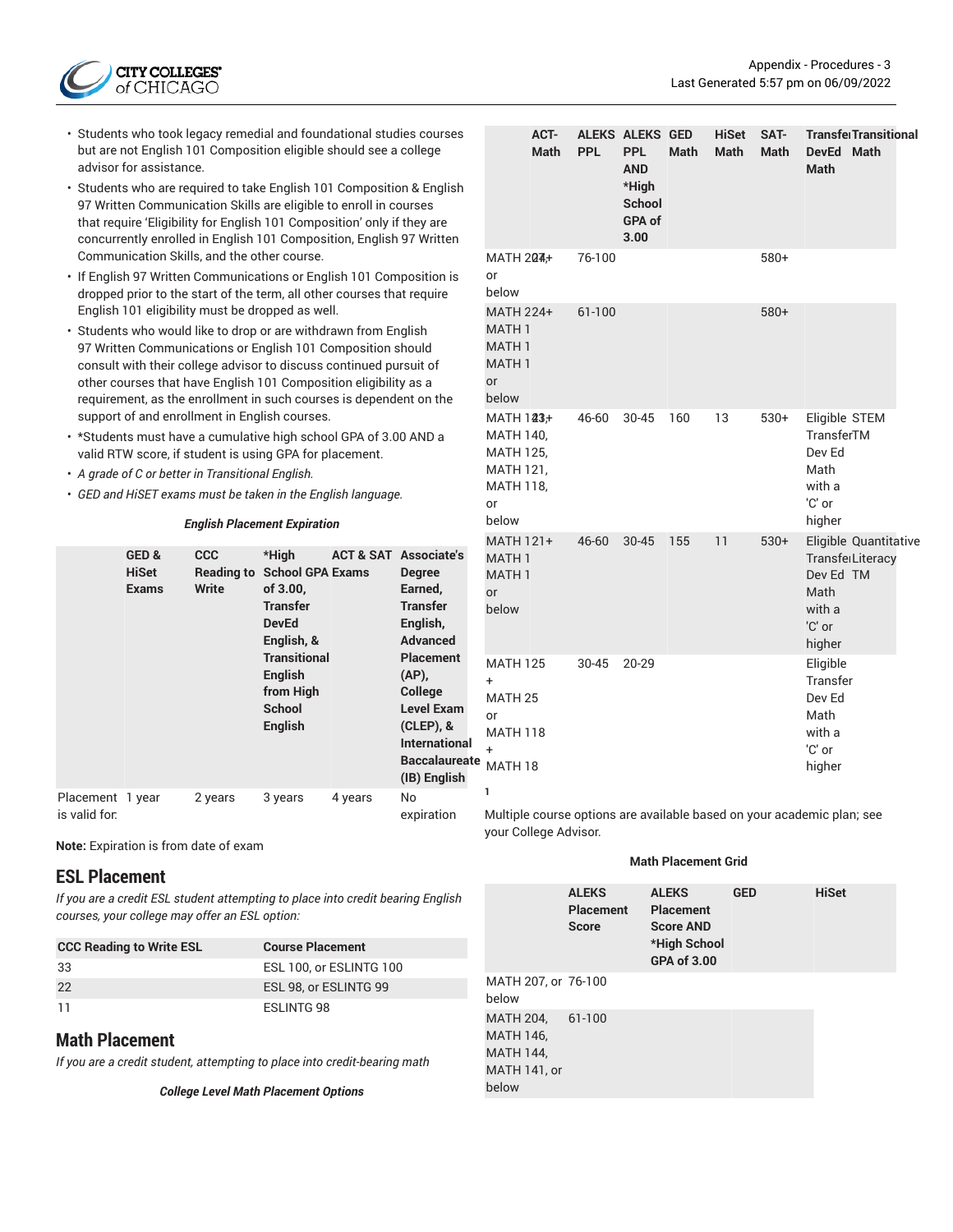- Students who took legacy remedial and foundational studies courses but are not English 101 Composition eligible should see a college advisor for assistance.
- Students who are required to take English 101 Composition & English 97 Written Communication Skills are eligible to enroll in courses that require 'Eligibility for English 101 Composition' only if they are concurrently enrolled in English 101 Composition, English 97 Written Communication Skills, and the other course.
- If English 97 Written Communications or English 101 Composition is dropped prior to the start of the term, all other courses that require English 101 eligibility must be dropped as well.
- Students who would like to drop or are withdrawn from English 97 Written Communications or English 101 Composition should consult with their college advisor to discuss continued pursuit of other courses that have English 101 Composition eligibility as a requirement, as the enrollment in such courses is dependent on the support of and enrollment in English courses.
- *Students must have a cumulative high school GPA of 3.00 AND a valid RTW score, if student is using GPA for placement.
- *A grade of C or better in Transitional English.*
- *GED and HiSET exams must be taken in the English language.*

***English Placement Expiration***

| | GED & HiSet Exams | CCC Reading to Write | *High School GPA of 3.00, Transfer DevEd English, & Transitional English from High School English | ACT & SAT Exams | Associate's Degree Earned, Transfer English, Advanced Placement (AP), College Level Exam (CLEP), & International Baccalaureate (IB) English |
|---|---|---|---|---|---|
| Placement is valid for: | 1 year | 2 years | 3 years | 4 years | No expiration |

**Note:** Expiration is from date of exam

## ESL Placement

*If you are a credit ESL student attempting to place into credit bearing English courses, your college may offer an ESL option:*

| CCC Reading to Write ESL | Course Placement |
|---|---|
| 33 | ESL 100, or ESLINTG 100 |
| 22 | ESL 98, or ESLINTG 99 |
| 11 | ESLINTG 98 |

## Math Placement

*If you are a credit student, attempting to place into credit-bearing math*

***College Level Math Placement Options***

| | ACT-Math | ALEKS PPL | ALEKS PPL AND *High School GPA of 3.00 | GED Math | HiSet Math | SAT-Math | Transfer DevEd Math | Transitional Math |
|---|---|---|---|---|---|---|---|---|
| MATH 207, or below | 24+ | 76-100 | | | | 580+ | | |
| MATH 224+ MATH 1 MATH 1 MATH 1 or below | | 61-100 | | | | 580+ | | |
| MATH 143, MATH 140, MATH 125, MATH 121, MATH 118, or below | 23+ | 46-60 | 30-45 | 160 | 13 | 530+ | Eligible Transfer Dev Ed Math with a 'C' or higher | STEM TM |
| MATH 121+ MATH 1 MATH 1 or below | | 46-60 | 30-45 | 155 | 11 | 530+ | Eligible Transfer Dev Ed Math with a 'C' or higher | Quantitative Literacy TM |
| MATH 125 + MATH 25 or MATH 118 + MATH 18 | | 30-45 | 20-29 | | | | Eligible Transfer Dev Ed Math with a 'C' or higher | |

1

Multiple course options are available based on your academic plan; see your College Advisor.

**Math Placement Grid**

| | ALEKS Placement Score | ALEKS Placement Score AND *High School GPA of 3.00 | GED | HiSet |
|---|---|---|---|---|
| MATH 207, or below | 76-100 | | | |
| MATH 204, MATH 146, MATH 144, MATH 141, or below | 61-100 | | | |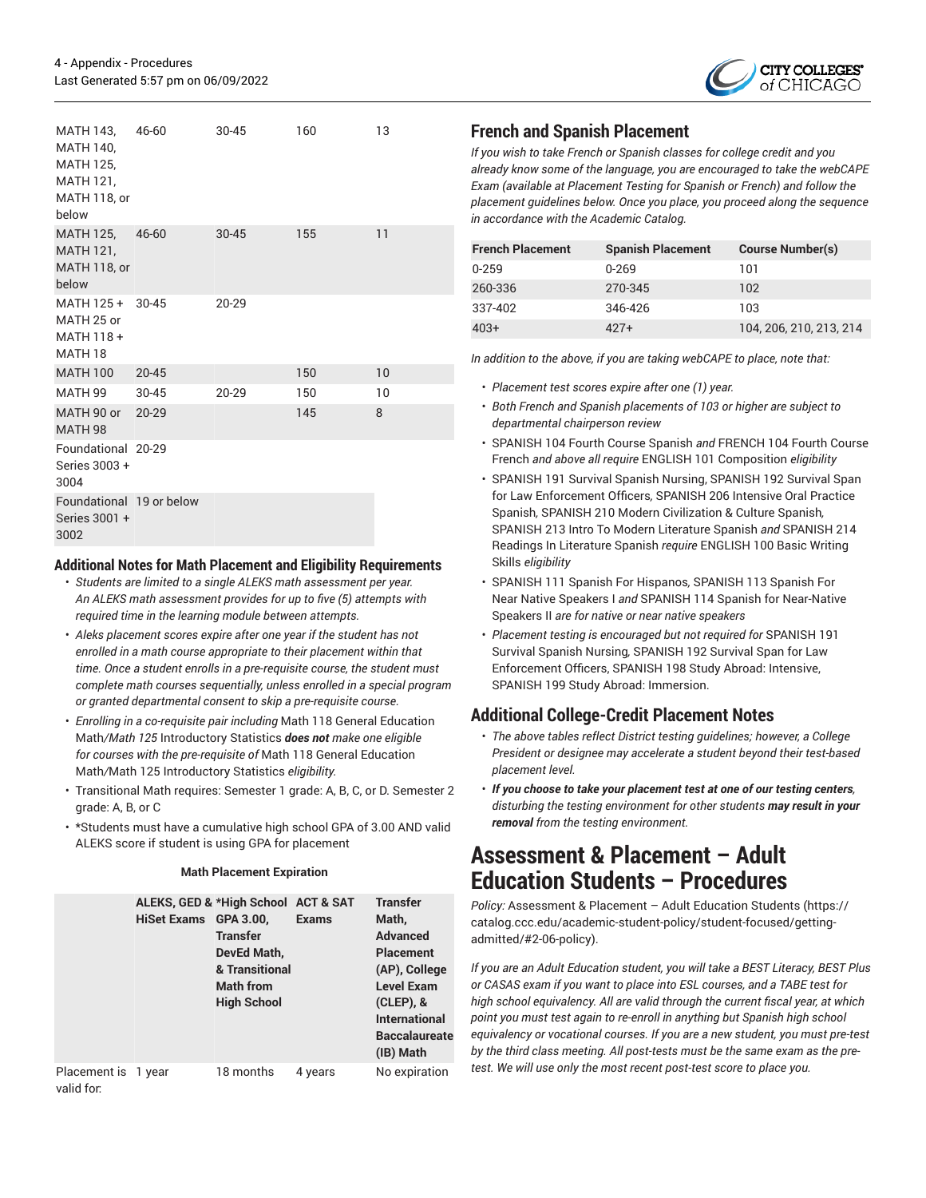| | | | | |
|---|---|---|---|---|
| MATH 143, MATH 140, MATH 125, MATH 121, MATH 118, or below | 46-60 | 30-45 | 160 | 13 |
| MATH 125, MATH 121, MATH 118, or below | 46-60 | 30-45 | 155 | 11 |
| MATH 125 + MATH 25 or MATH 118 + MATH 18 | 30-45 | 20-29 | | |
| MATH 100 | 20-45 | | 150 | 10 |
| MATH 99 | 30-45 | 20-29 | 150 | 10 |
| MATH 90 or MATH 98 | 20-29 | | 145 | 8 |
| Foundational Series 3003 + 3004 | 20-29 | | | |
| Foundational Series 3001 + 3002 | 19 or below | | | |

### Additional Notes for Math Placement and Eligibility Requirements

- *Students are limited to a single ALEKS math assessment per year. An ALEKS math assessment provides for up to five (5) attempts with required time in the learning module between attempts.*
- *Aleks placement scores expire after one year if the student has not enrolled in a math course appropriate to their placement within that time. Once a student enrolls in a pre-requisite course, the student must complete math courses sequentially, unless enrolled in a special program or granted departmental consent to skip a pre-requisite course.*
- *Enrolling in a co-requisite pair including* Math 118 General Education Math*/Math 125* Introductory Statistics ***does not*** *make one eligible for courses with the pre-requisite of* Math 118 General Education Math*/*Math 125 Introductory Statistics *eligibility.*
- Transitional Math requires: Semester 1 grade: A, B, C, or D. Semester 2 grade: A, B, or C
- *Students must have a cumulative high school GPA of 3.00 AND valid ALEKS score if student is using GPA for placement

**Math Placement Expiration**

| | ALEKS, GED & HiSet Exams | *High School GPA 3.00, Transfer DevEd Math, & Transitional Math from High School | ACT & SAT Exams | Transfer Math, Advanced Placement (AP), College Level Exam (CLEP), & International Baccalaureate (IB) Math |
|---|---|---|---|---|
| Placement is valid for: | 1 year | 18 months | 4 years | No expiration |

## French and Spanish Placement

*If you wish to take French or Spanish classes for college credit and you already know some of the language, you are encouraged to take the webCAPE Exam (available at Placement Testing for Spanish or French) and follow the placement guidelines below. Once you place, you proceed along the sequence in accordance with the Academic Catalog.*

| French Placement | Spanish Placement | Course Number(s) |
|---|---|---|
| 0-259 | 0-269 | 101 |
| 260-336 | 270-345 | 102 |
| 337-402 | 346-426 | 103 |
| 403+ | 427+ | 104, 206, 210, 213, 214 |

*In addition to the above, if you are taking webCAPE to place, note that:*

- *Placement test scores expire after one (1) year.*
- *Both French and Spanish placements of 103 or higher are subject to departmental chairperson review*
- SPANISH 104 Fourth Course Spanish *and* FRENCH 104 Fourth Course French *and above all require* ENGLISH 101 Composition *eligibility*
- SPANISH 191 Survival Spanish Nursing*,* SPANISH 192 Survival Span for Law Enforcement Officers*,* SPANISH 206 Intensive Oral Practice Spanish*,* SPANISH 210 Modern Civilization & Culture Spanish*,* SPANISH 213 Intro To Modern Literature Spanish *and* SPANISH 214 Readings In Literature Spanish *require* ENGLISH 100 Basic Writing Skills *eligibility*
- SPANISH 111 Spanish For Hispanos*,* SPANISH 113 Spanish For Near Native Speakers I *and* SPANISH 114 Spanish for Near-Native Speakers II *are for native or near native speakers*
- *Placement testing is encouraged but not required for* SPANISH 191 Survival Spanish Nursing*,* SPANISH 192 Survival Span for Law Enforcement Officers, SPANISH 198 Study Abroad: Intensive, SPANISH 199 Study Abroad: Immersion.

## Additional College-Credit Placement Notes

- *The above tables reflect District testing guidelines; however, a College President or designee may accelerate a student beyond their test-based placement level.*
- ***If you choose to take your placement test at one of our testing centers****, disturbing the testing environment for other students* ***may result in your removal*** *from the testing environment.*

# Assessment & Placement – Adult Education Students – Procedures

*Policy:* Assessment & Placement – Adult Education Students (https://catalog.ccc.edu/academic-student-policy/student-focused/getting-admitted/#2-06-policy).

*If you are an Adult Education student, you will take a BEST Literacy, BEST Plus or CASAS exam if you want to place into ESL courses, and a TABE test for high school equivalency. All are valid through the current fiscal year, at which point you must test again to re-enroll in anything but Spanish high school equivalency or vocational courses. If you are a new student, you must pre-test by the third class meeting. All post-tests must be the same exam as the pre-test. We will use only the most recent post-test score to place you.*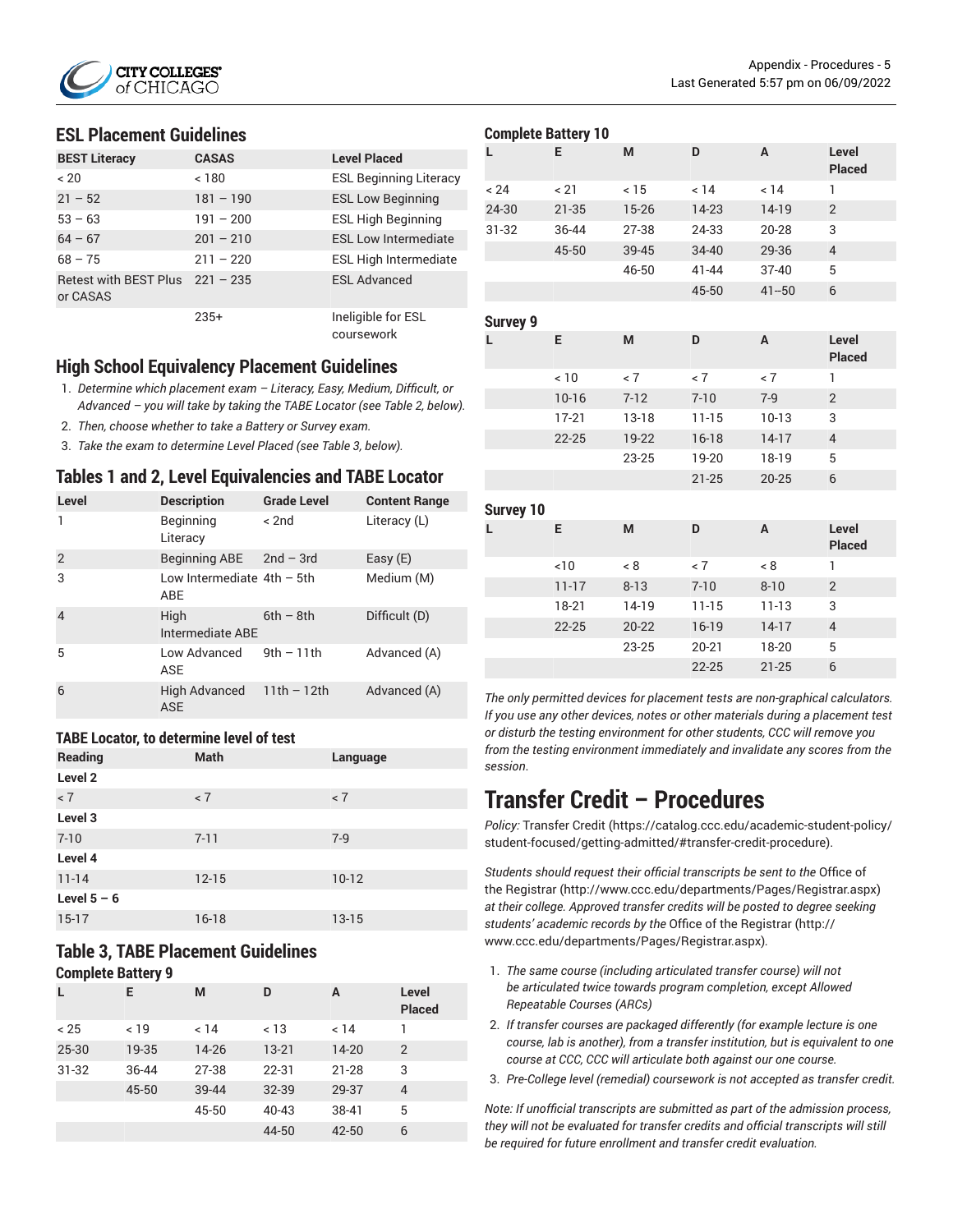## ESL Placement Guidelines

| BEST Literacy | CASAS | Level Placed |
| --- | --- | --- |
| < 20 | < 180 | ESL Beginning Literacy |
| 21 – 52 | 181 – 190 | ESL Low Beginning |
| 53 – 63 | 191 – 200 | ESL High Beginning |
| 64 – 67 | 201 – 210 | ESL Low Intermediate |
| 68 – 75 | 211 – 220 | ESL High Intermediate |
| Retest with BEST Plus or CASAS | 221 – 235 | ESL Advanced |
| | 235+ | Ineligible for ESL coursework |

## High School Equivalency Placement Guidelines

1. *Determine which placement exam – Literacy, Easy, Medium, Difficult, or Advanced – you will take by taking the TABE Locator (see Table 2, below).*
2. *Then, choose whether to take a Battery or Survey exam.*
3. *Take the exam to determine Level Placed (see Table 3, below).*

## Tables 1 and 2, Level Equivalencies and TABE Locator

| Level | Description | Grade Level | Content Range |
| --- | --- | --- | --- |
| 1 | Beginning Literacy | < 2nd | Literacy (L) |
| 2 | Beginning ABE | 2nd – 3rd | Easy (E) |
| 3 | Low Intermediate ABE | 4th – 5th | Medium (M) |
| 4 | High Intermediate ABE | 6th – 8th | Difficult (D) |
| 5 | Low Advanced ASE | 9th – 11th | Advanced (A) |
| 6 | High Advanced ASE | 11th – 12th | Advanced (A) |

### TABE Locator, to determine level of test

| Reading | Math | Language |
| --- | --- | --- |
| **Level 2** | | |
| < 7 | < 7 | < 7 |
| **Level 3** | | |
| 7-10 | 7-11 | 7-9 |
| **Level 4** | | |
| 11-14 | 12-15 | 10-12 |
| **Level 5 – 6** | | |
| 15-17 | 16-18 | 13-15 |

## Table 3, TABE Placement Guidelines

### Complete Battery 9

| L | E | M | D | A | Level Placed |
| --- | --- | --- | --- | --- | --- |
| < 25 | < 19 | < 14 | < 13 | < 14 | 1 |
| 25-30 | 19-35 | 14-26 | 13-21 | 14-20 | 2 |
| 31-32 | 36-44 | 27-38 | 22-31 | 21-28 | 3 |
| | 45-50 | 39-44 | 32-39 | 29-37 | 4 |
| | | 45-50 | 40-43 | 38-41 | 5 |
| | | | 44-50 | 42-50 | 6 |

### Complete Battery 10

| L | E | M | D | A | Level Placed |
| --- | --- | --- | --- | --- | --- |
| < 24 | < 21 | < 15 | < 14 | < 14 | 1 |
| 24-30 | 21-35 | 15-26 | 14-23 | 14-19 | 2 |
| 31-32 | 36-44 | 27-38 | 24-33 | 20-28 | 3 |
| | 45-50 | 39-45 | 34-40 | 29-36 | 4 |
| | | 46-50 | 41-44 | 37-40 | 5 |
| | | | 45-50 | 41--50 | 6 |

### Survey 9

| L | E | M | D | A | Level Placed |
| --- | --- | --- | --- | --- | --- |
| | < 10 | < 7 | < 7 | < 7 | 1 |
| | 10-16 | 7-12 | 7-10 | 7-9 | 2 |
| | 17-21 | 13-18 | 11-15 | 10-13 | 3 |
| | 22-25 | 19-22 | 16-18 | 14-17 | 4 |
| | | 23-25 | 19-20 | 18-19 | 5 |
| | | | 21-25 | 20-25 | 6 |

### Survey 10

| L | E | M | D | A | Level Placed |
| --- | --- | --- | --- | --- | --- |
| | <10 | < 8 | < 7 | < 8 | 1 |
| | 11-17 | 8-13 | 7-10 | 8-10 | 2 |
| | 18-21 | 14-19 | 11-15 | 11-13 | 3 |
| | 22-25 | 20-22 | 16-19 | 14-17 | 4 |
| | | 23-25 | 20-21 | 18-20 | 5 |
| | | | 22-25 | 21-25 | 6 |

*The only permitted devices for placement tests are non-graphical calculators. If you use any other devices, notes or other materials during a placement test or disturb the testing environment for other students, CCC will remove you from the testing environment immediately and invalidate any scores from the session.*

# Transfer Credit – Procedures

*Policy:* Transfer Credit (https://catalog.ccc.edu/academic-student-policy/student-focused/getting-admitted/#transfer-credit-procedure).

*Students should request their official transcripts be sent to the* Office of the Registrar (http://www.ccc.edu/departments/Pages/Registrar.aspx) *at their college. Approved transfer credits will be posted to degree seeking students' academic records by the* Office of the Registrar (http://www.ccc.edu/departments/Pages/Registrar.aspx).

1. *The same course (including articulated transfer course) will not be articulated twice towards program completion, except Allowed Repeatable Courses (ARCs)*
2. *If transfer courses are packaged differently (for example lecture is one course, lab is another), from a transfer institution, but is equivalent to one course at CCC, CCC will articulate both against our one course.*
3. *Pre-College level (remedial) coursework is not accepted as transfer credit.*

*Note: If unofficial transcripts are submitted as part of the admission process, they will not be evaluated for transfer credits and official transcripts will still be required for future enrollment and transfer credit evaluation.*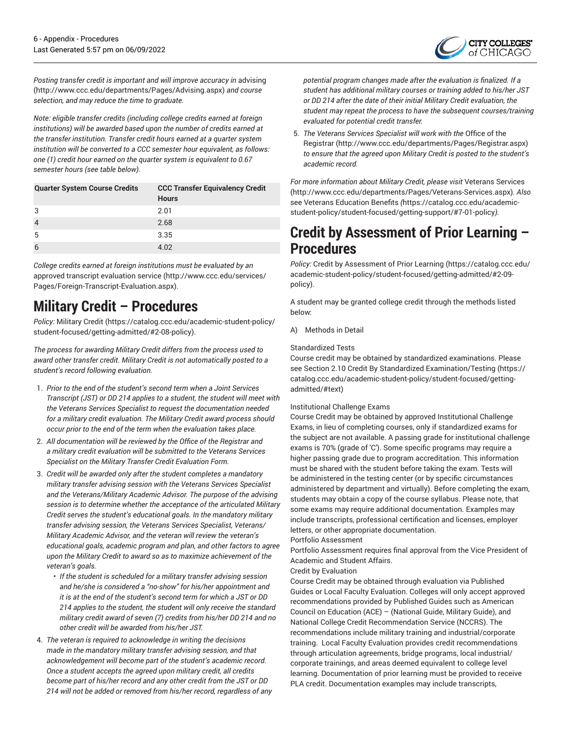*Posting transfer credit is important and will improve accuracy in* advising (http://www.ccc.edu/departments/Pages/Advising.aspx) *and course selection, and may reduce the time to graduate.*

*Note: eligible transfer credits (including college credits earned at foreign institutions) will be awarded based upon the number of credits earned at the transfer institution. Transfer credit hours earned at a quarter system institution will be converted to a CCC semester hour equivalent, as follows: one (1) credit hour earned on the quarter system is equivalent to 0.67 semester hours (see table below).*

| Quarter System Course Credits | CCC Transfer Equivalency Credit Hours |
|---|---|
| 3 | 2.01 |
| 4 | 2.68 |
| 5 | 3.35 |
| 6 | 4.02 |

*College credits earned at foreign institutions must be evaluated by an* approved transcript evaluation service (http://www.ccc.edu/services/Pages/Foreign-Transcript-Evaluation.aspx).

# Military Credit – Procedures

*Policy:* Military Credit (https://catalog.ccc.edu/academic-student-policy/student-focused/getting-admitted/#2-08-policy).

*The process for awarding Military Credit differs from the process used to award other transfer credit. Military Credit is not automatically posted to a student's record following evaluation.*

1. *Prior to the end of the student's second term when a Joint Services Transcript (JST) or DD 214 applies to a student, the student will meet with the Veterans Services Specialist to request the documentation needed for a military credit evaluation. The Military Credit award process should occur prior to the end of the term when the evaluation takes place.*
2. *All documentation will be reviewed by the Office of the Registrar and a military credit evaluation will be submitted to the Veterans Services Specialist on the Military Transfer Credit Evaluation Form.*
3. *Credit will be awarded only after the student completes a mandatory military transfer advising session with the Veterans Services Specialist and the Veterans/Military Academic Advisor. The purpose of the advising session is to determine whether the acceptance of the articulated Military Credit serves the student's educational goals. In the mandatory military transfer advising session, the Veterans Services Specialist, Veterans/Military Academic Advisor, and the veteran will review the veteran's educational goals, academic program and plan, and other factors to agree upon the Military Credit to award so as to maximize achievement of the veteran's goals.*
   - *If the student is scheduled for a military transfer advising session and he/she is considered a "no-show" for his/her appointment and it is at the end of the student's second term for which a JST or DD 214 applies to the student, the student will only receive the standard military credit award of seven (7) credits from his/her DD 214 and no other credit will be awarded from his/her JST.*
4. *The veteran is required to acknowledge in writing the decisions made in the mandatory military transfer advising session, and that acknowledgement will become part of the student's academic record. Once a student accepts the agreed upon military credit, all credits become part of his/her record and any other credit from the JST or DD 214 will not be added or removed from his/her record, regardless of any potential program changes made after the evaluation is finalized. If a student has additional military courses or training added to his/her JST or DD 214 after the date of their initial Military Credit evaluation, the student may repeat the process to have the subsequent courses/training evaluated for potential credit transfer.*
5. *The Veterans Services Specialist will work with the* Office of the Registrar (http://www.ccc.edu/departments/Pages/Registrar.aspx) *to ensure that the agreed upon Military Credit is posted to the student's academic record.*

*For more information about Military Credit, please visit* Veterans Services (http://www.ccc.edu/departments/Pages/Veterans-Services.aspx)*. Also* see Veterans Education Benefits *(*https://catalog.ccc.edu/academic-student-policy/student-focused/getting-support/#7-01-policy*).*

# Credit by Assessment of Prior Learning – Procedures

*Policy:* Credit by Assessment of Prior Learning (https://catalog.ccc.edu/academic-student-policy/student-focused/getting-admitted/#2-09-policy).

A student may be granted college credit through the methods listed below:

A) Methods in Detail

Standardized Tests
Course credit may be obtained by standardized examinations. Please see Section 2.10 Credit By Standardized Examination/Testing (https://catalog.ccc.edu/academic-student-policy/student-focused/getting-admitted/#text)

Institutional Challenge Exams
Course Credit may be obtained by approved Institutional Challenge Exams, in lieu of completing courses, only if standardized exams for the subject are not available. A passing grade for institutional challenge exams is 70% (grade of 'C'). Some specific programs may require a higher passing grade due to program accreditation. This information must be shared with the student before taking the exam. Tests will be administered in the testing center (or by specific circumstances administered by department and virtually). Before completing the exam, students may obtain a copy of the course syllabus. Please note, that some exams may require additional documentation. Examples may include transcripts, professional certification and licenses, employer letters, or other appropriate documentation.
Portfolio Assessment
Portfolio Assessment requires final approval from the Vice President of Academic and Student Affairs.
Credit by Evaluation
Course Credit may be obtained through evaluation via Published Guides or Local Faculty Evaluation. Colleges will only accept approved recommendations provided by Published Guides such as American Council on Education (ACE) – (National Guide, Military Guide), and National College Credit Recommendation Service (NCCRS). The recommendations include military training and industrial/corporate training. Local Faculty Evaluation provides credit recommendations through articulation agreements, bridge programs, local industrial/corporate trainings, and areas deemed equivalent to college level learning. Documentation of prior learning must be provided to receive PLA credit. Documentation examples may include transcripts,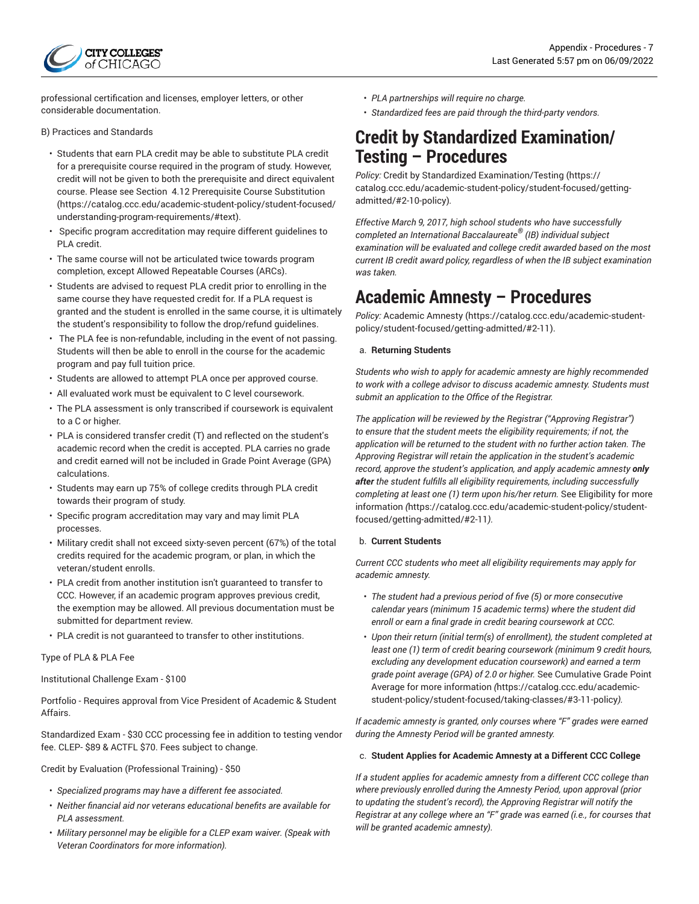professional certification and licenses, employer letters, or other considerable documentation.

B) Practices and Standards

- Students that earn PLA credit may be able to substitute PLA credit for a prerequisite course required in the program of study. However, credit will not be given to both the prerequisite and direct equivalent course. Please see Section 4.12 Prerequisite Course Substitution (https://catalog.ccc.edu/academic-student-policy/student-focused/understanding-program-requirements/#text).
- Specific program accreditation may require different guidelines to PLA credit.
- The same course will not be articulated twice towards program completion, except Allowed Repeatable Courses (ARCs).
- Students are advised to request PLA credit prior to enrolling in the same course they have requested credit for. If a PLA request is granted and the student is enrolled in the same course, it is ultimately the student's responsibility to follow the drop/refund guidelines.
- The PLA fee is non-refundable, including in the event of not passing. Students will then be able to enroll in the course for the academic program and pay full tuition price.
- Students are allowed to attempt PLA once per approved course.
- All evaluated work must be equivalent to C level coursework.
- The PLA assessment is only transcribed if coursework is equivalent to a C or higher.
- PLA is considered transfer credit (T) and reflected on the student's academic record when the credit is accepted. PLA carries no grade and credit earned will not be included in Grade Point Average (GPA) calculations.
- Students may earn up 75% of college credits through PLA credit towards their program of study.
- Specific program accreditation may vary and may limit PLA processes.
- Military credit shall not exceed sixty-seven percent (67%) of the total credits required for the academic program, or plan, in which the veteran/student enrolls.
- PLA credit from another institution isn't guaranteed to transfer to CCC. However, if an academic program approves previous credit, the exemption may be allowed. All previous documentation must be submitted for department review.
- PLA credit is not guaranteed to transfer to other institutions.

Type of PLA & PLA Fee

Institutional Challenge Exam - $100

Portfolio - Requires approval from Vice President of Academic & Student Affairs.

Standardized Exam - $30 CCC processing fee in addition to testing vendor fee. CLEP- $89 & ACTFL $70. Fees subject to change.

Credit by Evaluation (Professional Training) - $50

- *Specialized programs may have a different fee associated.*
- *Neither financial aid nor veterans educational benefits are available for PLA assessment.*
- *Military personnel may be eligible for a CLEP exam waiver. (Speak with Veteran Coordinators for more information).*
- *PLA partnerships will require no charge.*
- *Standardized fees are paid through the third-party vendors.*

# Credit by Standardized Examination/ Testing – Procedures

*Policy:* Credit by Standardized Examination/Testing (https://catalog.ccc.edu/academic-student-policy/student-focused/getting-admitted/#2-10-policy).

*Effective March 9, 2017, high school students who have successfully completed an International Baccalaureate® (IB) individual subject examination will be evaluated and college credit awarded based on the most current IB credit award policy, regardless of when the IB subject examination was taken.*

# Academic Amnesty – Procedures

*Policy:* Academic Amnesty (https://catalog.ccc.edu/academic-student-policy/student-focused/getting-admitted/#2-11).

a. **Returning Students**

*Students who wish to apply for academic amnesty are highly recommended to work with a college advisor to discuss academic amnesty. Students must submit an application to the Office of the Registrar.*

*The application will be reviewed by the Registrar ("Approving Registrar") to ensure that the student meets the eligibility requirements; if not, the application will be returned to the student with no further action taken. The Approving Registrar will retain the application in the student's academic record, approve the student's application, and apply academic amnesty* ***only after*** *the student fulfills all eligibility requirements, including successfully completing at least one (1) term upon his/her return.* See Eligibility for more information *(*https://catalog.ccc.edu/academic-student-policy/student-focused/getting-admitted/#2-11*).*

b. **Current Students**

*Current CCC students who meet all eligibility requirements may apply for academic amnesty.*

- *The student had a previous period of five (5) or more consecutive calendar years (minimum 15 academic terms) where the student did enroll or earn a final grade in credit bearing coursework at CCC.*
- *Upon their return (initial term(s) of enrollment), the student completed at least one (1) term of credit bearing coursework (minimum 9 credit hours, excluding any development education coursework) and earned a term grade point average (GPA) of 2.0 or higher.* See Cumulative Grade Point Average for more information *(*https://catalog.ccc.edu/academic-student-policy/student-focused/taking-classes/#3-11-policy*).*

*If academic amnesty is granted, only courses where "F" grades were earned during the Amnesty Period will be granted amnesty.*

c. **Student Applies for Academic Amnesty at a Different CCC College**

*If a student applies for academic amnesty from a different CCC college than where previously enrolled during the Amnesty Period, upon approval (prior to updating the student's record), the Approving Registrar will notify the Registrar at any college where an "F" grade was earned (i.e., for courses that will be granted academic amnesty).*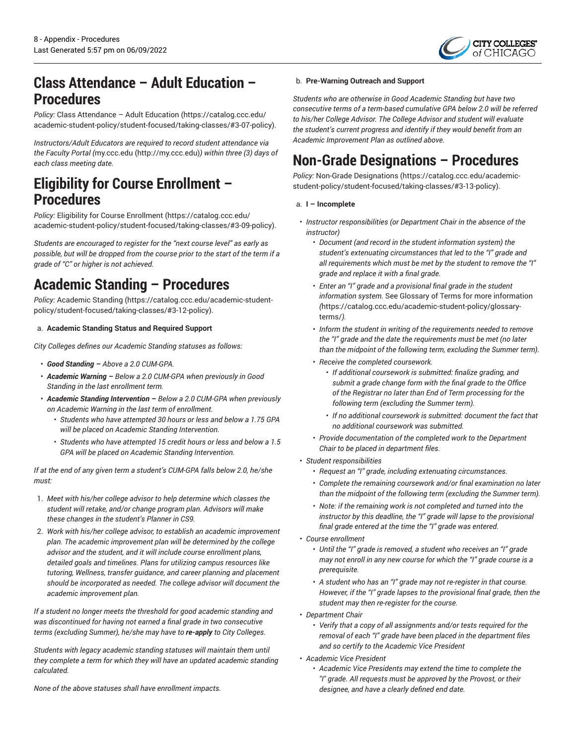## Class Attendance – Adult Education – Procedures

*Policy:* Class Attendance – Adult Education (https://catalog.ccc.edu/academic-student-policy/student-focused/taking-classes/#3-07-policy).

*Instructors/Adult Educators are required to record student attendance via the Faculty Portal (*my.ccc.edu (http://my.ccc.edu)*) within three (3) days of each class meeting date.*

## Eligibility for Course Enrollment – Procedures

*Policy:* Eligibility for Course Enrollment (https://catalog.ccc.edu/academic-student-policy/student-focused/taking-classes/#3-09-policy).

*Students are encouraged to register for the "next course level" as early as possible, but will be dropped from the course prior to the start of the term if a grade of "C" or higher is not achieved.*

## Academic Standing – Procedures

*Policy:* Academic Standing (https://catalog.ccc.edu/academic-student-policy/student-focused/taking-classes/#3-12-policy).

a. **Academic Standing Status and Required Support**

*City Colleges defines our Academic Standing statuses as follows:*

- ***Good Standing –*** *Above a 2.0 CUM-GPA.*
- ***Academic Warning –*** *Below a 2.0 CUM-GPA when previously in Good Standing in the last enrollment term.*
- ***Academic Standing Intervention –*** *Below a 2.0 CUM-GPA when previously on Academic Warning in the last term of enrollment.*
  - *Students who have attempted 30 hours or less and below a 1.75 GPA will be placed on Academic Standing Intervention.*
  - *Students who have attempted 15 credit hours or less and below a 1.5 GPA will be placed on Academic Standing Intervention.*

*If at the end of any given term a student's CUM-GPA falls below 2.0, he/she must:*

1. *Meet with his/her college advisor to help determine which classes the student will retake, and/or change program plan. Advisors will make these changes in the student's Planner in CS9.*
2. *Work with his/her college advisor, to establish an academic improvement plan. The academic improvement plan will be determined by the college advisor and the student, and it will include course enrollment plans, detailed goals and timelines. Plans for utilizing campus resources like tutoring, Wellness, transfer guidance, and career planning and placement should be incorporated as needed. The college advisor will document the academic improvement plan.*

*If a student no longer meets the threshold for good academic standing and was discontinued for having not earned a final grade in two consecutive terms (excluding Summer), he/she may have to* ***re-apply*** *to City Colleges.*

*Students with legacy academic standing statuses will maintain them until they complete a term for which they will have an updated academic standing calculated.*

*None of the above statuses shall have enrollment impacts.*

b. **Pre-Warning Outreach and Support**

*Students who are otherwise in Good Academic Standing but have two consecutive terms of a term-based cumulative GPA below 2.0 will be referred to his/her College Advisor. The College Advisor and student will evaluate the student's current progress and identify if they would benefit from an Academic Improvement Plan as outlined above.*

## Non-Grade Designations – Procedures

*Policy:* Non-Grade Designations (https://catalog.ccc.edu/academic-student-policy/student-focused/taking-classes/#3-13-policy).

a. **I – Incomplete**

- *Instructor responsibilities (or Department Chair in the absence of the instructor)*
  - *Document (and record in the student information system) the student's extenuating circumstances that led to the "I" grade and all requirements which must be met by the student to remove the "I" grade and replace it with a final grade.*
  - *Enter an "I" grade and a provisional final grade in the student information system.* See Glossary of Terms for more information *(*https://catalog.ccc.edu/academic-student-policy/glossary-terms/*).*
  - *Inform the student in writing of the requirements needed to remove the "I" grade and the date the requirements must be met (no later than the midpoint of the following term, excluding the Summer term).*
  - *Receive the completed coursework.*
    - *If additional coursework is submitted: finalize grading, and submit a grade change form with the final grade to the Office of the Registrar no later than End of Term processing for the following term (excluding the Summer term).*
    - *If no additional coursework is submitted: document the fact that no additional coursework was submitted.*
  - *Provide documentation of the completed work to the Department Chair to be placed in department files.*
- *Student responsibilities*
  - *Request an "I" grade, including extenuating circumstances.*
  - *Complete the remaining coursework and/or final examination no later than the midpoint of the following term (excluding the Summer term).*
  - *Note: if the remaining work is not completed and turned into the instructor by this deadline, the "I" grade will lapse to the provisional final grade entered at the time the "I" grade was entered.*
- *Course enrollment*
  - *Until the "I" grade is removed, a student who receives an "I" grade may not enroll in any new course for which the "I" grade course is a prerequisite.*
  - *A student who has an "I" grade may not re-register in that course. However, if the "I" grade lapses to the provisional final grade, then the student may then re-register for the course.*
- *Department Chair*
  - *Verify that a copy of all assignments and/or tests required for the removal of each "I" grade have been placed in the department files and so certify to the Academic Vice President*
- *Academic Vice President*
  - *Academic Vice Presidents may extend the time to complete the "I" grade. All requests must be approved by the Provost, or their designee, and have a clearly defined end date.*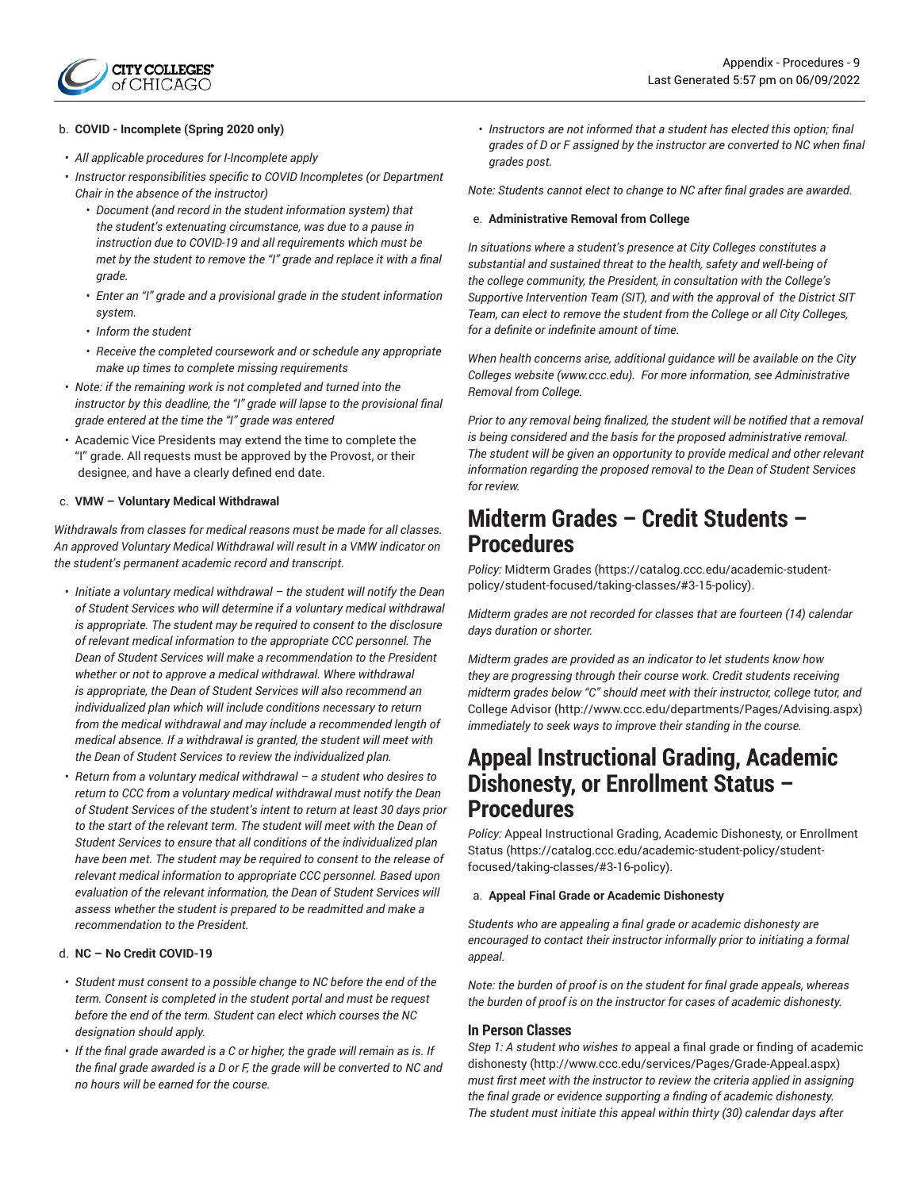b. **COVID - Incomplete (Spring 2020 only)**

- *All applicable procedures for I-Incomplete apply*
- *Instructor responsibilities specific to COVID Incompletes (or Department Chair in the absence of the instructor)*
  - *Document (and record in the student information system) that the student's extenuating circumstance, was due to a pause in instruction due to COVID-19 and all requirements which must be met by the student to remove the "I" grade and replace it with a final grade.*
  - *Enter an "I" grade and a provisional grade in the student information system.*
  - *Inform the student*
  - *Receive the completed coursework and or schedule any appropriate make up times to complete missing requirements*
- *Note: if the remaining work is not completed and turned into the instructor by this deadline, the "I" grade will lapse to the provisional final grade entered at the time the "I" grade was entered*
- Academic Vice Presidents may extend the time to complete the "I" grade. All requests must be approved by the Provost, or their designee, and have a clearly defined end date.

c. **VMW – Voluntary Medical Withdrawal**

*Withdrawals from classes for medical reasons must be made for all classes. An approved Voluntary Medical Withdrawal will result in a VMW indicator on the student's permanent academic record and transcript.*

- *Initiate a voluntary medical withdrawal – the student will notify the Dean of Student Services who will determine if a voluntary medical withdrawal is appropriate. The student may be required to consent to the disclosure of relevant medical information to the appropriate CCC personnel. The Dean of Student Services will make a recommendation to the President whether or not to approve a medical withdrawal. Where withdrawal is appropriate, the Dean of Student Services will also recommend an individualized plan which will include conditions necessary to return from the medical withdrawal and may include a recommended length of medical absence. If a withdrawal is granted, the student will meet with the Dean of Student Services to review the individualized plan.*
- *Return from a voluntary medical withdrawal – a student who desires to return to CCC from a voluntary medical withdrawal must notify the Dean of Student Services of the student's intent to return at least 30 days prior to the start of the relevant term. The student will meet with the Dean of Student Services to ensure that all conditions of the individualized plan have been met. The student may be required to consent to the release of relevant medical information to appropriate CCC personnel. Based upon evaluation of the relevant information, the Dean of Student Services will assess whether the student is prepared to be readmitted and make a recommendation to the President.*

d. **NC – No Credit COVID-19**

- *Student must consent to a possible change to NC before the end of the term. Consent is completed in the student portal and must be request before the end of the term. Student can elect which courses the NC designation should apply.*
- *If the final grade awarded is a C or higher, the grade will remain as is. If the final grade awarded is a D or F, the grade will be converted to NC and no hours will be earned for the course.*
- *Instructors are not informed that a student has elected this option; final grades of D or F assigned by the instructor are converted to NC when final grades post.*

*Note: Students cannot elect to change to NC after final grades are awarded.*

e. **Administrative Removal from College**

*In situations where a student's presence at City Colleges constitutes a substantial and sustained threat to the health, safety and well-being of the college community, the President, in consultation with the College's Supportive Intervention Team (SIT), and with the approval of the District SIT Team, can elect to remove the student from the College or all City Colleges, for a definite or indefinite amount of time.*

*When health concerns arise, additional guidance will be available on the City Colleges website (www.ccc.edu). For more information, see Administrative Removal from College.*

*Prior to any removal being finalized, the student will be notified that a removal is being considered and the basis for the proposed administrative removal. The student will be given an opportunity to provide medical and other relevant information regarding the proposed removal to the Dean of Student Services for review.*

# Midterm Grades – Credit Students – Procedures

*Policy:* Midterm Grades (https://catalog.ccc.edu/academic-student-policy/student-focused/taking-classes/#3-15-policy).

*Midterm grades are not recorded for classes that are fourteen (14) calendar days duration or shorter.*

*Midterm grades are provided as an indicator to let students know how they are progressing through their course work. Credit students receiving midterm grades below "C" should meet with their instructor, college tutor, and* College Advisor (http://www.ccc.edu/departments/Pages/Advising.aspx) *immediately to seek ways to improve their standing in the course.*

# Appeal Instructional Grading, Academic Dishonesty, or Enrollment Status – Procedures

*Policy:* Appeal Instructional Grading, Academic Dishonesty, or Enrollment Status (https://catalog.ccc.edu/academic-student-policy/student-focused/taking-classes/#3-16-policy).

a. **Appeal Final Grade or Academic Dishonesty**

*Students who are appealing a final grade or academic dishonesty are encouraged to contact their instructor informally prior to initiating a formal appeal.*

*Note: the burden of proof is on the student for final grade appeals, whereas the burden of proof is on the instructor for cases of academic dishonesty.*

### In Person Classes

*Step 1: A student who wishes to* appeal a final grade or finding of academic dishonesty (http://www.ccc.edu/services/Pages/Grade-Appeal.aspx) *must first meet with the instructor to review the criteria applied in assigning the final grade or evidence supporting a finding of academic dishonesty. The student must initiate this appeal within thirty (30) calendar days after*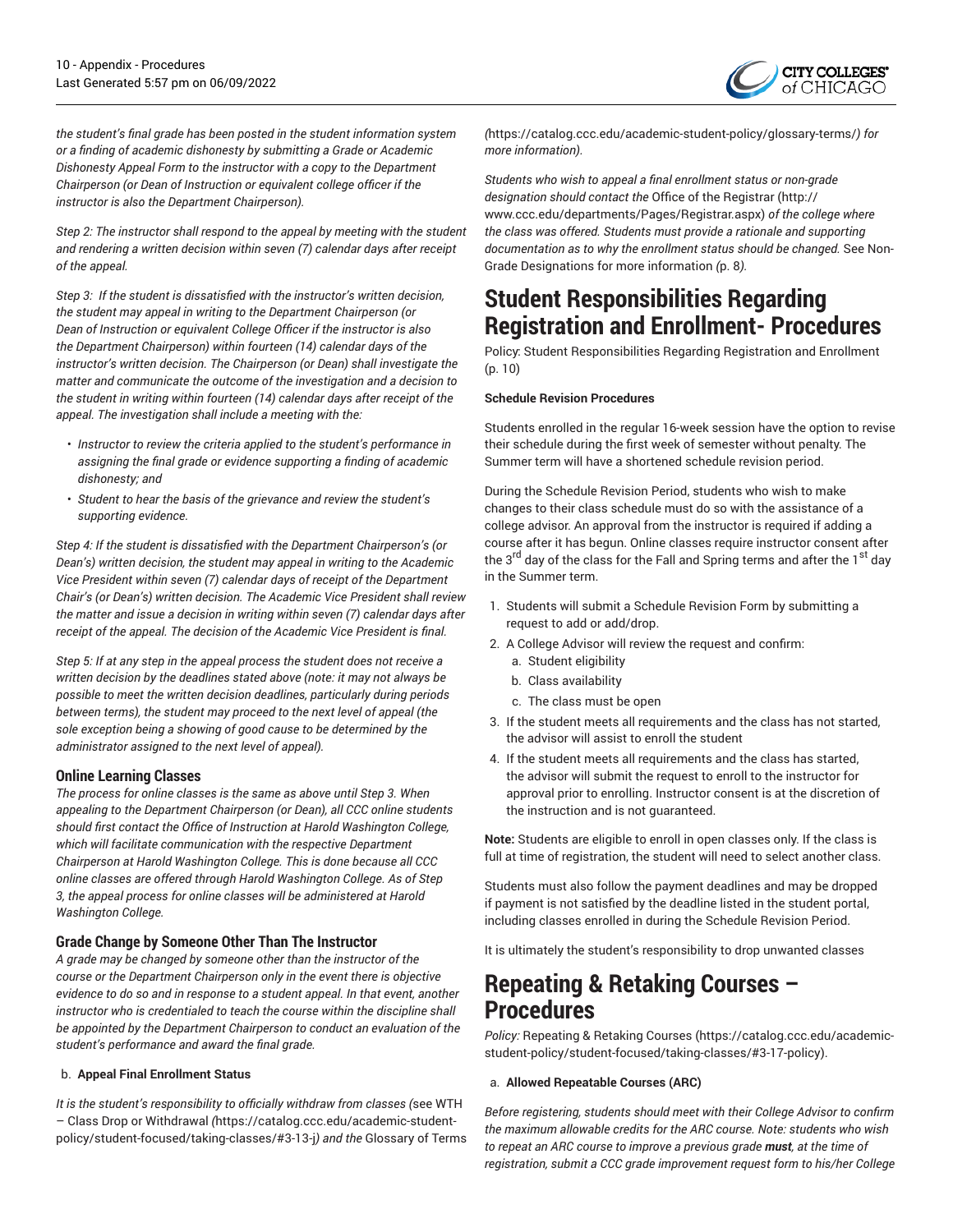*the student's final grade has been posted in the student information system or a finding of academic dishonesty by submitting a Grade or Academic Dishonesty Appeal Form to the instructor with a copy to the Department Chairperson (or Dean of Instruction or equivalent college officer if the instructor is also the Department Chairperson).*

*Step 2: The instructor shall respond to the appeal by meeting with the student and rendering a written decision within seven (7) calendar days after receipt of the appeal.*

*Step 3: If the student is dissatisfied with the instructor's written decision, the student may appeal in writing to the Department Chairperson (or Dean of Instruction or equivalent College Officer if the instructor is also the Department Chairperson) within fourteen (14) calendar days of the instructor's written decision. The Chairperson (or Dean) shall investigate the matter and communicate the outcome of the investigation and a decision to the student in writing within fourteen (14) calendar days after receipt of the appeal. The investigation shall include a meeting with the:*

- *Instructor to review the criteria applied to the student's performance in assigning the final grade or evidence supporting a finding of academic dishonesty; and*
- *Student to hear the basis of the grievance and review the student's supporting evidence.*

*Step 4: If the student is dissatisfied with the Department Chairperson's (or Dean's) written decision, the student may appeal in writing to the Academic Vice President within seven (7) calendar days of receipt of the Department Chair's (or Dean's) written decision. The Academic Vice President shall review the matter and issue a decision in writing within seven (7) calendar days after receipt of the appeal. The decision of the Academic Vice President is final.*

*Step 5: If at any step in the appeal process the student does not receive a written decision by the deadlines stated above (note: it may not always be possible to meet the written decision deadlines, particularly during periods between terms), the student may proceed to the next level of appeal (the sole exception being a showing of good cause to be determined by the administrator assigned to the next level of appeal).*

### Online Learning Classes

*The process for online classes is the same as above until Step 3. When appealing to the Department Chairperson (or Dean), all CCC online students should first contact the Office of Instruction at Harold Washington College, which will facilitate communication with the respective Department Chairperson at Harold Washington College. This is done because all CCC online classes are offered through Harold Washington College. As of Step 3, the appeal process for online classes will be administered at Harold Washington College.*

### Grade Change by Someone Other Than The Instructor

*A grade may be changed by someone other than the instructor of the course or the Department Chairperson only in the event there is objective evidence to do so and in response to a student appeal. In that event, another instructor who is credentialed to teach the course within the discipline shall be appointed by the Department Chairperson to conduct an evaluation of the student's performance and award the final grade.*

b. **Appeal Final Enrollment Status**

*It is the student's responsibility to officially withdraw from classes (*see WTH – Class Drop or Withdrawal *(*https://catalog.ccc.edu/academic-student-policy/student-focused/taking-classes/#3-13-j*) and the* Glossary of Terms *(*https://catalog.ccc.edu/academic-student-policy/glossary-terms/*) for more information).*

*Students who wish to appeal a final enrollment status or non-grade designation should contact the* Office of the Registrar (http://www.ccc.edu/departments/Pages/Registrar.aspx) *of the college where the class was offered. Students must provide a rationale and supporting documentation as to why the enrollment status should be changed.* See Non-Grade Designations for more information *(*p. 8*).*

# Student Responsibilities Regarding Registration and Enrollment- Procedures

Policy: Student Responsibilities Regarding Registration and Enrollment (p. 10)

**Schedule Revision Procedures**

Students enrolled in the regular 16-week session have the option to revise their schedule during the first week of semester without penalty. The Summer term will have a shortened schedule revision period.

During the Schedule Revision Period, students who wish to make changes to their class schedule must do so with the assistance of a college advisor. An approval from the instructor is required if adding a course after it has begun. Online classes require instructor consent after the 3rd day of the class for the Fall and Spring terms and after the 1st day in the Summer term.

1. Students will submit a Schedule Revision Form by submitting a request to add or add/drop.
2. A College Advisor will review the request and confirm:
   a. Student eligibility
   b. Class availability
   c. The class must be open
3. If the student meets all requirements and the class has not started, the advisor will assist to enroll the student
4. If the student meets all requirements and the class has started, the advisor will submit the request to enroll to the instructor for approval prior to enrolling. Instructor consent is at the discretion of the instruction and is not guaranteed.

**Note:** Students are eligible to enroll in open classes only. If the class is full at time of registration, the student will need to select another class.

Students must also follow the payment deadlines and may be dropped if payment is not satisfied by the deadline listed in the student portal, including classes enrolled in during the Schedule Revision Period.

It is ultimately the student's responsibility to drop unwanted classes

# Repeating & Retaking Courses – Procedures

*Policy:* Repeating & Retaking Courses (https://catalog.ccc.edu/academic-student-policy/student-focused/taking-classes/#3-17-policy).

a. **Allowed Repeatable Courses (ARC)**

*Before registering, students should meet with their College Advisor to confirm the maximum allowable credits for the ARC course. Note: students who wish to repeat an ARC course to improve a previous grade **must**, at the time of registration, submit a CCC grade improvement request form to his/her College*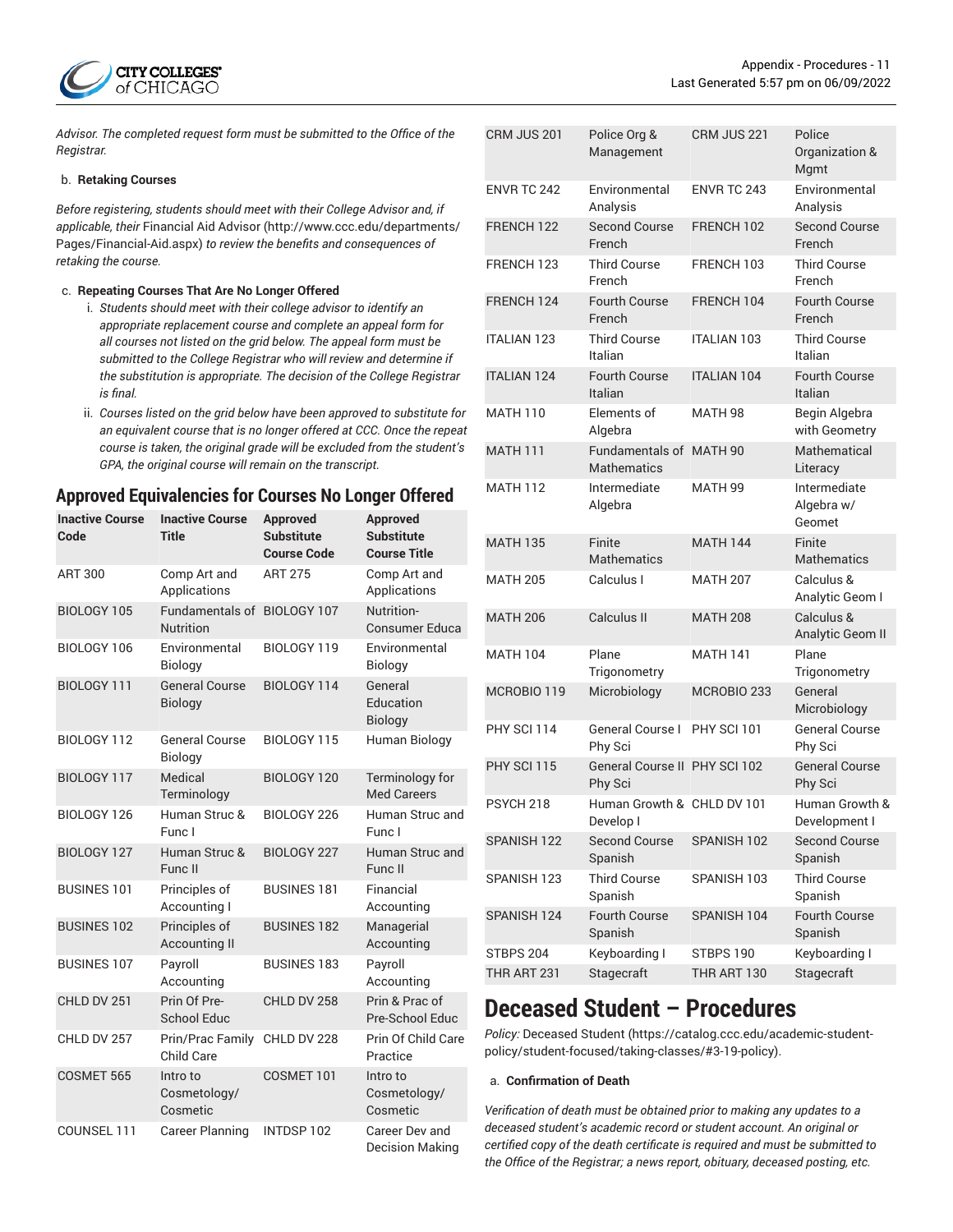*Advisor. The completed request form must be submitted to the Office of the Registrar.*

b. **Retaking Courses**

*Before registering, students should meet with their College Advisor and, if applicable, their* Financial Aid Advisor (http://www.ccc.edu/departments/Pages/Financial-Aid.aspx) *to review the benefits and consequences of retaking the course.*

c. **Repeating Courses That Are No Longer Offered**

i. *Students should meet with their college advisor to identify an appropriate replacement course and complete an appeal form for all courses not listed on the grid below. The appeal form must be submitted to the College Registrar who will review and determine if the substitution is appropriate. The decision of the College Registrar is final.*

ii. *Courses listed on the grid below have been approved to substitute for an equivalent course that is no longer offered at CCC. Once the repeat course is taken, the original grade will be excluded from the student's GPA, the original course will remain on the transcript.*

## Approved Equivalencies for Courses No Longer Offered

| Inactive Course Code | Inactive Course Title | Approved Substitute Course Code | Approved Substitute Course Title |
|---|---|---|---|
| ART 300 | Comp Art and Applications | ART 275 | Comp Art and Applications |
| BIOLOGY 105 | Fundamentals of Nutrition | BIOLOGY 107 | Nutrition-Consumer Educa |
| BIOLOGY 106 | Environmental Biology | BIOLOGY 119 | Environmental Biology |
| BIOLOGY 111 | General Course Biology | BIOLOGY 114 | General Education Biology |
| BIOLOGY 112 | General Course Biology | BIOLOGY 115 | Human Biology |
| BIOLOGY 117 | Medical Terminology | BIOLOGY 120 | Terminology for Med Careers |
| BIOLOGY 126 | Human Struc & Func I | BIOLOGY 226 | Human Struc and Func I |
| BIOLOGY 127 | Human Struc & Func II | BIOLOGY 227 | Human Struc and Func II |
| BUSINES 101 | Principles of Accounting I | BUSINES 181 | Financial Accounting |
| BUSINES 102 | Principles of Accounting II | BUSINES 182 | Managerial Accounting |
| BUSINES 107 | Payroll Accounting | BUSINES 183 | Payroll Accounting |
| CHLD DV 251 | Prin Of Pre-School Educ | CHLD DV 258 | Prin & Prac of Pre-School Educ |
| CHLD DV 257 | Prin/Prac Family Child Care | CHLD DV 228 | Prin Of Child Care Practice |
| COSMET 565 | Intro to Cosmetology/ Cosmetic | COSMET 101 | Intro to Cosmetology/ Cosmetic |
| COUNSEL 111 | Career Planning | INTDSP 102 | Career Dev and Decision Making |
| CRM JUS 201 | Police Org & Management | CRM JUS 221 | Police Organization & Mgmt |
| ENVR TC 242 | Environmental Analysis | ENVR TC 243 | Environmental Analysis |
| FRENCH 122 | Second Course French | FRENCH 102 | Second Course French |
| FRENCH 123 | Third Course French | FRENCH 103 | Third Course French |
| FRENCH 124 | Fourth Course French | FRENCH 104 | Fourth Course French |
| ITALIAN 123 | Third Course Italian | ITALIAN 103 | Third Course Italian |
| ITALIAN 124 | Fourth Course Italian | ITALIAN 104 | Fourth Course Italian |
| MATH 110 | Elements of Algebra | MATH 98 | Begin Algebra with Geometry |
| MATH 111 | Fundamentals of Mathematics | MATH 90 | Mathematical Literacy |
| MATH 112 | Intermediate Algebra | MATH 99 | Intermediate Algebra w/ Geomet |
| MATH 135 | Finite Mathematics | MATH 144 | Finite Mathematics |
| MATH 205 | Calculus I | MATH 207 | Calculus & Analytic Geom I |
| MATH 206 | Calculus II | MATH 208 | Calculus & Analytic Geom II |
| MATH 104 | Plane Trigonometry | MATH 141 | Plane Trigonometry |
| MCROBIO 119 | Microbiology | MCROBIO 233 | General Microbiology |
| PHY SCI 114 | General Course I Phy Sci | PHY SCI 101 | General Course Phy Sci |
| PHY SCI 115 | General Course II Phy Sci | PHY SCI 102 | General Course Phy Sci |
| PSYCH 218 | Human Growth & Develop I | CHLD DV 101 | Human Growth & Development I |
| SPANISH 122 | Second Course Spanish | SPANISH 102 | Second Course Spanish |
| SPANISH 123 | Third Course Spanish | SPANISH 103 | Third Course Spanish |
| SPANISH 124 | Fourth Course Spanish | SPANISH 104 | Fourth Course Spanish |
| STBPS 204 | Keyboarding I | STBPS 190 | Keyboarding I |
| THR ART 231 | Stagecraft | THR ART 130 | Stagecraft |

# Deceased Student – Procedures

*Policy:* Deceased Student (https://catalog.ccc.edu/academic-student-policy/student-focused/taking-classes/#3-19-policy).

a. **Confirmation of Death**

*Verification of death must be obtained prior to making any updates to a deceased student's academic record or student account. An original or certified copy of the death certificate is required and must be submitted to the Office of the Registrar; a news report, obituary, deceased posting, etc.*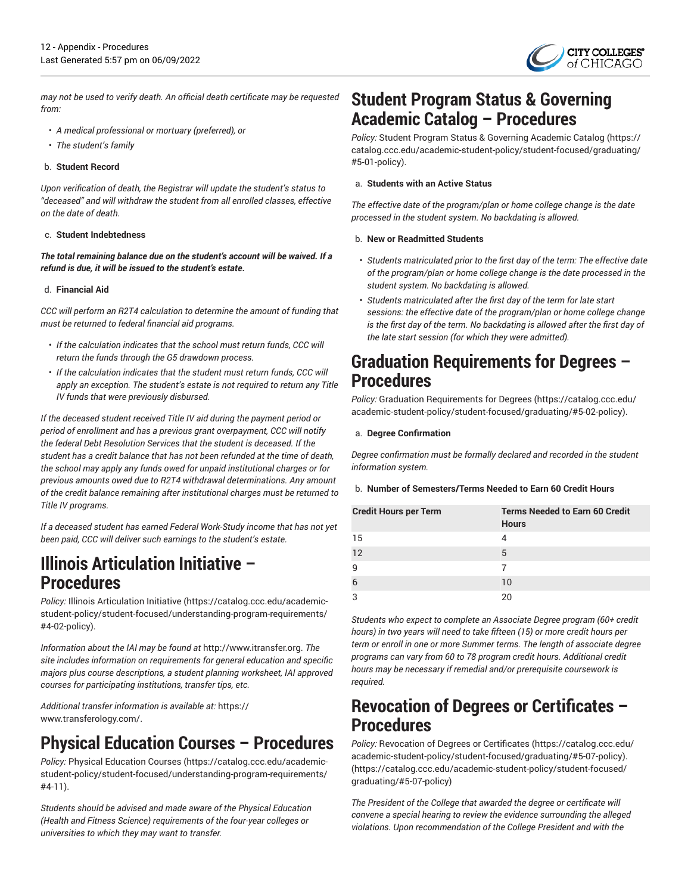*may not be used to verify death. An official death certificate may be requested from:*

- *A medical professional or mortuary (preferred), or*
- *The student's family*

b. **Student Record**

*Upon verification of death, the Registrar will update the student's status to "deceased" and will withdraw the student from all enrolled classes, effective on the date of death.*

c. **Student Indebtedness**

***The total remaining balance due on the student's account will be waived. If a refund is due, it will be issued to the student's estate.***

d. **Financial Aid**

*CCC will perform an R2T4 calculation to determine the amount of funding that must be returned to federal financial aid programs.*

- *If the calculation indicates that the school must return funds, CCC will return the funds through the G5 drawdown process.*
- *If the calculation indicates that the student must return funds, CCC will apply an exception. The student's estate is not required to return any Title IV funds that were previously disbursed.*

*If the deceased student received Title IV aid during the payment period or period of enrollment and has a previous grant overpayment, CCC will notify the federal Debt Resolution Services that the student is deceased. If the student has a credit balance that has not been refunded at the time of death, the school may apply any funds owed for unpaid institutional charges or for previous amounts owed due to R2T4 withdrawal determinations. Any amount of the credit balance remaining after institutional charges must be returned to Title IV programs.*

*If a deceased student has earned Federal Work-Study income that has not yet been paid, CCC will deliver such earnings to the student's estate.*

# Illinois Articulation Initiative – Procedures

*Policy:* Illinois Articulation Initiative (https://catalog.ccc.edu/academic-student-policy/student-focused/understanding-program-requirements/#4-02-policy).

*Information about the IAI may be found at* http://www.itransfer.org. *The site includes information on requirements for general education and specific majors plus course descriptions, a student planning worksheet, IAI approved courses for participating institutions, transfer tips, etc.*

*Additional transfer information is available at:* https://www.transferology.com/.

# Physical Education Courses – Procedures

*Policy:* Physical Education Courses (https://catalog.ccc.edu/academic-student-policy/student-focused/understanding-program-requirements/#4-11).

*Students should be advised and made aware of the Physical Education (Health and Fitness Science) requirements of the four-year colleges or universities to which they may want to transfer.*

# Student Program Status & Governing Academic Catalog – Procedures

*Policy:* Student Program Status & Governing Academic Catalog (https://catalog.ccc.edu/academic-student-policy/student-focused/graduating/#5-01-policy).

a. **Students with an Active Status**

*The effective date of the program/plan or home college change is the date processed in the student system. No backdating is allowed.*

b. **New or Readmitted Students**

- *Students matriculated prior to the first day of the term: The effective date of the program/plan or home college change is the date processed in the student system. No backdating is allowed.*
- *Students matriculated after the first day of the term for late start sessions: the effective date of the program/plan or home college change is the first day of the term. No backdating is allowed after the first day of the late start session (for which they were admitted).*

# Graduation Requirements for Degrees – Procedures

*Policy:* Graduation Requirements for Degrees (https://catalog.ccc.edu/academic-student-policy/student-focused/graduating/#5-02-policy).

a. **Degree Confirmation**

*Degree confirmation must be formally declared and recorded in the student information system.*

b. **Number of Semesters/Terms Needed to Earn 60 Credit Hours**

| Credit Hours per Term | Terms Needed to Earn 60 Credit Hours |
|---|---|
| 15 | 4 |
| 12 | 5 |
| 9 | 7 |
| 6 | 10 |
| 3 | 20 |

*Students who expect to complete an Associate Degree program (60+ credit hours) in two years will need to take fifteen (15) or more credit hours per term or enroll in one or more Summer terms. The length of associate degree programs can vary from 60 to 78 program credit hours. Additional credit hours may be necessary if remedial and/or prerequisite coursework is required.*

# Revocation of Degrees or Certificates – Procedures

*Policy:* Revocation of Degrees or Certificates (https://catalog.ccc.edu/academic-student-policy/student-focused/graduating/#5-07-policy). (https://catalog.ccc.edu/academic-student-policy/student-focused/graduating/#5-07-policy)

*The President of the College that awarded the degree or certificate will convene a special hearing to review the evidence surrounding the alleged violations. Upon recommendation of the College President and with the*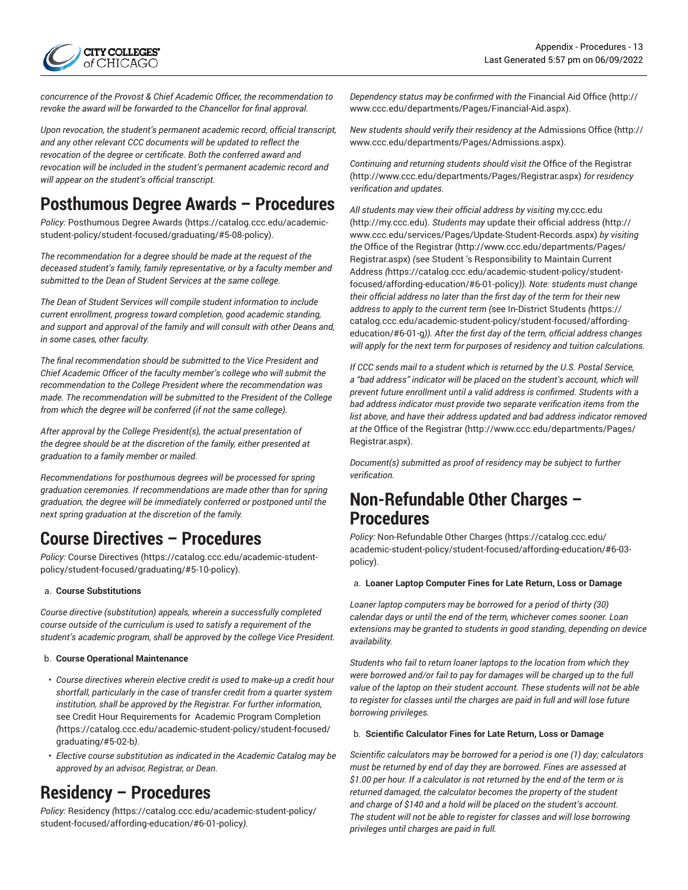*concurrence of the Provost & Chief Academic Officer, the recommendation to revoke the award will be forwarded to the Chancellor for final approval.*

*Upon revocation, the student's permanent academic record, official transcript, and any other relevant CCC documents will be updated to reflect the revocation of the degree or certificate. Both the conferred award and revocation will be included in the student's permanent academic record and will appear on the student's official transcript.*

# Posthumous Degree Awards – Procedures

*Policy:* Posthumous Degree Awards (https://catalog.ccc.edu/academic-student-policy/student-focused/graduating/#5-08-policy).

*The recommendation for a degree should be made at the request of the deceased student's family, family representative, or by a faculty member and submitted to the Dean of Student Services at the same college.*

*The Dean of Student Services will compile student information to include current enrollment, progress toward completion, good academic standing, and support and approval of the family and will consult with other Deans and, in some cases, other faculty.*

*The final recommendation should be submitted to the Vice President and Chief Academic Officer of the faculty member's college who will submit the recommendation to the College President where the recommendation was made. The recommendation will be submitted to the President of the College from which the degree will be conferred (if not the same college).*

*After approval by the College President(s), the actual presentation of the degree should be at the discretion of the family, either presented at graduation to a family member or mailed.*

*Recommendations for posthumous degrees will be processed for spring graduation ceremonies. If recommendations are made other than for spring graduation, the degree will be immediately conferred or postponed until the next spring graduation at the discretion of the family.*

# Course Directives – Procedures

*Policy:* Course Directives (https://catalog.ccc.edu/academic-student-policy/student-focused/graduating/#5-10-policy).

a. **Course Substitutions**

*Course directive (substitution) appeals, wherein a successfully completed course outside of the curriculum is used to satisfy a requirement of the student's academic program, shall be approved by the college Vice President.*

b. **Course Operational Maintenance**

- *Course directives wherein elective credit is used to make-up a credit hour shortfall, particularly in the case of transfer credit from a quarter system institution, shall be approved by the Registrar. For further information,* see Credit Hour Requirements for Academic Program Completion *(*https://catalog.ccc.edu/academic-student-policy/student-focused/graduating/#5-02-b*).*
- *Elective course substitution as indicated in the Academic Catalog may be approved by an advisor, Registrar, or Dean.*

# Residency – Procedures

*Policy:* Residency *(*https://catalog.ccc.edu/academic-student-policy/student-focused/affording-education/#6-01-policy*).*

*Dependency status may be confirmed with the* Financial Aid Office (http://www.ccc.edu/departments/Pages/Financial-Aid.aspx).

*New students should verify their residency at the* Admissions Office (http://www.ccc.edu/departments/Pages/Admissions.aspx).

*Continuing and returning students should visit the* Office of the Registrar (http://www.ccc.edu/departments/Pages/Registrar.aspx) *for residency verification and updates.*

*All students may view their official address by visiting* my.ccc.edu (http://my.ccc.edu). *Students may* update their official address (http://www.ccc.edu/services/Pages/Update-Student-Records.aspx) *by visiting the* Office of the Registrar (http://www.ccc.edu/departments/Pages/Registrar.aspx) *(*see Student 's Responsibility to Maintain Current Address *(*https://catalog.ccc.edu/academic-student-policy/student-focused/affording-education/#6-01-policy*)). Note: students must change their official address no later than the first day of the term for their new address to apply to the current term (*see In-District Students *(*https://catalog.ccc.edu/academic-student-policy/student-focused/affording-education/#6-01-g*)). After the first day of the term, official address changes will apply for the next term for purposes of residency and tuition calculations.*

*If CCC sends mail to a student which is returned by the U.S. Postal Service, a "bad address" indicator will be placed on the student's account, which will prevent future enrollment until a valid address is confirmed. Students with a bad address indicator must provide two separate verification items from the list above, and have their address updated and bad address indicator removed at the* Office of the Registrar (http://www.ccc.edu/departments/Pages/Registrar.aspx).

*Document(s) submitted as proof of residency may be subject to further verification.*

# Non-Refundable Other Charges – Procedures

*Policy:* Non-Refundable Other Charges (https://catalog.ccc.edu/academic-student-policy/student-focused/affording-education/#6-03-policy).

a. **Loaner Laptop Computer Fines for Late Return, Loss or Damage**

*Loaner laptop computers may be borrowed for a period of thirty (30) calendar days or until the end of the term, whichever comes sooner. Loan extensions may be granted to students in good standing, depending on device availability.*

*Students who fail to return loaner laptops to the location from which they were borrowed and/or fail to pay for damages will be charged up to the full value of the laptop on their student account. These students will not be able to register for classes until the charges are paid in full and will lose future borrowing privileges.*

b. **Scientific Calculator Fines for Late Return, Loss or Damage**

*Scientific calculators may be borrowed for a period is one (1) day; calculators must be returned by end of day they are borrowed. Fines are assessed at $1.00 per hour. If a calculator is not returned by the end of the term or is returned damaged, the calculator becomes the property of the student and charge of $140 and a hold will be placed on the student's account. The student will not be able to register for classes and will lose borrowing privileges until charges are paid in full.*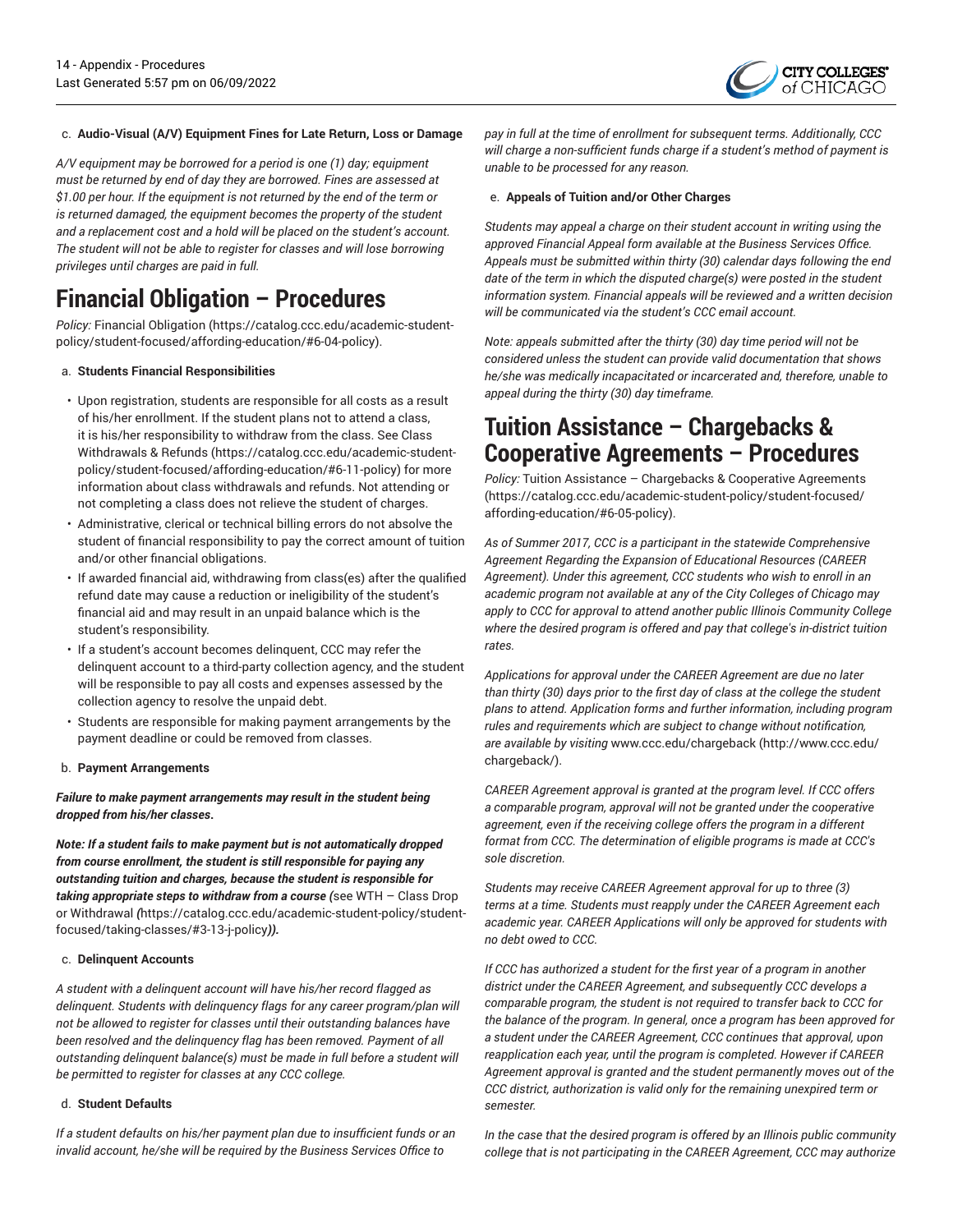c. **Audio-Visual (A/V) Equipment Fines for Late Return, Loss or Damage**

*A/V equipment may be borrowed for a period is one (1) day; equipment must be returned by end of day they are borrowed. Fines are assessed at $1.00 per hour. If the equipment is not returned by the end of the term or is returned damaged, the equipment becomes the property of the student and a replacement cost and a hold will be placed on the student's account. The student will not be able to register for classes and will lose borrowing privileges until charges are paid in full.*

# Financial Obligation – Procedures

*Policy:* Financial Obligation (https://catalog.ccc.edu/academic-student-policy/student-focused/affording-education/#6-04-policy).

a. **Students Financial Responsibilities**

- Upon registration, students are responsible for all costs as a result of his/her enrollment. If the student plans not to attend a class, it is his/her responsibility to withdraw from the class. See Class Withdrawals & Refunds (https://catalog.ccc.edu/academic-student-policy/student-focused/affording-education/#6-11-policy) for more information about class withdrawals and refunds. Not attending or not completing a class does not relieve the student of charges.
- Administrative, clerical or technical billing errors do not absolve the student of financial responsibility to pay the correct amount of tuition and/or other financial obligations.
- If awarded financial aid, withdrawing from class(es) after the qualified refund date may cause a reduction or ineligibility of the student's financial aid and may result in an unpaid balance which is the student's responsibility.
- If a student's account becomes delinquent, CCC may refer the delinquent account to a third-party collection agency, and the student will be responsible to pay all costs and expenses assessed by the collection agency to resolve the unpaid debt.
- Students are responsible for making payment arrangements by the payment deadline or could be removed from classes.

b. **Payment Arrangements**

***Failure to make payment arrangements may result in the student being dropped from his/her classes.***

***Note: If a student fails to make payment but is not automatically dropped from course enrollment, the student is still responsible for paying any outstanding tuition and charges, because the student is responsible for taking appropriate steps to withdraw from a course (***see WTH – Class Drop or Withdrawal ***(***https://catalog.ccc.edu/academic-student-policy/student-focused/taking-classes/#3-13-j-policy***)).***

c. **Delinquent Accounts**

*A student with a delinquent account will have his/her record flagged as delinquent. Students with delinquency flags for any career program/plan will not be allowed to register for classes until their outstanding balances have been resolved and the delinquency flag has been removed. Payment of all outstanding delinquent balance(s) must be made in full before a student will be permitted to register for classes at any CCC college.*

d. **Student Defaults**

*If a student defaults on his/her payment plan due to insufficient funds or an invalid account, he/she will be required by the Business Services Office to pay in full at the time of enrollment for subsequent terms. Additionally, CCC will charge a non-sufficient funds charge if a student's method of payment is unable to be processed for any reason.*

e. **Appeals of Tuition and/or Other Charges**

*Students may appeal a charge on their student account in writing using the approved Financial Appeal form available at the Business Services Office. Appeals must be submitted within thirty (30) calendar days following the end date of the term in which the disputed charge(s) were posted in the student information system. Financial appeals will be reviewed and a written decision will be communicated via the student's CCC email account.*

*Note: appeals submitted after the thirty (30) day time period will not be considered unless the student can provide valid documentation that shows he/she was medically incapacitated or incarcerated and, therefore, unable to appeal during the thirty (30) day timeframe.*

# Tuition Assistance – Chargebacks & Cooperative Agreements – Procedures

*Policy:* Tuition Assistance – Chargebacks & Cooperative Agreements (https://catalog.ccc.edu/academic-student-policy/student-focused/affording-education/#6-05-policy).

*As of Summer 2017, CCC is a participant in the statewide Comprehensive Agreement Regarding the Expansion of Educational Resources (CAREER Agreement). Under this agreement, CCC students who wish to enroll in an academic program not available at any of the City Colleges of Chicago may apply to CCC for approval to attend another public Illinois Community College where the desired program is offered and pay that college's in-district tuition rates.*

*Applications for approval under the CAREER Agreement are due no later than thirty (30) days prior to the first day of class at the college the student plans to attend. Application forms and further information, including program rules and requirements which are subject to change without notification, are available by visiting* www.ccc.edu/chargeback (http://www.ccc.edu/chargeback/).

*CAREER Agreement approval is granted at the program level. If CCC offers a comparable program, approval will not be granted under the cooperative agreement, even if the receiving college offers the program in a different format from CCC. The determination of eligible programs is made at CCC's sole discretion.*

*Students may receive CAREER Agreement approval for up to three (3) terms at a time. Students must reapply under the CAREER Agreement each academic year. CAREER Applications will only be approved for students with no debt owed to CCC.*

*If CCC has authorized a student for the first year of a program in another district under the CAREER Agreement, and subsequently CCC develops a comparable program, the student is not required to transfer back to CCC for the balance of the program. In general, once a program has been approved for a student under the CAREER Agreement, CCC continues that approval, upon reapplication each year, until the program is completed. However if CAREER Agreement approval is granted and the student permanently moves out of the CCC district, authorization is valid only for the remaining unexpired term or semester.*

*In the case that the desired program is offered by an Illinois public community college that is not participating in the CAREER Agreement, CCC may authorize*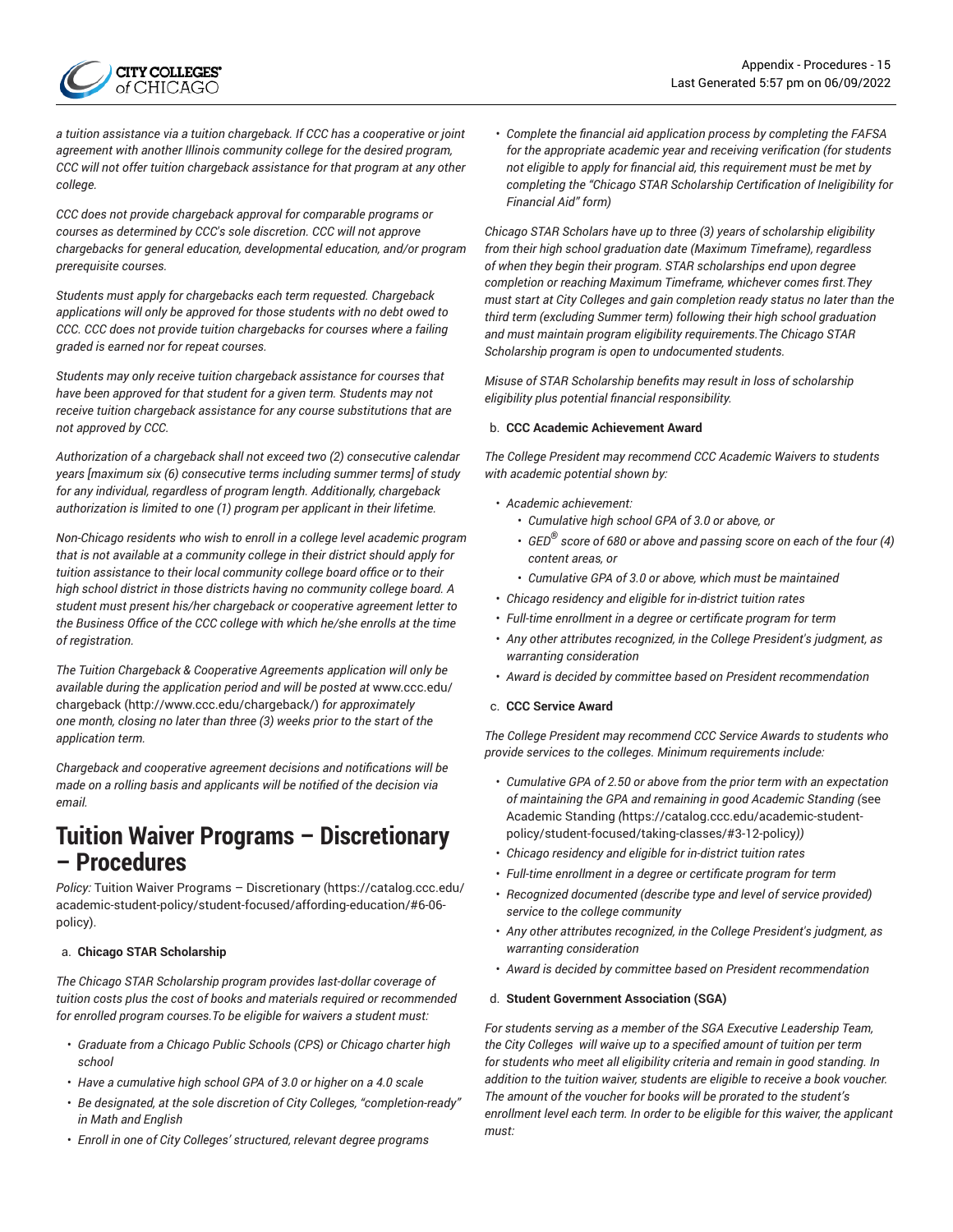*a tuition assistance via a tuition chargeback. If CCC has a cooperative or joint agreement with another Illinois community college for the desired program, CCC will not offer tuition chargeback assistance for that program at any other college.*

*CCC does not provide chargeback approval for comparable programs or courses as determined by CCC's sole discretion. CCC will not approve chargebacks for general education, developmental education, and/or program prerequisite courses.*

*Students must apply for chargebacks each term requested. Chargeback applications will only be approved for those students with no debt owed to CCC. CCC does not provide tuition chargebacks for courses where a failing graded is earned nor for repeat courses.*

*Students may only receive tuition chargeback assistance for courses that have been approved for that student for a given term. Students may not receive tuition chargeback assistance for any course substitutions that are not approved by CCC.*

*Authorization of a chargeback shall not exceed two (2) consecutive calendar years [maximum six (6) consecutive terms including summer terms] of study for any individual, regardless of program length. Additionally, chargeback authorization is limited to one (1) program per applicant in their lifetime.*

*Non-Chicago residents who wish to enroll in a college level academic program that is not available at a community college in their district should apply for tuition assistance to their local community college board office or to their high school district in those districts having no community college board. A student must present his/her chargeback or cooperative agreement letter to the Business Office of the CCC college with which he/she enrolls at the time of registration.*

*The Tuition Chargeback & Cooperative Agreements application will only be available during the application period and will be posted at* www.ccc.edu/chargeback (http://www.ccc.edu/chargeback/) *for approximately one month, closing no later than three (3) weeks prior to the start of the application term.*

*Chargeback and cooperative agreement decisions and notifications will be made on a rolling basis and applicants will be notified of the decision via email.*

# Tuition Waiver Programs – Discretionary – Procedures

*Policy:* Tuition Waiver Programs – Discretionary (https://catalog.ccc.edu/academic-student-policy/student-focused/affording-education/#6-06-policy).

a. **Chicago STAR Scholarship**

*The Chicago STAR Scholarship program provides last-dollar coverage of tuition costs plus the cost of books and materials required or recommended for enrolled program courses.To be eligible for waivers a student must:*

- *Graduate from a Chicago Public Schools (CPS) or Chicago charter high school*
- *Have a cumulative high school GPA of 3.0 or higher on a 4.0 scale*
- *Be designated, at the sole discretion of City Colleges, "completion-ready" in Math and English*
- *Enroll in one of City Colleges' structured, relevant degree programs*
- *Complete the financial aid application process by completing the FAFSA for the appropriate academic year and receiving verification (for students not eligible to apply for financial aid, this requirement must be met by completing the "Chicago STAR Scholarship Certification of Ineligibility for Financial Aid" form)*

*Chicago STAR Scholars have up to three (3) years of scholarship eligibility from their high school graduation date (Maximum Timeframe), regardless of when they begin their program. STAR scholarships end upon degree completion or reaching Maximum Timeframe, whichever comes first.They must start at City Colleges and gain completion ready status no later than the third term (excluding Summer term) following their high school graduation and must maintain program eligibility requirements.The Chicago STAR Scholarship program is open to undocumented students.*

*Misuse of STAR Scholarship benefits may result in loss of scholarship eligibility plus potential financial responsibility.*

b. **CCC Academic Achievement Award**

*The College President may recommend CCC Academic Waivers to students with academic potential shown by:*

- *Academic achievement:*
  - *Cumulative high school GPA of 3.0 or above, or*
  - *GED® score of 680 or above and passing score on each of the four (4) content areas, or*
  - *Cumulative GPA of 3.0 or above, which must be maintained*
- *Chicago residency and eligible for in-district tuition rates*
- *Full-time enrollment in a degree or certificate program for term*
- *Any other attributes recognized, in the College President's judgment, as warranting consideration*
- *Award is decided by committee based on President recommendation*

c. **CCC Service Award**

*The College President may recommend CCC Service Awards to students who provide services to the colleges. Minimum requirements include:*

- *Cumulative GPA of 2.50 or above from the prior term with an expectation of maintaining the GPA and remaining in good Academic Standing (*see Academic Standing (https://catalog.ccc.edu/academic-student-policy/student-focused/taking-classes/#3-12-policy)*)*
- *Chicago residency and eligible for in-district tuition rates*
- *Full-time enrollment in a degree or certificate program for term*
- *Recognized documented (describe type and level of service provided) service to the college community*
- *Any other attributes recognized, in the College President's judgment, as warranting consideration*
- *Award is decided by committee based on President recommendation*

d. **Student Government Association (SGA)**

*For students serving as a member of the SGA Executive Leadership Team, the City Colleges will waive up to a specified amount of tuition per term for students who meet all eligibility criteria and remain in good standing. In addition to the tuition waiver, students are eligible to receive a book voucher. The amount of the voucher for books will be prorated to the student's enrollment level each term. In order to be eligible for this waiver, the applicant must:*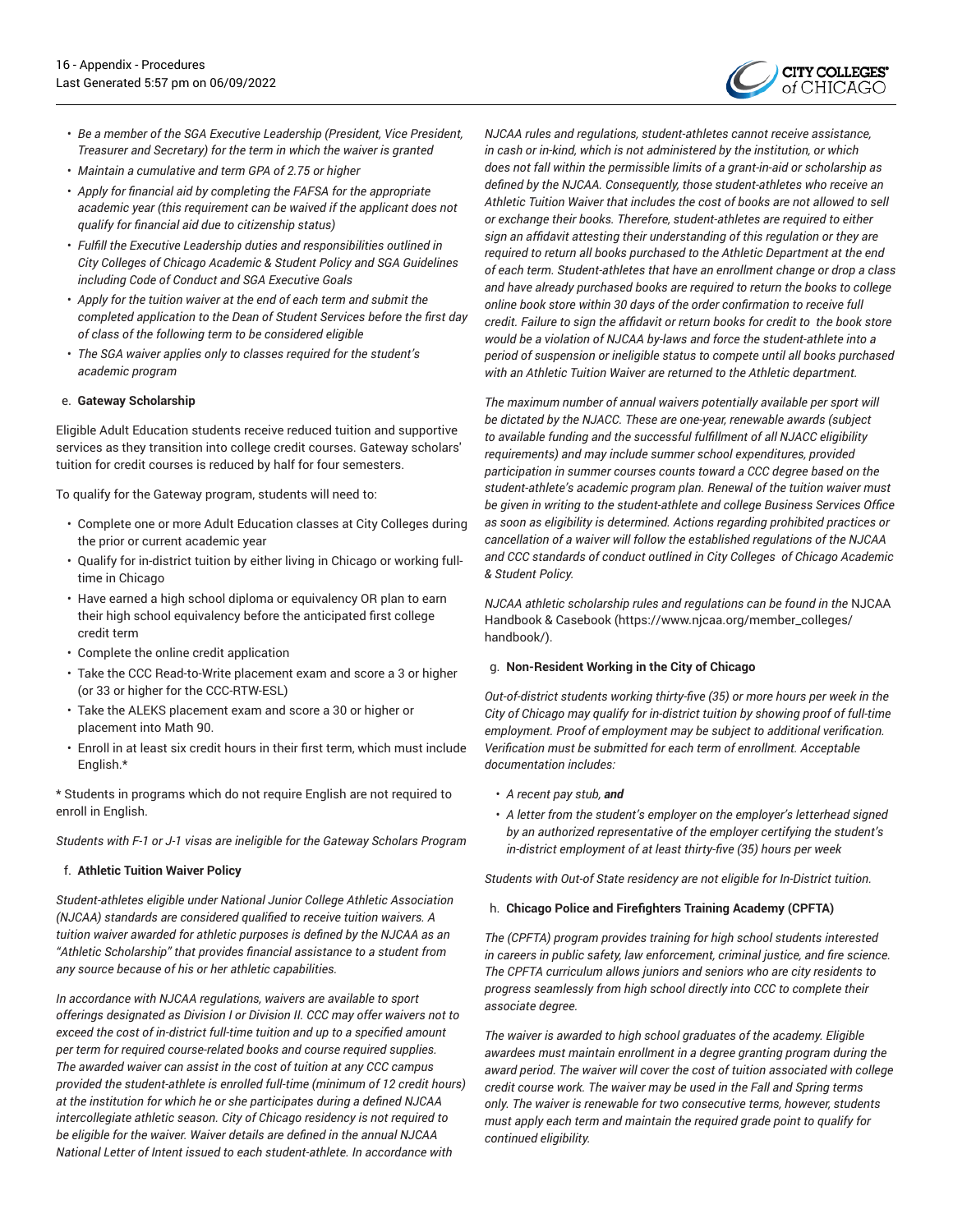- *Be a member of the SGA Executive Leadership (President, Vice President, Treasurer and Secretary) for the term in which the waiver is granted*
- *Maintain a cumulative and term GPA of 2.75 or higher*
- *Apply for financial aid by completing the FAFSA for the appropriate academic year (this requirement can be waived if the applicant does not qualify for financial aid due to citizenship status)*
- *Fulfill the Executive Leadership duties and responsibilities outlined in City Colleges of Chicago Academic & Student Policy and SGA Guidelines including Code of Conduct and SGA Executive Goals*
- *Apply for the tuition waiver at the end of each term and submit the completed application to the Dean of Student Services before the first day of class of the following term to be considered eligible*
- *The SGA waiver applies only to classes required for the student's academic program*

e. **Gateway Scholarship**

Eligible Adult Education students receive reduced tuition and supportive services as they transition into college credit courses. Gateway scholars' tuition for credit courses is reduced by half for four semesters.

To qualify for the Gateway program, students will need to:

- Complete one or more Adult Education classes at City Colleges during the prior or current academic year
- Qualify for in-district tuition by either living in Chicago or working full-time in Chicago
- Have earned a high school diploma or equivalency OR plan to earn their high school equivalency before the anticipated first college credit term
- Complete the online credit application
- Take the CCC Read-to-Write placement exam and score a 3 or higher (or 33 or higher for the CCC-RTW-ESL)
- Take the ALEKS placement exam and score a 30 or higher or placement into Math 90.
- Enroll in at least six credit hours in their first term, which must include English.*

* Students in programs which do not require English are not required to enroll in English.

*Students with F-1 or J-1 visas are ineligible for the Gateway Scholars Program*

f. **Athletic Tuition Waiver Policy**

*Student-athletes eligible under National Junior College Athletic Association (NJCAA) standards are considered qualified to receive tuition waivers. A tuition waiver awarded for athletic purposes is defined by the NJCAA as an "Athletic Scholarship" that provides financial assistance to a student from any source because of his or her athletic capabilities.*

*In accordance with NJCAA regulations, waivers are available to sport offerings designated as Division I or Division II. CCC may offer waivers not to exceed the cost of in-district full-time tuition and up to a specified amount per term for required course-related books and course required supplies. The awarded waiver can assist in the cost of tuition at any CCC campus provided the student-athlete is enrolled full-time (minimum of 12 credit hours) at the institution for which he or she participates during a defined NJCAA intercollegiate athletic season. City of Chicago residency is not required to be eligible for the waiver. Waiver details are defined in the annual NJCAA National Letter of Intent issued to each student-athlete. In accordance with NJCAA rules and regulations, student-athletes cannot receive assistance, in cash or in-kind, which is not administered by the institution, or which does not fall within the permissible limits of a grant-in-aid or scholarship as defined by the NJCAA. Consequently, those student-athletes who receive an Athletic Tuition Waiver that includes the cost of books are not allowed to sell or exchange their books. Therefore, student-athletes are required to either sign an affidavit attesting their understanding of this regulation or they are required to return all books purchased to the Athletic Department at the end of each term. Student-athletes that have an enrollment change or drop a class and have already purchased books are required to return the books to college online book store within 30 days of the order confirmation to receive full credit. Failure to sign the affidavit or return books for credit to the book store would be a violation of NJCAA by-laws and force the student-athlete into a period of suspension or ineligible status to compete until all books purchased with an Athletic Tuition Waiver are returned to the Athletic department.*

*The maximum number of annual waivers potentially available per sport will be dictated by the NJACC. These are one-year, renewable awards (subject to available funding and the successful fulfillment of all NJACC eligibility requirements) and may include summer school expenditures, provided participation in summer courses counts toward a CCC degree based on the student-athlete's academic program plan. Renewal of the tuition waiver must be given in writing to the student-athlete and college Business Services Office as soon as eligibility is determined. Actions regarding prohibited practices or cancellation of a waiver will follow the established regulations of the NJCAA and CCC standards of conduct outlined in City Colleges of Chicago Academic & Student Policy.*

*NJCAA athletic scholarship rules and regulations can be found in the* NJCAA Handbook & Casebook (https://www.njcaa.org/member_colleges/handbook/).

g. **Non-Resident Working in the City of Chicago**

*Out-of-district students working thirty-five (35) or more hours per week in the City of Chicago may qualify for in-district tuition by showing proof of full-time employment. Proof of employment may be subject to additional verification. Verification must be submitted for each term of enrollment. Acceptable documentation includes:*

- *A recent pay stub,* ***and***
- *A letter from the student's employer on the employer's letterhead signed by an authorized representative of the employer certifying the student's in-district employment of at least thirty-five (35) hours per week*

*Students with Out-of State residency are not eligible for In-District tuition.*

h. **Chicago Police and Firefighters Training Academy (CPFTA)**

*The (CPFTA) program provides training for high school students interested in careers in public safety, law enforcement, criminal justice, and fire science. The CPFTA curriculum allows juniors and seniors who are city residents to progress seamlessly from high school directly into CCC to complete their associate degree.*

*The waiver is awarded to high school graduates of the academy. Eligible awardees must maintain enrollment in a degree granting program during the award period. The waiver will cover the cost of tuition associated with college credit course work. The waiver may be used in the Fall and Spring terms only. The waiver is renewable for two consecutive terms, however, students must apply each term and maintain the required grade point to qualify for continued eligibility.*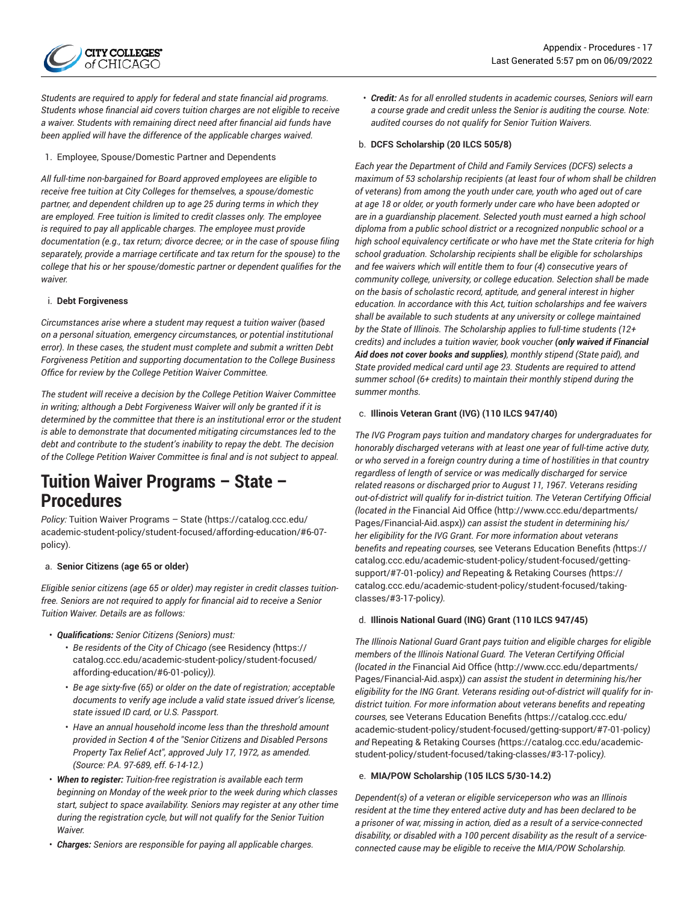*Students are required to apply for federal and state financial aid programs. Students whose financial aid covers tuition charges are not eligible to receive a waiver. Students with remaining direct need after financial aid funds have been applied will have the difference of the applicable charges waived.*

1. Employee, Spouse/Domestic Partner and Dependents

*All full-time non-bargained for Board approved employees are eligible to receive free tuition at City Colleges for themselves, a spouse/domestic partner, and dependent children up to age 25 during terms in which they are employed. Free tuition is limited to credit classes only. The employee is required to pay all applicable charges. The employee must provide documentation (e.g., tax return; divorce decree; or in the case of spouse filing separately, provide a marriage certificate and tax return for the spouse) to the college that his or her spouse/domestic partner or dependent qualifies for the waiver.*

i. **Debt Forgiveness**

*Circumstances arise where a student may request a tuition waiver (based on a personal situation, emergency circumstances, or potential institutional error). In these cases, the student must complete and submit a written Debt Forgiveness Petition and supporting documentation to the College Business Office for review by the College Petition Waiver Committee.*

*The student will receive a decision by the College Petition Waiver Committee in writing; although a Debt Forgiveness Waiver will only be granted if it is determined by the committee that there is an institutional error or the student is able to demonstrate that documented mitigating circumstances led to the debt and contribute to the student's inability to repay the debt. The decision of the College Petition Waiver Committee is final and is not subject to appeal.*

# Tuition Waiver Programs – State – Procedures

*Policy:* Tuition Waiver Programs – State (https://catalog.ccc.edu/academic-student-policy/student-focused/affording-education/#6-07-policy).

a. **Senior Citizens (age 65 or older)**

*Eligible senior citizens (age 65 or older) may register in credit classes tuition-free. Seniors are not required to apply for financial aid to receive a Senior Tuition Waiver. Details are as follows:*

- ***Qualifications:*** *Senior Citizens (Seniors) must:*
  - *Be residents of the City of Chicago (*see Residency *(*https://catalog.ccc.edu/academic-student-policy/student-focused/affording-education/#6-01-policy*)).*
  - *Be age sixty-five (65) or older on the date of registration; acceptable documents to verify age include a valid state issued driver's license, state issued ID card, or U.S. Passport.*
  - *Have an annual household income less than the threshold amount provided in Section 4 of the "Senior Citizens and Disabled Persons Property Tax Relief Act", approved July 17, 1972, as amended. (Source: P.A. 97-689, eff. 6-14-12.)*
- ***When to register:*** *Tuition-free registration is available each term beginning on Monday of the week prior to the week during which classes start, subject to space availability. Seniors may register at any other time during the registration cycle, but will not qualify for the Senior Tuition Waiver.*
- ***Charges:*** *Seniors are responsible for paying all applicable charges.*
- ***Credit:*** *As for all enrolled students in academic courses, Seniors will earn a course grade and credit unless the Senior is auditing the course. Note: audited courses do not qualify for Senior Tuition Waivers.*

b. **DCFS Scholarship (20 ILCS 505/8)**

*Each year the Department of Child and Family Services (DCFS) selects a maximum of 53 scholarship recipients (at least four of whom shall be children of veterans) from among the youth under care, youth who aged out of care at age 18 or older, or youth formerly under care who have been adopted or are in a guardianship placement. Selected youth must earned a high school diploma from a public school district or a recognized nonpublic school or a high school equivalency certificate or who have met the State criteria for high school graduation. Scholarship recipients shall be eligible for scholarships and fee waivers which will entitle them to four (4) consecutive years of community college, university, or college education. Selection shall be made on the basis of scholastic record, aptitude, and general interest in higher education. In accordance with this Act, tuition scholarships and fee waivers shall be available to such students at any university or college maintained by the State of Illinois. The Scholarship applies to full-time students (12+ credits) and includes a tuition wavier, book voucher* ***(only waived if Financial Aid does not cover books and supplies)****, monthly stipend (State paid), and State provided medical card until age 23. Students are required to attend summer school (6+ credits) to maintain their monthly stipend during the summer months.*

c. **Illinois Veteran Grant (IVG) (110 ILCS 947/40)**

*The IVG Program pays tuition and mandatory charges for undergraduates for honorably discharged veterans with at least one year of full-time active duty, or who served in a foreign country during a time of hostilities in that country regardless of length of service or was medically discharged for service related reasons or discharged prior to August 11, 1967. Veterans residing out-of-district will qualify for in-district tuition. The Veteran Certifying Official (located in the* Financial Aid Office (http://www.ccc.edu/departments/Pages/Financial-Aid.aspx)*) can assist the student in determining his/her eligibility for the IVG Grant. For more information about veterans benefits and repeating courses,* see Veterans Education Benefits *(*https://catalog.ccc.edu/academic-student-policy/student-focused/getting-support/#7-01-policy*) and* Repeating & Retaking Courses *(*https://catalog.ccc.edu/academic-student-policy/student-focused/taking-classes/#3-17-policy*).*

d. **Illinois National Guard (ING) Grant (110 ILCS 947/45)**

*The Illinois National Guard Grant pays tuition and eligible charges for eligible members of the Illinois National Guard. The Veteran Certifying Official (located in the* Financial Aid Office (http://www.ccc.edu/departments/Pages/Financial-Aid.aspx)*) can assist the student in determining his/her eligibility for the ING Grant. Veterans residing out-of-district will qualify for in-district tuition. For more information about veterans benefits and repeating courses,* see Veterans Education Benefits *(*https://catalog.ccc.edu/academic-student-policy/student-focused/getting-support/#7-01-policy*) and* Repeating & Retaking Courses *(*https://catalog.ccc.edu/academic-student-policy/student-focused/taking-classes/#3-17-policy*).*

e. **MIA/POW Scholarship (105 ILCS 5/30-14.2)**

*Dependent(s) of a veteran or eligible serviceperson who was an Illinois resident at the time they entered active duty and has been declared to be a prisoner of war, missing in action, died as a result of a service-connected disability, or disabled with a 100 percent disability as the result of a service-connected cause may be eligible to receive the MIA/POW Scholarship.*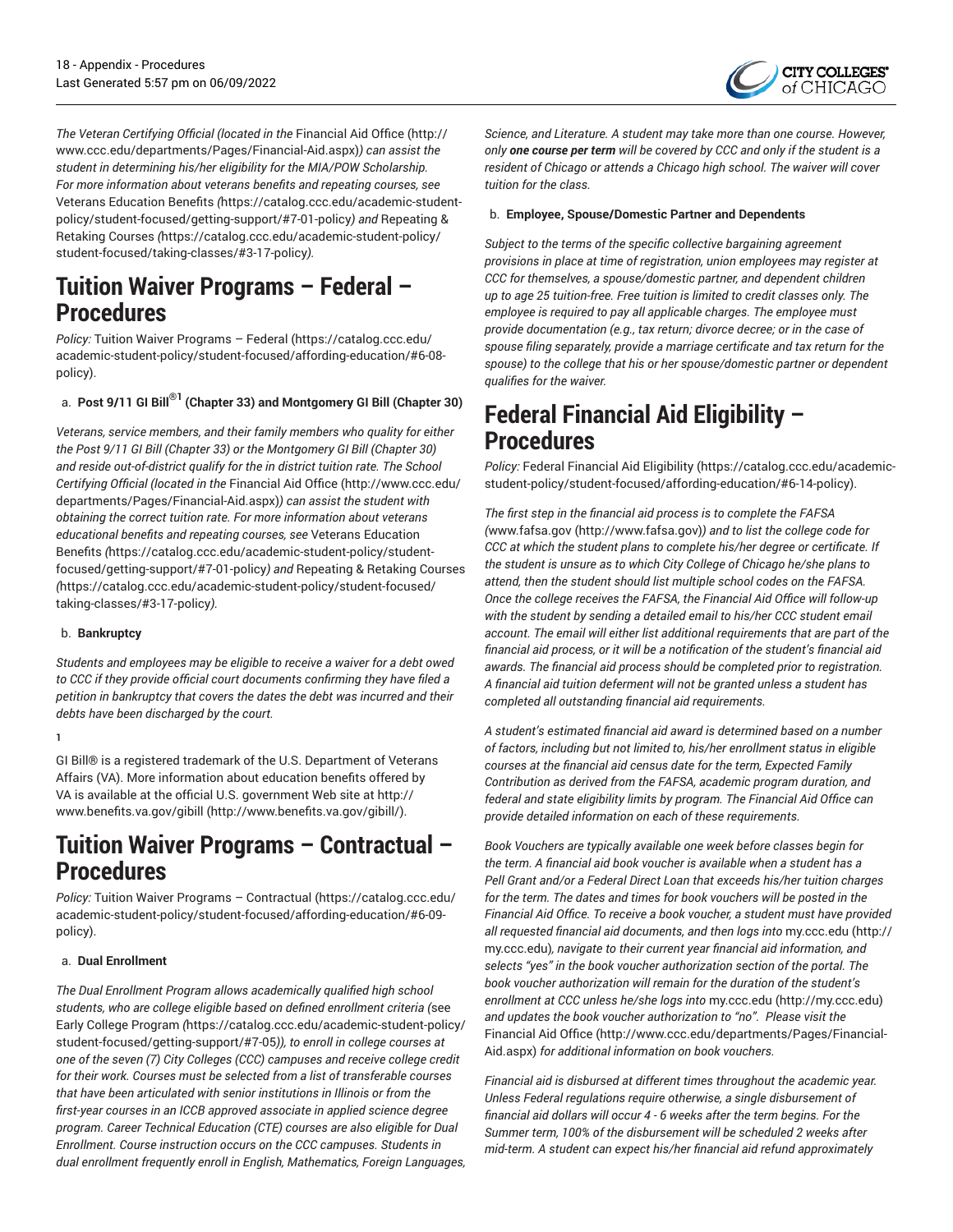*The Veteran Certifying Official (located in the* Financial Aid Office (http://www.ccc.edu/departments/Pages/Financial-Aid.aspx)*) can assist the student in determining his/her eligibility for the MIA/POW Scholarship. For more information about veterans benefits and repeating courses, see* Veterans Education Benefits *(*https://catalog.ccc.edu/academic-student-policy/student-focused/getting-support/#7-01-policy*) and* Repeating & Retaking Courses *(*https://catalog.ccc.edu/academic-student-policy/student-focused/taking-classes/#3-17-policy*).*

# Tuition Waiver Programs – Federal – Procedures

*Policy:* Tuition Waiver Programs – Federal (https://catalog.ccc.edu/academic-student-policy/student-focused/affording-education/#6-08-policy).

a. **Post 9/11 GI Bill®[1] (Chapter 33) and Montgomery GI Bill (Chapter 30)**

*Veterans, service members, and their family members who quality for either the Post 9/11 GI Bill (Chapter 33) or the Montgomery GI Bill (Chapter 30) and reside out-of-district qualify for the in district tuition rate. The School Certifying Official (located in the* Financial Aid Office (http://www.ccc.edu/departments/Pages/Financial-Aid.aspx)*) can assist the student with obtaining the correct tuition rate. For more information about veterans educational benefits and repeating courses, see* Veterans Education Benefits *(*https://catalog.ccc.edu/academic-student-policy/student-focused/getting-support/#7-01-policy*) and* Repeating & Retaking Courses *(*https://catalog.ccc.edu/academic-student-policy/student-focused/taking-classes/#3-17-policy*).*

b. **Bankruptcy**

*Students and employees may be eligible to receive a waiver for a debt owed to CCC if they provide official court documents confirming they have filed a petition in bankruptcy that covers the dates the debt was incurred and their debts have been discharged by the court.*

1

GI Bill® is a registered trademark of the U.S. Department of Veterans Affairs (VA). More information about education benefits offered by VA is available at the official U.S. government Web site at http://www.benefits.va.gov/gibill (http://www.benefits.va.gov/gibill/).

# Tuition Waiver Programs – Contractual – Procedures

*Policy:* Tuition Waiver Programs – Contractual (https://catalog.ccc.edu/academic-student-policy/student-focused/affording-education/#6-09-policy).

a. **Dual Enrollment**

*The Dual Enrollment Program allows academically qualified high school students, who are college eligible based on defined enrollment criteria (*see Early College Program *(*https://catalog.ccc.edu/academic-student-policy/student-focused/getting-support/#7-05*)), to enroll in college courses at one of the seven (7) City Colleges (CCC) campuses and receive college credit for their work. Courses must be selected from a list of transferable courses that have been articulated with senior institutions in Illinois or from the first-year courses in an ICCB approved associate in applied science degree program. Career Technical Education (CTE) courses are also eligible for Dual Enrollment. Course instruction occurs on the CCC campuses. Students in dual enrollment frequently enroll in English, Mathematics, Foreign Languages, Science, and Literature. A student may take more than one course. However, only* ***one course per term*** *will be covered by CCC and only if the student is a resident of Chicago or attends a Chicago high school. The waiver will cover tuition for the class.*

b. **Employee, Spouse/Domestic Partner and Dependents**

*Subject to the terms of the specific collective bargaining agreement provisions in place at time of registration, union employees may register at CCC for themselves, a spouse/domestic partner, and dependent children up to age 25 tuition-free. Free tuition is limited to credit classes only. The employee is required to pay all applicable charges. The employee must provide documentation (e.g., tax return; divorce decree; or in the case of spouse filing separately, provide a marriage certificate and tax return for the spouse) to the college that his or her spouse/domestic partner or dependent qualifies for the waiver.*

# Federal Financial Aid Eligibility – Procedures

*Policy:* Federal Financial Aid Eligibility (https://catalog.ccc.edu/academic-student-policy/student-focused/affording-education/#6-14-policy).

*The first step in the financial aid process is to complete the FAFSA (*www.fafsa.gov (http://www.fafsa.gov)*) and to list the college code for CCC at which the student plans to complete his/her degree or certificate. If the student is unsure as to which City College of Chicago he/she plans to attend, then the student should list multiple school codes on the FAFSA. Once the college receives the FAFSA, the Financial Aid Office will follow-up with the student by sending a detailed email to his/her CCC student email account. The email will either list additional requirements that are part of the financial aid process, or it will be a notification of the student's financial aid awards. The financial aid process should be completed prior to registration. A financial aid tuition deferment will not be granted unless a student has completed all outstanding financial aid requirements.*

*A student's estimated financial aid award is determined based on a number of factors, including but not limited to, his/her enrollment status in eligible courses at the financial aid census date for the term, Expected Family Contribution as derived from the FAFSA, academic program duration, and federal and state eligibility limits by program. The Financial Aid Office can provide detailed information on each of these requirements.*

*Book Vouchers are typically available one week before classes begin for the term. A financial aid book voucher is available when a student has a Pell Grant and/or a Federal Direct Loan that exceeds his/her tuition charges for the term. The dates and times for book vouchers will be posted in the Financial Aid Office. To receive a book voucher, a student must have provided all requested financial aid documents, and then logs into* my.ccc.edu (http://my.ccc.edu)*, navigate to their current year financial aid information, and selects "yes" in the book voucher authorization section of the portal. The book voucher authorization will remain for the duration of the student's enrollment at CCC unless he/she logs into* my.ccc.edu (http://my.ccc.edu) *and updates the book voucher authorization to "no". Please visit the* Financial Aid Office (http://www.ccc.edu/departments/Pages/Financial-Aid.aspx) *for additional information on book vouchers.*

*Financial aid is disbursed at different times throughout the academic year. Unless Federal regulations require otherwise, a single disbursement of financial aid dollars will occur 4 - 6 weeks after the term begins. For the Summer term, 100% of the disbursement will be scheduled 2 weeks after mid-term. A student can expect his/her financial aid refund approximately*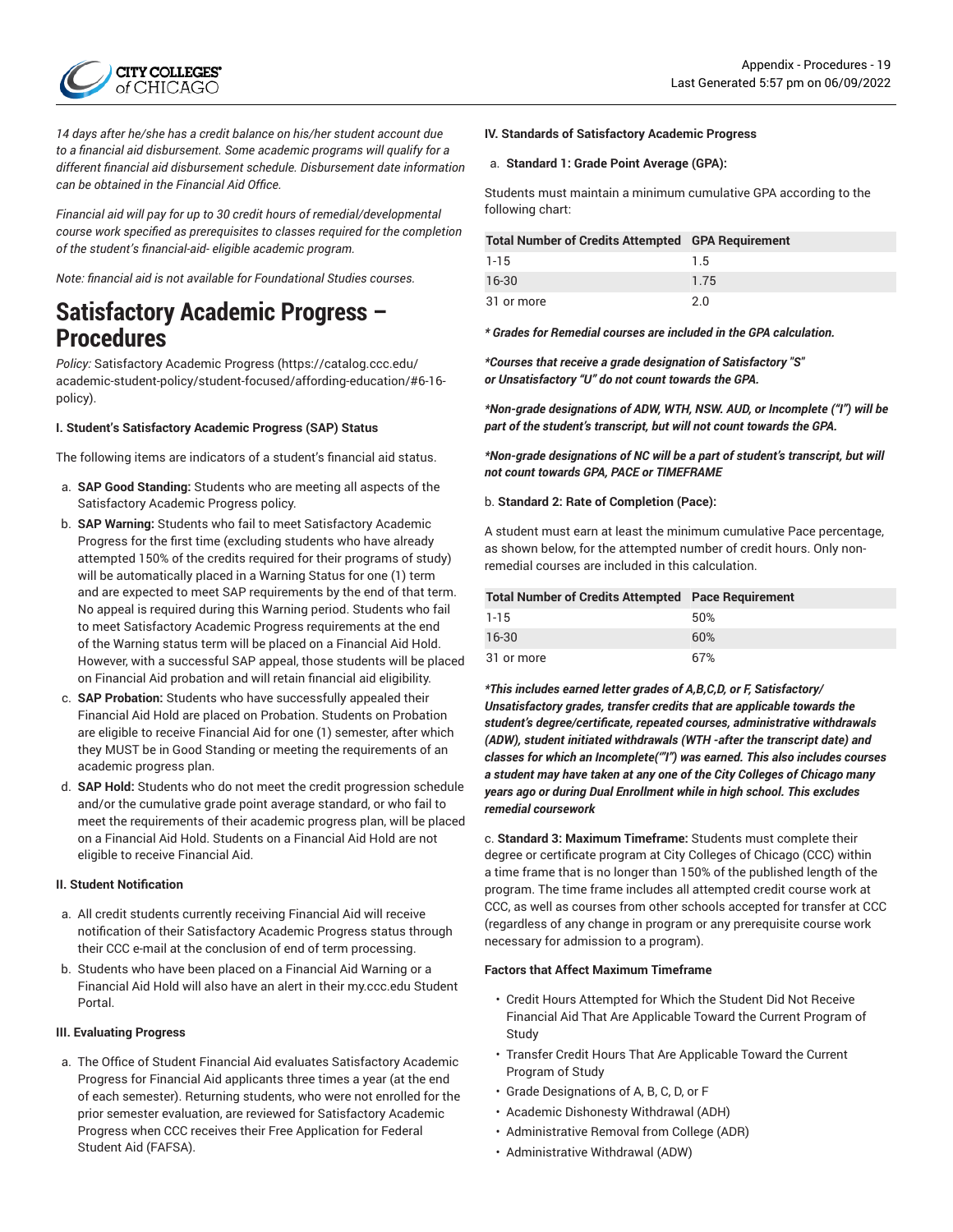*14 days after he/she has a credit balance on his/her student account due to a financial aid disbursement. Some academic programs will qualify for a different financial aid disbursement schedule. Disbursement date information can be obtained in the Financial Aid Office.*

*Financial aid will pay for up to 30 credit hours of remedial/developmental course work specified as prerequisites to classes required for the completion of the student's financial-aid- eligible academic program.*

*Note: financial aid is not available for Foundational Studies courses.*

# Satisfactory Academic Progress – Procedures

*Policy:* Satisfactory Academic Progress (https://catalog.ccc.edu/academic-student-policy/student-focused/affording-education/#6-16-policy).

**I. Student's Satisfactory Academic Progress (SAP) Status**

The following items are indicators of a student's financial aid status.

a. **SAP Good Standing:** Students who are meeting all aspects of the Satisfactory Academic Progress policy.
b. **SAP Warning:** Students who fail to meet Satisfactory Academic Progress for the first time (excluding students who have already attempted 150% of the credits required for their programs of study) will be automatically placed in a Warning Status for one (1) term and are expected to meet SAP requirements by the end of that term. No appeal is required during this Warning period. Students who fail to meet Satisfactory Academic Progress requirements at the end of the Warning status term will be placed on a Financial Aid Hold. However, with a successful SAP appeal, those students will be placed on Financial Aid probation and will retain financial aid eligibility.
c. **SAP Probation:** Students who have successfully appealed their Financial Aid Hold are placed on Probation. Students on Probation are eligible to receive Financial Aid for one (1) semester, after which they MUST be in Good Standing or meeting the requirements of an academic progress plan.
d. **SAP Hold:** Students who do not meet the credit progression schedule and/or the cumulative grade point average standard, or who fail to meet the requirements of their academic progress plan, will be placed on a Financial Aid Hold. Students on a Financial Aid Hold are not eligible to receive Financial Aid.

**II. Student Notification**

a. All credit students currently receiving Financial Aid will receive notification of their Satisfactory Academic Progress status through their CCC e-mail at the conclusion of end of term processing.
b. Students who have been placed on a Financial Aid Warning or a Financial Aid Hold will also have an alert in their my.ccc.edu Student Portal.

**III. Evaluating Progress**

a. The Office of Student Financial Aid evaluates Satisfactory Academic Progress for Financial Aid applicants three times a year (at the end of each semester). Returning students, who were not enrolled for the prior semester evaluation, are reviewed for Satisfactory Academic Progress when CCC receives their Free Application for Federal Student Aid (FAFSA).

**IV. Standards of Satisfactory Academic Progress**

a. **Standard 1: Grade Point Average (GPA):**

Students must maintain a minimum cumulative GPA according to the following chart:

| Total Number of Credits Attempted | GPA Requirement |
|---|---|
| 1-15 | 1.5 |
| 16-30 | 1.75 |
| 31 or more | 2.0 |

***\* Grades for Remedial courses are included in the GPA calculation.***

***\*Courses that receive a grade designation of Satisfactory "S" or Unsatisfactory "U" do not count towards the GPA.***

***\*Non-grade designations of ADW, WTH, NSW. AUD, or Incomplete ("I") will be part of the student's transcript, but will not count towards the GPA.***

***\*Non-grade designations of NC will be a part of student's transcript, but will not count towards GPA, PACE or TIMEFRAME***

b. **Standard 2: Rate of Completion (Pace):**

A student must earn at least the minimum cumulative Pace percentage, as shown below, for the attempted number of credit hours. Only non-remedial courses are included in this calculation.

| Total Number of Credits Attempted | Pace Requirement |
|---|---|
| 1-15 | 50% |
| 16-30 | 60% |
| 31 or more | 67% |

***\*This includes earned letter grades of A,B,C,D, or F, Satisfactory/ Unsatisfactory grades, transfer credits that are applicable towards the student's degree/certificate, repeated courses, administrative withdrawals (ADW), student initiated withdrawals (WTH -after the transcript date) and classes for which an Incomplete(""I") was earned. This also includes courses a student may have taken at any one of the City Colleges of Chicago many years ago or during Dual Enrollment while in high school. This excludes remedial coursework***

c. **Standard 3: Maximum Timeframe:** Students must complete their degree or certificate program at City Colleges of Chicago (CCC) within a time frame that is no longer than 150% of the published length of the program. The time frame includes all attempted credit course work at CCC, as well as courses from other schools accepted for transfer at CCC (regardless of any change in program or any prerequisite course work necessary for admission to a program).

**Factors that Affect Maximum Timeframe**

- Credit Hours Attempted for Which the Student Did Not Receive Financial Aid That Are Applicable Toward the Current Program of Study
- Transfer Credit Hours That Are Applicable Toward the Current Program of Study
- Grade Designations of A, B, C, D, or F
- Academic Dishonesty Withdrawal (ADH)
- Administrative Removal from College (ADR)
- Administrative Withdrawal (ADW)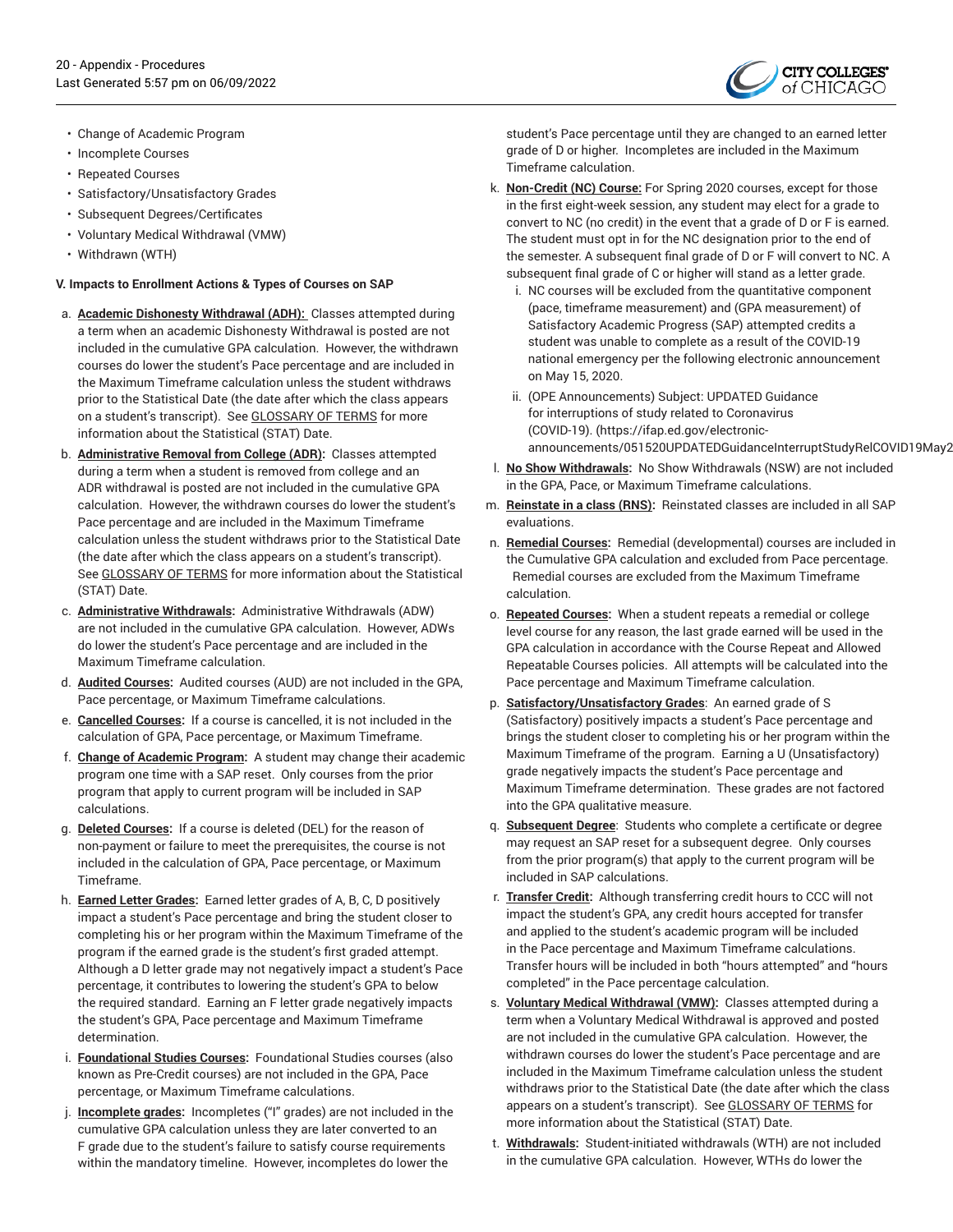- Change of Academic Program
- Incomplete Courses
- Repeated Courses
- Satisfactory/Unsatisfactory Grades
- Subsequent Degrees/Certificates
- Voluntary Medical Withdrawal (VMW)
- Withdrawn (WTH)

**V. Impacts to Enrollment Actions & Types of Courses on SAP**

a. **Academic Dishonesty Withdrawal (ADH):** Classes attempted during a term when an academic Dishonesty Withdrawal is posted are not included in the cumulative GPA calculation. However, the withdrawn courses do lower the student's Pace percentage and are included in the Maximum Timeframe calculation unless the student withdraws prior to the Statistical Date (the date after which the class appears on a student's transcript). See GLOSSARY OF TERMS for more information about the Statistical (STAT) Date.

b. **Administrative Removal from College (ADR):** Classes attempted during a term when a student is removed from college and an ADR withdrawal is posted are not included in the cumulative GPA calculation. However, the withdrawn courses do lower the student's Pace percentage and are included in the Maximum Timeframe calculation unless the student withdraws prior to the Statistical Date (the date after which the class appears on a student's transcript). See GLOSSARY OF TERMS for more information about the Statistical (STAT) Date.

c. **Administrative Withdrawals:** Administrative Withdrawals (ADW) are not included in the cumulative GPA calculation. However, ADWs do lower the student's Pace percentage and are included in the Maximum Timeframe calculation.

d. **Audited Courses:** Audited courses (AUD) are not included in the GPA, Pace percentage, or Maximum Timeframe calculations.

e. **Cancelled Courses:** If a course is cancelled, it is not included in the calculation of GPA, Pace percentage, or Maximum Timeframe.

f. **Change of Academic Program:** A student may change their academic program one time with a SAP reset. Only courses from the prior program that apply to current program will be included in SAP calculations.

g. **Deleted Courses:** If a course is deleted (DEL) for the reason of non-payment or failure to meet the prerequisites, the course is not included in the calculation of GPA, Pace percentage, or Maximum Timeframe.

h. **Earned Letter Grades:** Earned letter grades of A, B, C, D positively impact a student's Pace percentage and bring the student closer to completing his or her program within the Maximum Timeframe of the program if the earned grade is the student's first graded attempt. Although a D letter grade may not negatively impact a student's Pace percentage, it contributes to lowering the student's GPA to below the required standard. Earning an F letter grade negatively impacts the student's GPA, Pace percentage and Maximum Timeframe determination.

i. **Foundational Studies Courses:** Foundational Studies courses (also known as Pre-Credit courses) are not included in the GPA, Pace percentage, or Maximum Timeframe calculations.

j. **Incomplete grades:** Incompletes ("I" grades) are not included in the cumulative GPA calculation unless they are later converted to an F grade due to the student's failure to satisfy course requirements within the mandatory timeline. However, incompletes do lower the student's Pace percentage until they are changed to an earned letter grade of D or higher. Incompletes are included in the Maximum Timeframe calculation.

k. **Non-Credit (NC) Course:** For Spring 2020 courses, except for those in the first eight-week session, any student may elect for a grade to convert to NC (no credit) in the event that a grade of D or F is earned. The student must opt in for the NC designation prior to the end of the semester. A subsequent final grade of D or F will convert to NC. A subsequent final grade of C or higher will stand as a letter grade.
   i. NC courses will be excluded from the quantitative component (pace, timeframe measurement) and (GPA measurement) of Satisfactory Academic Progress (SAP) attempted credits a student was unable to complete as a result of the COVID-19 national emergency per the following electronic announcement on May 15, 2020.
   ii. (OPE Announcements) Subject: UPDATED Guidance for interruptions of study related to Coronavirus (COVID-19). (https://ifap.ed.gov/electronic-announcements/051520UPDATEDGuidanceInterruptStudyRelCOVID19May2

l. **No Show Withdrawals:** No Show Withdrawals (NSW) are not included in the GPA, Pace, or Maximum Timeframe calculations.

m. **Reinstate in a class (RNS):** Reinstated classes are included in all SAP evaluations.

n. **Remedial Courses:** Remedial (developmental) courses are included in the Cumulative GPA calculation and excluded from Pace percentage. Remedial courses are excluded from the Maximum Timeframe calculation.

o. **Repeated Courses:** When a student repeats a remedial or college level course for any reason, the last grade earned will be used in the GPA calculation in accordance with the Course Repeat and Allowed Repeatable Courses policies. All attempts will be calculated into the Pace percentage and Maximum Timeframe calculation.

p. **Satisfactory/Unsatisfactory Grades**: An earned grade of S (Satisfactory) positively impacts a student's Pace percentage and brings the student closer to completing his or her program within the Maximum Timeframe of the program. Earning a U (Unsatisfactory) grade negatively impacts the student's Pace percentage and Maximum Timeframe determination. These grades are not factored into the GPA qualitative measure.

q. **Subsequent Degree**: Students who complete a certificate or degree may request an SAP reset for a subsequent degree. Only courses from the prior program(s) that apply to the current program will be included in SAP calculations.

r. **Transfer Credit:** Although transferring credit hours to CCC will not impact the student's GPA, any credit hours accepted for transfer and applied to the student's academic program will be included in the Pace percentage and Maximum Timeframe calculations. Transfer hours will be included in both "hours attempted" and "hours completed" in the Pace percentage calculation.

s. **Voluntary Medical Withdrawal (VMW):** Classes attempted during a term when a Voluntary Medical Withdrawal is approved and posted are not included in the cumulative GPA calculation. However, the withdrawn courses do lower the student's Pace percentage and are included in the Maximum Timeframe calculation unless the student withdraws prior to the Statistical Date (the date after which the class appears on a student's transcript). See GLOSSARY OF TERMS for more information about the Statistical (STAT) Date.

t. **Withdrawals:** Student-initiated withdrawals (WTH) are not included in the cumulative GPA calculation. However, WTHs do lower the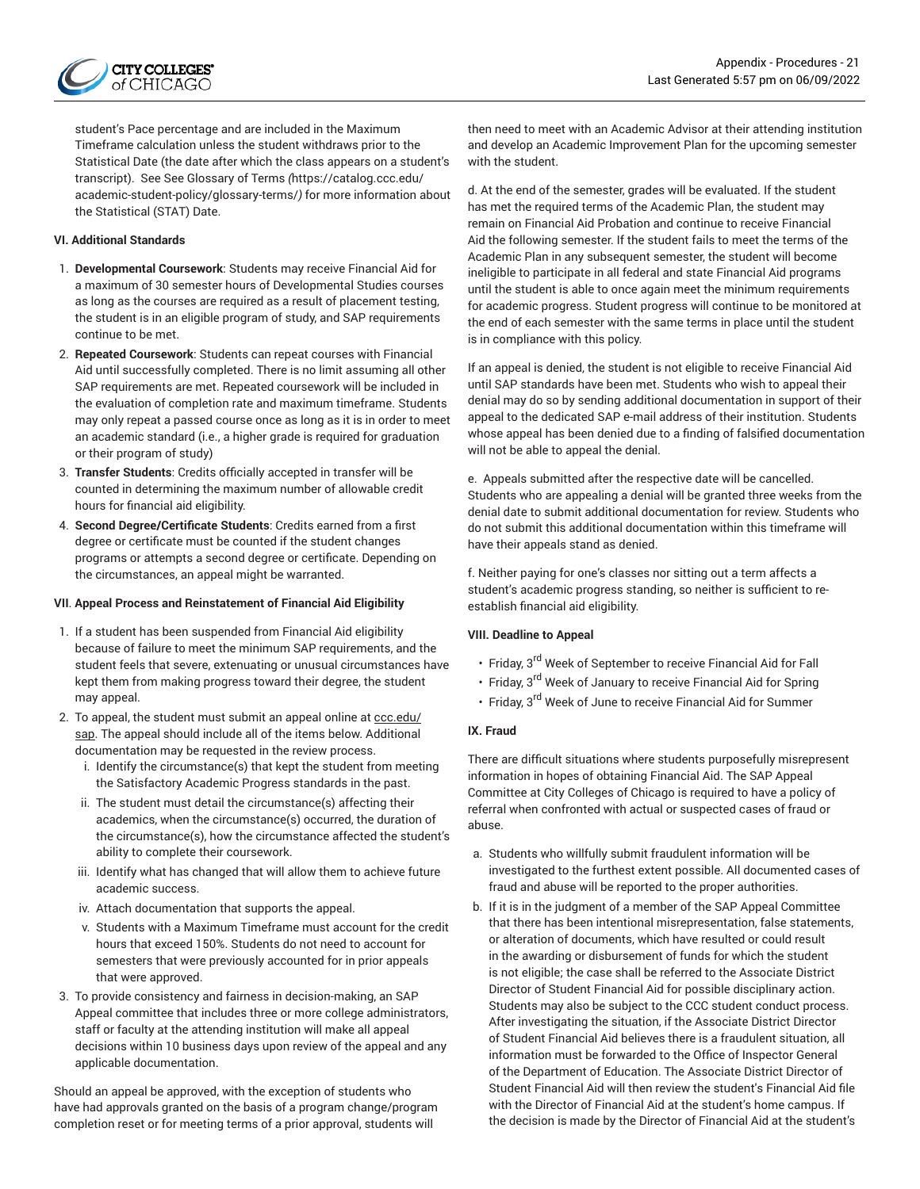student's Pace percentage and are included in the Maximum Timeframe calculation unless the student withdraws prior to the Statistical Date (the date after which the class appears on a student's transcript). See See Glossary of Terms (https://catalog.ccc.edu/academic-student-policy/glossary-terms/) for more information about the Statistical (STAT) Date.

**VI. Additional Standards**

1. **Developmental Coursework**: Students may receive Financial Aid for a maximum of 30 semester hours of Developmental Studies courses as long as the courses are required as a result of placement testing, the student is in an eligible program of study, and SAP requirements continue to be met.
2. **Repeated Coursework**: Students can repeat courses with Financial Aid until successfully completed. There is no limit assuming all other SAP requirements are met. Repeated coursework will be included in the evaluation of completion rate and maximum timeframe. Students may only repeat a passed course once as long as it is in order to meet an academic standard (i.e., a higher grade is required for graduation or their program of study)
3. **Transfer Students**: Credits officially accepted in transfer will be counted in determining the maximum number of allowable credit hours for financial aid eligibility.
4. **Second Degree/Certificate Students**: Credits earned from a first degree or certificate must be counted if the student changes programs or attempts a second degree or certificate. Depending on the circumstances, an appeal might be warranted.

**VII. Appeal Process and Reinstatement of Financial Aid Eligibility**

1. If a student has been suspended from Financial Aid eligibility because of failure to meet the minimum SAP requirements, and the student feels that severe, extenuating or unusual circumstances have kept them from making progress toward their degree, the student may appeal.
2. To appeal, the student must submit an appeal online at ccc.edu/sap. The appeal should include all of the items below. Additional documentation may be requested in the review process.
   1. Identify the circumstance(s) that kept the student from meeting the Satisfactory Academic Progress standards in the past.
   2. The student must detail the circumstance(s) affecting their academics, when the circumstance(s) occurred, the duration of the circumstance(s), how the circumstance affected the student's ability to complete their coursework.
   3. Identify what has changed that will allow them to achieve future academic success.
   4. Attach documentation that supports the appeal.
   5. Students with a Maximum Timeframe must account for the credit hours that exceed 150%. Students do not need to account for semesters that were previously accounted for in prior appeals that were approved.
3. To provide consistency and fairness in decision-making, an SAP Appeal committee that includes three or more college administrators, staff or faculty at the attending institution will make all appeal decisions within 10 business days upon review of the appeal and any applicable documentation.

Should an appeal be approved, with the exception of students who have had approvals granted on the basis of a program change/program completion reset or for meeting terms of a prior approval, students will then need to meet with an Academic Advisor at their attending institution and develop an Academic Improvement Plan for the upcoming semester with the student.

d. At the end of the semester, grades will be evaluated. If the student has met the required terms of the Academic Plan, the student may remain on Financial Aid Probation and continue to receive Financial Aid the following semester. If the student fails to meet the terms of the Academic Plan in any subsequent semester, the student will become ineligible to participate in all federal and state Financial Aid programs until the student is able to once again meet the minimum requirements for academic progress. Student progress will continue to be monitored at the end of each semester with the same terms in place until the student is in compliance with this policy.

If an appeal is denied, the student is not eligible to receive Financial Aid until SAP standards have been met. Students who wish to appeal their denial may do so by sending additional documentation in support of their appeal to the dedicated SAP e-mail address of their institution. Students whose appeal has been denied due to a finding of falsified documentation will not be able to appeal the denial.

e. Appeals submitted after the respective date will be cancelled. Students who are appealing a denial will be granted three weeks from the denial date to submit additional documentation for review. Students who do not submit this additional documentation within this timeframe will have their appeals stand as denied.

f. Neither paying for one's classes nor sitting out a term affects a student's academic progress standing, so neither is sufficient to re-establish financial aid eligibility.

**VIII. Deadline to Appeal**

- Friday, 3rd Week of September to receive Financial Aid for Fall
- Friday, 3rd Week of January to receive Financial Aid for Spring
- Friday, 3rd Week of June to receive Financial Aid for Summer

**IX. Fraud**

There are difficult situations where students purposefully misrepresent information in hopes of obtaining Financial Aid. The SAP Appeal Committee at City Colleges of Chicago is required to have a policy of referral when confronted with actual or suspected cases of fraud or abuse.

a. Students who willfully submit fraudulent information will be investigated to the furthest extent possible. All documented cases of fraud and abuse will be reported to the proper authorities.
b. If it is in the judgment of a member of the SAP Appeal Committee that there has been intentional misrepresentation, false statements, or alteration of documents, which have resulted or could result in the awarding or disbursement of funds for which the student is not eligible; the case shall be referred to the Associate District Director of Student Financial Aid for possible disciplinary action. Students may also be subject to the CCC student conduct process. After investigating the situation, if the Associate District Director of Student Financial Aid believes there is a fraudulent situation, all information must be forwarded to the Office of Inspector General of the Department of Education. The Associate District Director of Student Financial Aid will then review the student's Financial Aid file with the Director of Financial Aid at the student's home campus. If the decision is made by the Director of Financial Aid at the student's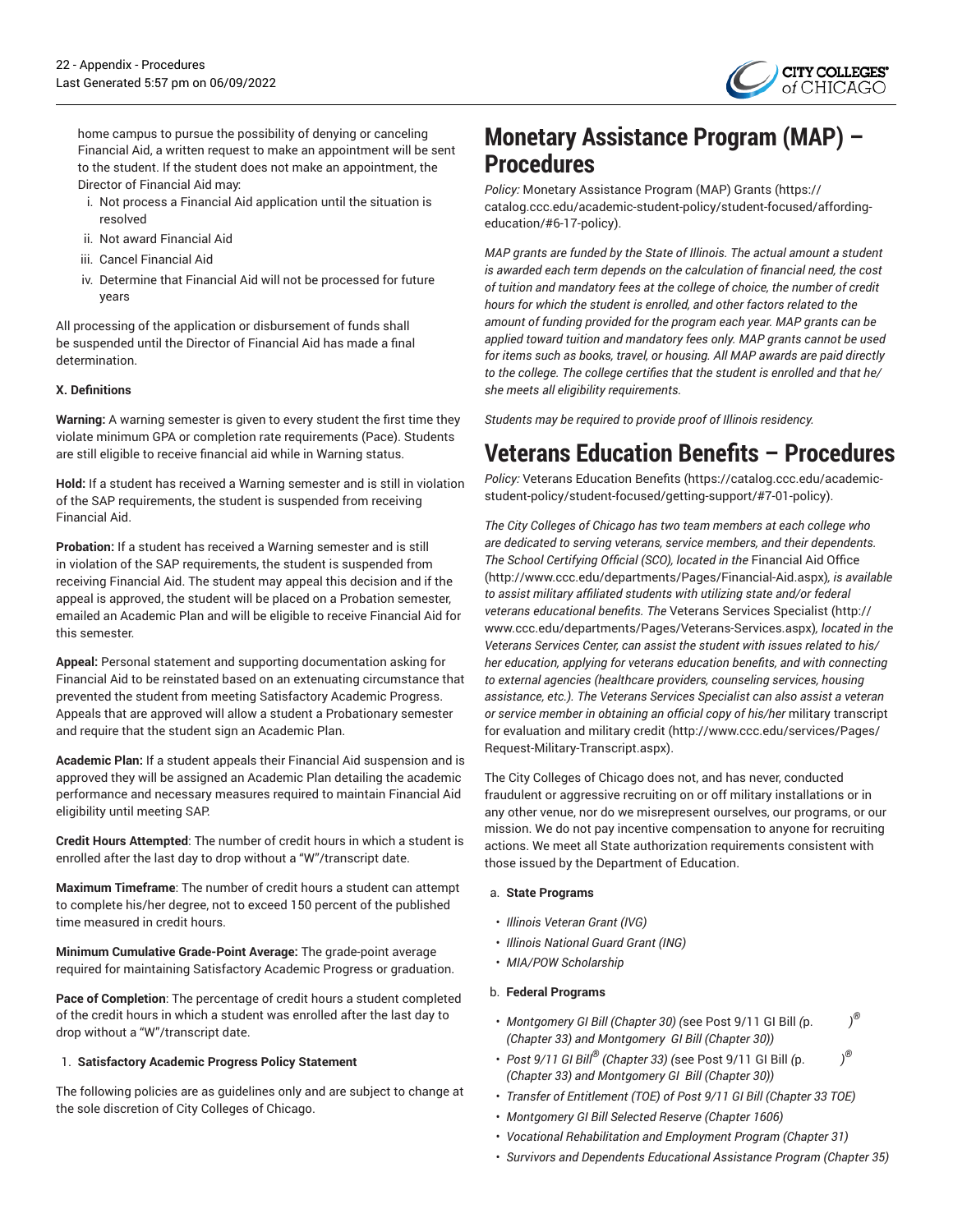home campus to pursue the possibility of denying or canceling Financial Aid, a written request to make an appointment will be sent to the student. If the student does not make an appointment, the Director of Financial Aid may:

i. Not process a Financial Aid application until the situation is resolved
ii. Not award Financial Aid
iii. Cancel Financial Aid
iv. Determine that Financial Aid will not be processed for future years

All processing of the application or disbursement of funds shall be suspended until the Director of Financial Aid has made a final determination.

**X. Definitions**

**Warning:** A warning semester is given to every student the first time they violate minimum GPA or completion rate requirements (Pace). Students are still eligible to receive financial aid while in Warning status.

**Hold:** If a student has received a Warning semester and is still in violation of the SAP requirements, the student is suspended from receiving Financial Aid.

**Probation:** If a student has received a Warning semester and is still in violation of the SAP requirements, the student is suspended from receiving Financial Aid. The student may appeal this decision and if the appeal is approved, the student will be placed on a Probation semester, emailed an Academic Plan and will be eligible to receive Financial Aid for this semester.

**Appeal:** Personal statement and supporting documentation asking for Financial Aid to be reinstated based on an extenuating circumstance that prevented the student from meeting Satisfactory Academic Progress. Appeals that are approved will allow a student a Probationary semester and require that the student sign an Academic Plan.

**Academic Plan:** If a student appeals their Financial Aid suspension and is approved they will be assigned an Academic Plan detailing the academic performance and necessary measures required to maintain Financial Aid eligibility until meeting SAP.

**Credit Hours Attempted**: The number of credit hours in which a student is enrolled after the last day to drop without a "W"/transcript date.

**Maximum Timeframe**: The number of credit hours a student can attempt to complete his/her degree, not to exceed 150 percent of the published time measured in credit hours.

**Minimum Cumulative Grade-Point Average:** The grade-point average required for maintaining Satisfactory Academic Progress or graduation.

**Pace of Completion**: The percentage of credit hours a student completed of the credit hours in which a student was enrolled after the last day to drop without a "W"/transcript date.

1. **Satisfactory Academic Progress Policy Statement**

The following policies are as guidelines only and are subject to change at the sole discretion of City Colleges of Chicago.

# Monetary Assistance Program (MAP) – Procedures

*Policy:* Monetary Assistance Program (MAP) Grants (https://catalog.ccc.edu/academic-student-policy/student-focused/affording-education/#6-17-policy).

*MAP grants are funded by the State of Illinois. The actual amount a student is awarded each term depends on the calculation of financial need, the cost of tuition and mandatory fees at the college of choice, the number of credit hours for which the student is enrolled, and other factors related to the amount of funding provided for the program each year. MAP grants can be applied toward tuition and mandatory fees only. MAP grants cannot be used for items such as books, travel, or housing. All MAP awards are paid directly to the college. The college certifies that the student is enrolled and that he/she meets all eligibility requirements.*

*Students may be required to provide proof of Illinois residency.*

# Veterans Education Benefits – Procedures

*Policy:* Veterans Education Benefits (https://catalog.ccc.edu/academic-student-policy/student-focused/getting-support/#7-01-policy).

*The City Colleges of Chicago has two team members at each college who are dedicated to serving veterans, service members, and their dependents. The School Certifying Official (SCO), located in the* Financial Aid Office (http://www.ccc.edu/departments/Pages/Financial-Aid.aspx)*, is available to assist military affiliated students with utilizing state and/or federal veterans educational benefits. The* Veterans Services Specialist (http://www.ccc.edu/departments/Pages/Veterans-Services.aspx)*, located in the Veterans Services Center, can assist the student with issues related to his/her education, applying for veterans education benefits, and with connecting to external agencies (healthcare providers, counseling services, housing assistance, etc.). The Veterans Services Specialist can also assist a veteran or service member in obtaining an official copy of his/her* military transcript for evaluation and military credit (http://www.ccc.edu/services/Pages/Request-Military-Transcript.aspx).

The City Colleges of Chicago does not, and has never, conducted fraudulent or aggressive recruiting on or off military installations or in any other venue, nor do we misrepresent ourselves, our programs, or our mission. We do not pay incentive compensation to anyone for recruiting actions. We meet all State authorization requirements consistent with those issued by the Department of Education.

a. **State Programs**

- *Illinois Veteran Grant (IVG)*
- *Illinois National Guard Grant (ING)*
- *MIA/POW Scholarship*

b. **Federal Programs**

- *Montgomery GI Bill (Chapter 30) (*see Post 9/11 GI Bill *(*p. *)® (Chapter 33) and Montgomery GI Bill (Chapter 30))*
- *Post 9/11 GI Bill® (Chapter 33) (*see Post 9/11 GI Bill *(*p. *)® (Chapter 33) and Montgomery GI Bill (Chapter 30))*
- *Transfer of Entitlement (TOE) of Post 9/11 GI Bill (Chapter 33 TOE)*
- *Montgomery GI Bill Selected Reserve (Chapter 1606)*
- *Vocational Rehabilitation and Employment Program (Chapter 31)*
- *Survivors and Dependents Educational Assistance Program (Chapter 35)*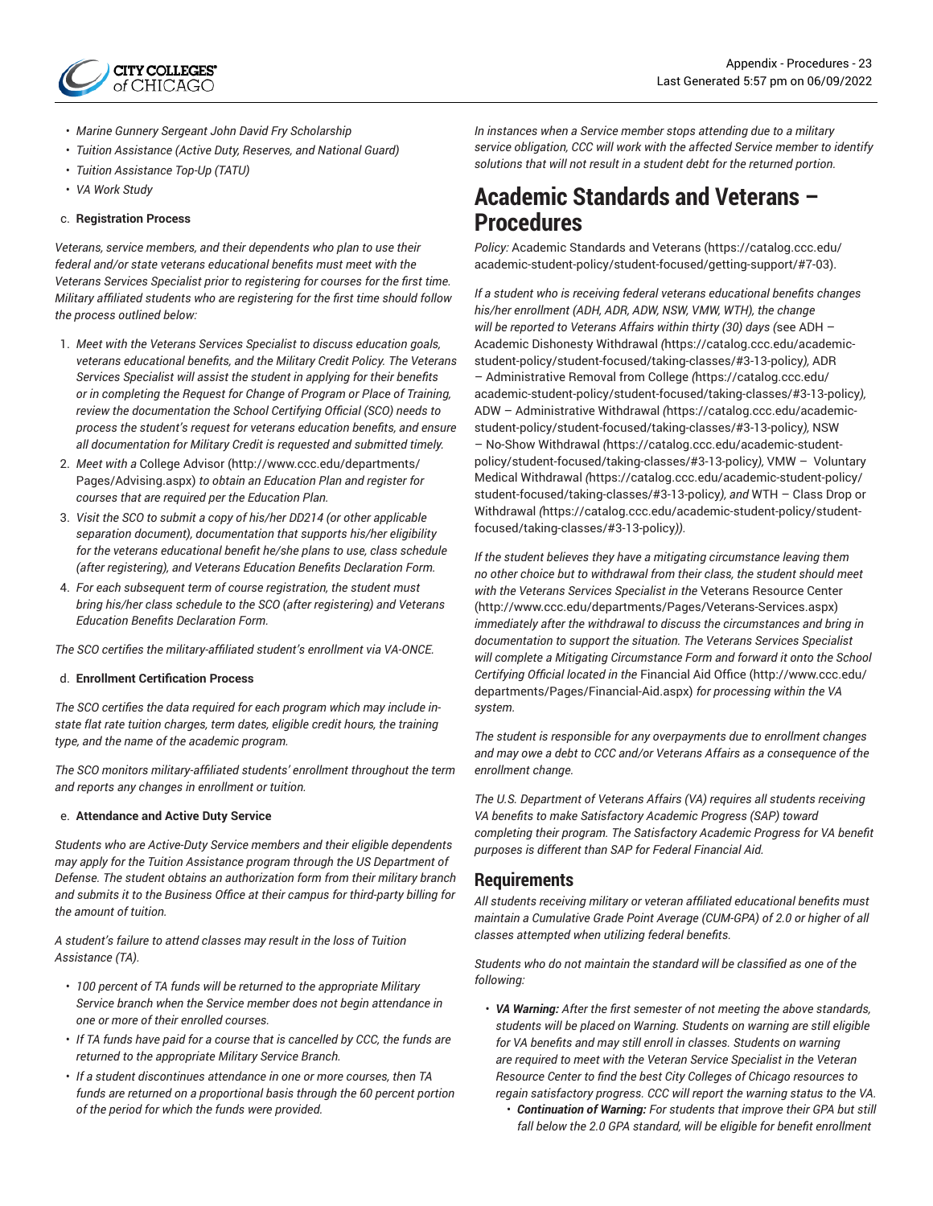- *Marine Gunnery Sergeant John David Fry Scholarship*
- *Tuition Assistance (Active Duty, Reserves, and National Guard)*
- *Tuition Assistance Top-Up (TATU)*
- *VA Work Study*

c. **Registration Process**

*Veterans, service members, and their dependents who plan to use their federal and/or state veterans educational benefits must meet with the Veterans Services Specialist prior to registering for courses for the first time. Military affiliated students who are registering for the first time should follow the process outlined below:*

1. *Meet with the Veterans Services Specialist to discuss education goals, veterans educational benefits, and the Military Credit Policy. The Veterans Services Specialist will assist the student in applying for their benefits or in completing the Request for Change of Program or Place of Training, review the documentation the School Certifying Official (SCO) needs to process the student's request for veterans education benefits, and ensure all documentation for Military Credit is requested and submitted timely.*
2. *Meet with a* College Advisor (http://www.ccc.edu/departments/Pages/Advising.aspx) *to obtain an Education Plan and register for courses that are required per the Education Plan.*
3. *Visit the SCO to submit a copy of his/her DD214 (or other applicable separation document), documentation that supports his/her eligibility for the veterans educational benefit he/she plans to use, class schedule (after registering), and Veterans Education Benefits Declaration Form.*
4. *For each subsequent term of course registration, the student must bring his/her class schedule to the SCO (after registering) and Veterans Education Benefits Declaration Form.*

*The SCO certifies the military-affiliated student's enrollment via VA-ONCE.*

d. **Enrollment Certification Process**

*The SCO certifies the data required for each program which may include in-state flat rate tuition charges, term dates, eligible credit hours, the training type, and the name of the academic program.*

*The SCO monitors military-affiliated students' enrollment throughout the term and reports any changes in enrollment or tuition.*

e. **Attendance and Active Duty Service**

*Students who are Active-Duty Service members and their eligible dependents may apply for the Tuition Assistance program through the US Department of Defense. The student obtains an authorization form from their military branch and submits it to the Business Office at their campus for third-party billing for the amount of tuition.*

*A student's failure to attend classes may result in the loss of Tuition Assistance (TA).*

- *100 percent of TA funds will be returned to the appropriate Military Service branch when the Service member does not begin attendance in one or more of their enrolled courses.*
- *If TA funds have paid for a course that is cancelled by CCC, the funds are returned to the appropriate Military Service Branch.*
- *If a student discontinues attendance in one or more courses, then TA funds are returned on a proportional basis through the 60 percent portion of the period for which the funds were provided.*

*In instances when a Service member stops attending due to a military service obligation, CCC will work with the affected Service member to identify solutions that will not result in a student debt for the returned portion.*

# Academic Standards and Veterans – Procedures

*Policy:* Academic Standards and Veterans (https://catalog.ccc.edu/academic-student-policy/student-focused/getting-support/#7-03).

*If a student who is receiving federal veterans educational benefits changes his/her enrollment (ADH, ADR, ADW, NSW, VMW, WTH), the change will be reported to Veterans Affairs within thirty (30) days (*see ADH – Academic Dishonesty Withdrawal *(*https://catalog.ccc.edu/academic-student-policy/student-focused/taking-classes/#3-13-policy*),* ADR – Administrative Removal from College *(*https://catalog.ccc.edu/academic-student-policy/student-focused/taking-classes/#3-13-policy*),* ADW – Administrative Withdrawal *(*https://catalog.ccc.edu/academic-student-policy/student-focused/taking-classes/#3-13-policy*),* NSW – No-Show Withdrawal *(*https://catalog.ccc.edu/academic-student-policy/student-focused/taking-classes/#3-13-policy*),* VMW – Voluntary Medical Withdrawal *(*https://catalog.ccc.edu/academic-student-policy/student-focused/taking-classes/#3-13-policy*), and* WTH – Class Drop or Withdrawal *(*https://catalog.ccc.edu/academic-student-policy/student-focused/taking-classes/#3-13-policy*)).*

*If the student believes they have a mitigating circumstance leaving them no other choice but to withdrawal from their class, the student should meet with the Veterans Services Specialist in the* Veterans Resource Center (http://www.ccc.edu/departments/Pages/Veterans-Services.aspx) *immediately after the withdrawal to discuss the circumstances and bring in documentation to support the situation. The Veterans Services Specialist will complete a Mitigating Circumstance Form and forward it onto the School Certifying Official located in the* Financial Aid Office (http://www.ccc.edu/departments/Pages/Financial-Aid.aspx) *for processing within the VA system.*

*The student is responsible for any overpayments due to enrollment changes and may owe a debt to CCC and/or Veterans Affairs as a consequence of the enrollment change.*

*The U.S. Department of Veterans Affairs (VA) requires all students receiving VA benefits to make Satisfactory Academic Progress (SAP) toward completing their program. The Satisfactory Academic Progress for VA benefit purposes is different than SAP for Federal Financial Aid.*

## Requirements

*All students receiving military or veteran affiliated educational benefits must maintain a Cumulative Grade Point Average (CUM-GPA) of 2.0 or higher of all classes attempted when utilizing federal benefits.*

*Students who do not maintain the standard will be classified as one of the following:*

- ***VA Warning:*** *After the first semester of not meeting the above standards, students will be placed on Warning. Students on warning are still eligible for VA benefits and may still enroll in classes. Students on warning are required to meet with the Veteran Service Specialist in the Veteran Resource Center to find the best City Colleges of Chicago resources to regain satisfactory progress. CCC will report the warning status to the VA.*
  - ***Continuation of Warning:*** *For students that improve their GPA but still fall below the 2.0 GPA standard, will be eligible for benefit enrollment*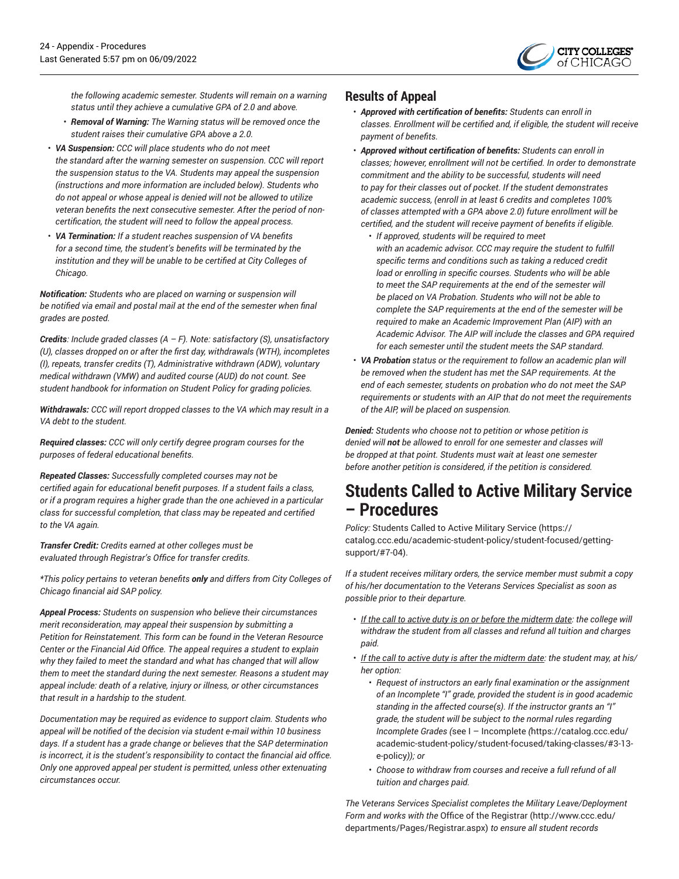*the following academic semester. Students will remain on a warning status until they achieve a cumulative GPA of 2.0 and above.*

- ***Removal of Warning:*** *The Warning status will be removed once the student raises their cumulative GPA above a 2.0.*

- ***VA Suspension:*** *CCC will place students who do not meet the standard after the warning semester on suspension. CCC will report the suspension status to the VA. Students may appeal the suspension (instructions and more information are included below). Students who do not appeal or whose appeal is denied will not be allowed to utilize veteran benefits the next consecutive semester. After the period of non-certification, the student will need to follow the appeal process.*
- ***VA Termination:*** *If a student reaches suspension of VA benefits for a second time, the student's benefits will be terminated by the institution and they will be unable to be certified at City Colleges of Chicago.*

***Notification:*** *Students who are placed on warning or suspension will be notified via email and postal mail at the end of the semester when final grades are posted.*

***Credits****: Include graded classes (A – F). Note: satisfactory (S), unsatisfactory (U), classes dropped on or after the first day, withdrawals (WTH), incompletes (I), repeats, transfer credits (T), Administrative withdrawn (ADW), voluntary medical withdrawn (VMW) and audited course (AUD) do not count. See student handbook for information on Student Policy for grading policies.*

***Withdrawals:*** *CCC will report dropped classes to the VA which may result in a VA debt to the student.*

***Required classes:*** *CCC will only certify degree program courses for the purposes of federal educational benefits.*

***Repeated Classes:*** *Successfully completed courses may not be certified again for educational benefit purposes. If a student fails a class, or if a program requires a higher grade than the one achieved in a particular class for successful completion, that class may be repeated and certified to the VA again.*

***Transfer Credit:*** *Credits earned at other colleges must be evaluated through Registrar's Office for transfer credits.*

*\*This policy pertains to veteran benefits **only** and differs from City Colleges of Chicago financial aid SAP policy.*

***Appeal Process:*** *Students on suspension who believe their circumstances merit reconsideration, may appeal their suspension by submitting a Petition for Reinstatement. This form can be found in the Veteran Resource Center or the Financial Aid Office. The appeal requires a student to explain why they failed to meet the standard and what has changed that will allow them to meet the standard during the next semester. Reasons a student may appeal include: death of a relative, injury or illness, or other circumstances that result in a hardship to the student.*

*Documentation may be required as evidence to support claim. Students who appeal will be notified of the decision via student e-mail within 10 business days. If a student has a grade change or believes that the SAP determination is incorrect, it is the student's responsibility to contact the financial aid office. Only one approved appeal per student is permitted, unless other extenuating circumstances occur.*

## Results of Appeal

- ***Approved with certification of benefits:*** *Students can enroll in classes. Enrollment will be certified and, if eligible, the student will receive payment of benefits.*
- ***Approved without certification of benefits:*** *Students can enroll in classes; however, enrollment will not be certified. In order to demonstrate commitment and the ability to be successful, students will need to pay for their classes out of pocket. If the student demonstrates academic success, (enroll in at least 6 credits and completes 100% of classes attempted with a GPA above 2.0) future enrollment will be certified, and the student will receive payment of benefits if eligible.*
    - *If approved, students will be required to meet with an academic advisor. CCC may require the student to fulfill specific terms and conditions such as taking a reduced credit load or enrolling in specific courses. Students who will be able to meet the SAP requirements at the end of the semester will be placed on VA Probation. Students who will not be able to complete the SAP requirements at the end of the semester will be required to make an Academic Improvement Plan (AIP) with an Academic Advisor. The AIP will include the classes and GPA required for each semester until the student meets the SAP standard.*
- ***VA Probation*** *status or the requirement to follow an academic plan will be removed when the student has met the SAP requirements. At the end of each semester, students on probation who do not meet the SAP requirements or students with an AIP that do not meet the requirements of the AIP, will be placed on suspension.*

***Denied:*** *Students who choose not to petition or whose petition is denied will **not** be allowed to enroll for one semester and classes will be dropped at that point. Students must wait at least one semester before another petition is considered, if the petition is considered.*

# Students Called to Active Military Service – Procedures

*Policy:* Students Called to Active Military Service (https://catalog.ccc.edu/academic-student-policy/student-focused/getting-support/#7-04).

*If a student receives military orders, the service member must submit a copy of his/her documentation to the Veterans Services Specialist as soon as possible prior to their departure.*

- *If the call to active duty is on or before the midterm date: the college will withdraw the student from all classes and refund all tuition and charges paid.*
- *If the call to active duty is after the midterm date: the student may, at his/her option:*
    - *Request of instructors an early final examination or the assignment of an Incomplete "I" grade, provided the student is in good academic standing in the affected course(s). If the instructor grants an "I" grade, the student will be subject to the normal rules regarding Incomplete Grades (*see I – Incomplete *(*https://catalog.ccc.edu/academic-student-policy/student-focused/taking-classes/#3-13-e-policy*)); or*
    - *Choose to withdraw from courses and receive a full refund of all tuition and charges paid.*

*The Veterans Services Specialist completes the Military Leave/Deployment Form and works with the* Office of the Registrar (http://www.ccc.edu/departments/Pages/Registrar.aspx) *to ensure all student records*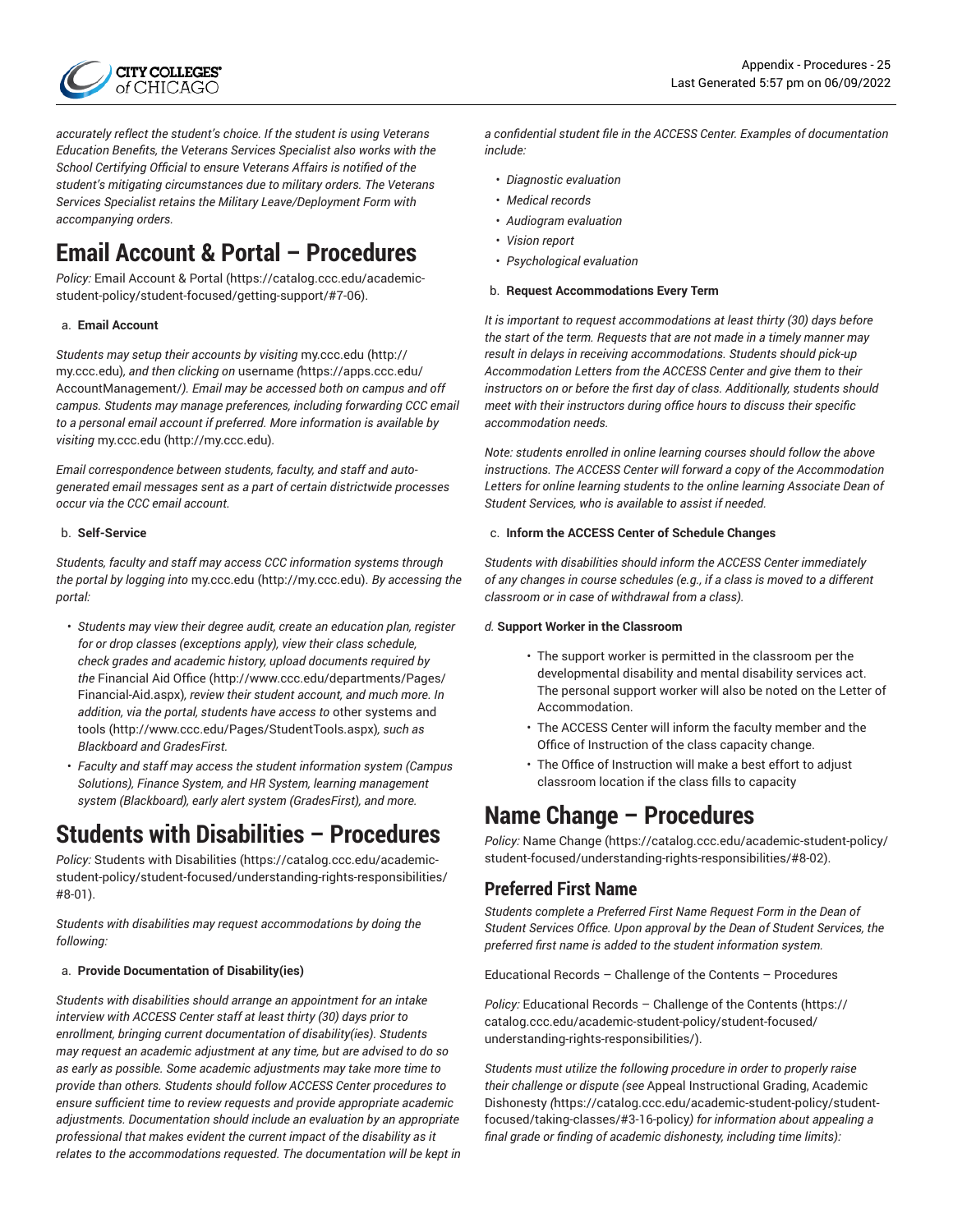*accurately reflect the student's choice. If the student is using Veterans Education Benefits, the Veterans Services Specialist also works with the School Certifying Official to ensure Veterans Affairs is notified of the student's mitigating circumstances due to military orders. The Veterans Services Specialist retains the Military Leave/Deployment Form with accompanying orders.*

# Email Account & Portal – Procedures

*Policy:* Email Account & Portal (https://catalog.ccc.edu/academic-student-policy/student-focused/getting-support/#7-06).

a. **Email Account**

*Students may setup their accounts by visiting* my.ccc.edu (http://my.ccc.edu)*, and then clicking on* username (https://apps.ccc.edu/AccountManagement/)*. Email may be accessed both on campus and off campus. Students may manage preferences, including forwarding CCC email to a personal email account if preferred. More information is available by visiting* my.ccc.edu (http://my.ccc.edu).

*Email correspondence between students, faculty, and staff and auto-generated email messages sent as a part of certain districtwide processes occur via the CCC email account.*

b. **Self-Service**

*Students, faculty and staff may access CCC information systems through the portal by logging into* my.ccc.edu (http://my.ccc.edu)*. By accessing the portal:*

- *Students may view their degree audit, create an education plan, register for or drop classes (exceptions apply), view their class schedule, check grades and academic history, upload documents required by the* Financial Aid Office (http://www.ccc.edu/departments/Pages/Financial-Aid.aspx)*, review their student account, and much more. In addition, via the portal, students have access to* other systems and tools (http://www.ccc.edu/Pages/StudentTools.aspx)*, such as Blackboard and GradesFirst.*
- *Faculty and staff may access the student information system (Campus Solutions), Finance System, and HR System, learning management system (Blackboard), early alert system (GradesFirst), and more.*

# Students with Disabilities – Procedures

*Policy:* Students with Disabilities (https://catalog.ccc.edu/academic-student-policy/student-focused/understanding-rights-responsibilities/#8-01).

*Students with disabilities may request accommodations by doing the following:*

a. **Provide Documentation of Disability(ies)**

*Students with disabilities should arrange an appointment for an intake interview with ACCESS Center staff at least thirty (30) days prior to enrollment, bringing current documentation of disability(ies). Students may request an academic adjustment at any time, but are advised to do so as early as possible. Some academic adjustments may take more time to provide than others. Students should follow ACCESS Center procedures to ensure sufficient time to review requests and provide appropriate academic adjustments. Documentation should include an evaluation by an appropriate professional that makes evident the current impact of the disability as it relates to the accommodations requested. The documentation will be kept in a confidential student file in the ACCESS Center. Examples of documentation include:*

- *Diagnostic evaluation*
- *Medical records*
- *Audiogram evaluation*
- *Vision report*
- *Psychological evaluation*

b. **Request Accommodations Every Term**

*It is important to request accommodations at least thirty (30) days before the start of the term. Requests that are not made in a timely manner may result in delays in receiving accommodations. Students should pick-up Accommodation Letters from the ACCESS Center and give them to their instructors on or before the first day of class. Additionally, students should meet with their instructors during office hours to discuss their specific accommodation needs.*

*Note: students enrolled in online learning courses should follow the above instructions. The ACCESS Center will forward a copy of the Accommodation Letters for online learning students to the online learning Associate Dean of Student Services, who is available to assist if needed.*

c. **Inform the ACCESS Center of Schedule Changes**

*Students with disabilities should inform the ACCESS Center immediately of any changes in course schedules (e.g., if a class is moved to a different classroom or in case of withdrawal from a class).*

*d.* **Support Worker in the Classroom**

- The support worker is permitted in the classroom per the developmental disability and mental disability services act. The personal support worker will also be noted on the Letter of Accommodation.
- The ACCESS Center will inform the faculty member and the Office of Instruction of the class capacity change.
- The Office of Instruction will make a best effort to adjust classroom location if the class fills to capacity

# Name Change – Procedures

*Policy:* Name Change (https://catalog.ccc.edu/academic-student-policy/student-focused/understanding-rights-responsibilities/#8-02).

## Preferred First Name

*Students complete a Preferred First Name Request Form in the Dean of Student Services Office. Upon approval by the Dean of Student Services, the preferred first name is added to the student information system.*

Educational Records – Challenge of the Contents – Procedures

*Policy:* Educational Records – Challenge of the Contents (https://catalog.ccc.edu/academic-student-policy/student-focused/understanding-rights-responsibilities/).

*Students must utilize the following procedure in order to properly raise their challenge or dispute (see* Appeal Instructional Grading, Academic Dishonesty (https://catalog.ccc.edu/academic-student-policy/student-focused/taking-classes/#3-16-policy) *for information about appealing a final grade or finding of academic dishonesty, including time limits):*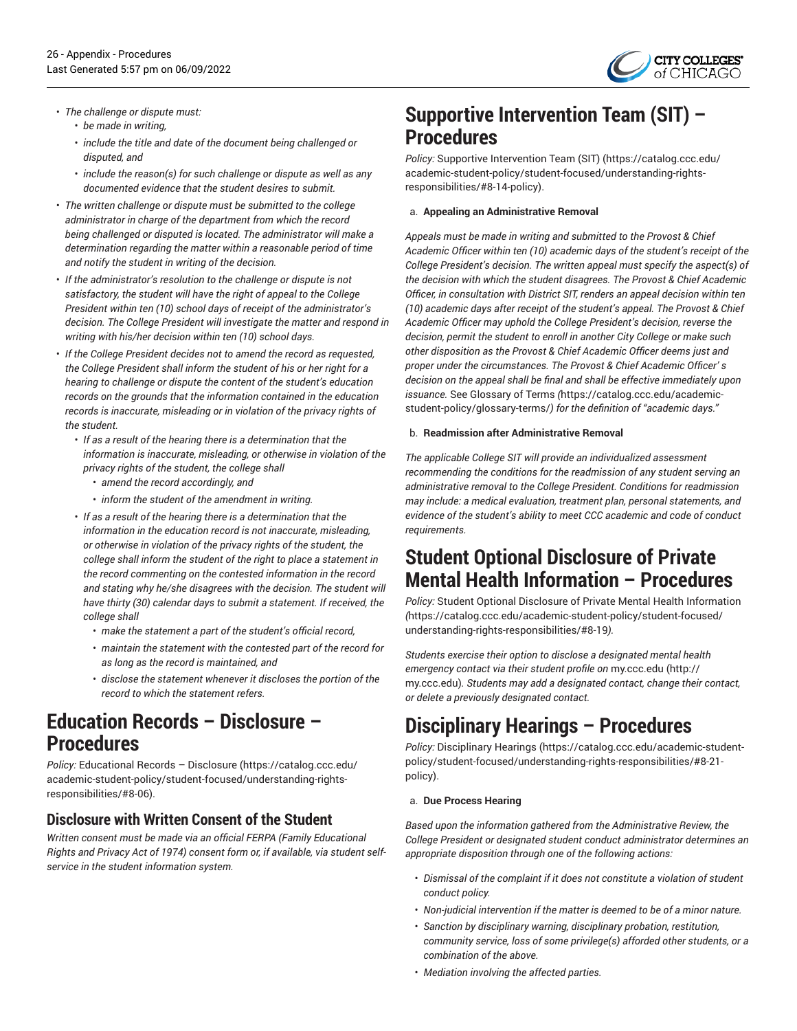- *The challenge or dispute must:*
  - *be made in writing,*
  - *include the title and date of the document being challenged or disputed, and*
  - *include the reason(s) for such challenge or dispute as well as any documented evidence that the student desires to submit.*
- *The written challenge or dispute must be submitted to the college administrator in charge of the department from which the record being challenged or disputed is located. The administrator will make a determination regarding the matter within a reasonable period of time and notify the student in writing of the decision.*
- *If the administrator's resolution to the challenge or dispute is not satisfactory, the student will have the right of appeal to the College President within ten (10) school days of receipt of the administrator's decision. The College President will investigate the matter and respond in writing with his/her decision within ten (10) school days.*
- *If the College President decides not to amend the record as requested, the College President shall inform the student of his or her right for a hearing to challenge or dispute the content of the student's education records on the grounds that the information contained in the education records is inaccurate, misleading or in violation of the privacy rights of the student.*
  - *If as a result of the hearing there is a determination that the information is inaccurate, misleading, or otherwise in violation of the privacy rights of the student, the college shall*
    - *amend the record accordingly, and*
    - *inform the student of the amendment in writing.*
  - *If as a result of the hearing there is a determination that the information in the education record is not inaccurate, misleading, or otherwise in violation of the privacy rights of the student, the college shall inform the student of the right to place a statement in the record commenting on the contested information in the record and stating why he/she disagrees with the decision. The student will have thirty (30) calendar days to submit a statement. If received, the college shall*
    - *make the statement a part of the student's official record,*
    - *maintain the statement with the contested part of the record for as long as the record is maintained, and*
    - *disclose the statement whenever it discloses the portion of the record to which the statement refers.*

# Education Records – Disclosure – Procedures

*Policy:* Educational Records – Disclosure (https://catalog.ccc.edu/academic-student-policy/student-focused/understanding-rights-responsibilities/#8-06).

## Disclosure with Written Consent of the Student

*Written consent must be made via an official FERPA (Family Educational Rights and Privacy Act of 1974) consent form or, if available, via student self-service in the student information system.*

# Supportive Intervention Team (SIT) – Procedures

*Policy:* Supportive Intervention Team (SIT) (https://catalog.ccc.edu/academic-student-policy/student-focused/understanding-rights-responsibilities/#8-14-policy).

a. **Appealing an Administrative Removal**

*Appeals must be made in writing and submitted to the Provost & Chief Academic Officer within ten (10) academic days of the student's receipt of the College President's decision. The written appeal must specify the aspect(s) of the decision with which the student disagrees. The Provost & Chief Academic Officer, in consultation with District SIT, renders an appeal decision within ten (10) academic days after receipt of the student's appeal. The Provost & Chief Academic Officer may uphold the College President's decision, reverse the decision, permit the student to enroll in another City College or make such other disposition as the Provost & Chief Academic Officer deems just and proper under the circumstances. The Provost & Chief Academic Officer' s decision on the appeal shall be final and shall be effective immediately upon issuance.* See Glossary of Terms *(*https://catalog.ccc.edu/academic-student-policy/glossary-terms/*) for the definition of "academic days."*

b. **Readmission after Administrative Removal**

*The applicable College SIT will provide an individualized assessment recommending the conditions for the readmission of any student serving an administrative removal to the College President. Conditions for readmission may include: a medical evaluation, treatment plan, personal statements, and evidence of the student's ability to meet CCC academic and code of conduct requirements.*

# Student Optional Disclosure of Private Mental Health Information – Procedures

*Policy:* Student Optional Disclosure of Private Mental Health Information *(*https://catalog.ccc.edu/academic-student-policy/student-focused/understanding-rights-responsibilities/#8-19*).*

*Students exercise their option to disclose a designated mental health emergency contact via their student profile on* my.ccc.edu (http://my.ccc.edu)*. Students may add a designated contact, change their contact, or delete a previously designated contact.*

# Disciplinary Hearings – Procedures

*Policy:* Disciplinary Hearings (https://catalog.ccc.edu/academic-student-policy/student-focused/understanding-rights-responsibilities/#8-21-policy).

a. **Due Process Hearing**

*Based upon the information gathered from the Administrative Review, the College President or designated student conduct administrator determines an appropriate disposition through one of the following actions:*

- *Dismissal of the complaint if it does not constitute a violation of student conduct policy.*
- *Non-judicial intervention if the matter is deemed to be of a minor nature.*
- *Sanction by disciplinary warning, disciplinary probation, restitution, community service, loss of some privilege(s) afforded other students, or a combination of the above.*
- *Mediation involving the affected parties.*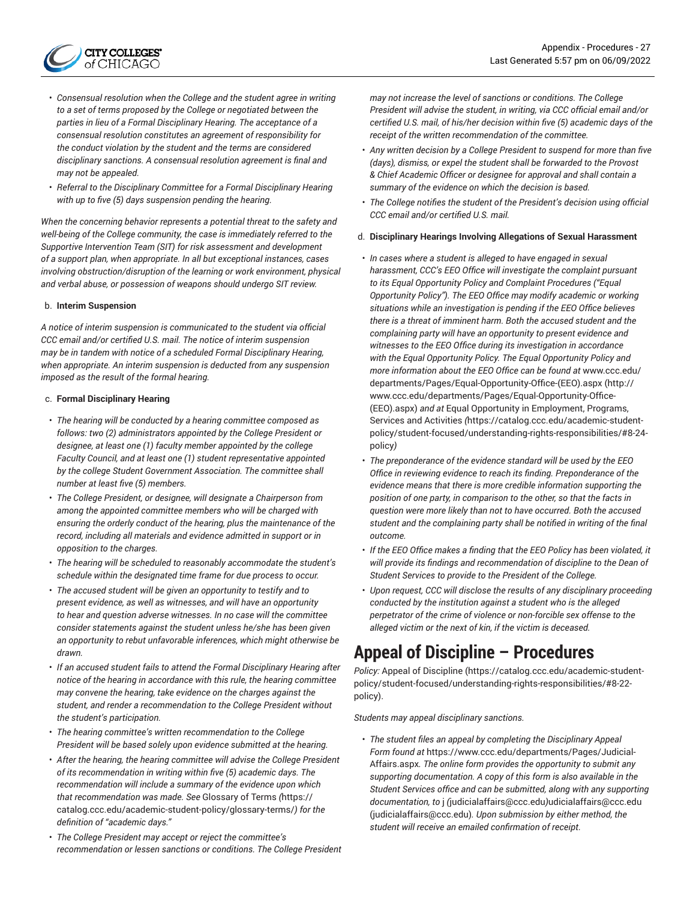- *Consensual resolution when the College and the student agree in writing to a set of terms proposed by the College or negotiated between the parties in lieu of a Formal Disciplinary Hearing. The acceptance of a consensual resolution constitutes an agreement of responsibility for the conduct violation by the student and the terms are considered disciplinary sanctions. A consensual resolution agreement is final and may not be appealed.*
- *Referral to the Disciplinary Committee for a Formal Disciplinary Hearing with up to five (5) days suspension pending the hearing.*

*When the concerning behavior represents a potential threat to the safety and well-being of the College community, the case is immediately referred to the Supportive Intervention Team (SIT) for risk assessment and development of a support plan, when appropriate. In all but exceptional instances, cases involving obstruction/disruption of the learning or work environment, physical and verbal abuse, or possession of weapons should undergo SIT review.*

b. **Interim Suspension**

*A notice of interim suspension is communicated to the student via official CCC email and/or certified U.S. mail. The notice of interim suspension may be in tandem with notice of a scheduled Formal Disciplinary Hearing, when appropriate. An interim suspension is deducted from any suspension imposed as the result of the formal hearing.*

c. **Formal Disciplinary Hearing**

- *The hearing will be conducted by a hearing committee composed as follows: two (2) administrators appointed by the College President or designee, at least one (1) faculty member appointed by the college Faculty Council, and at least one (1) student representative appointed by the college Student Government Association. The committee shall number at least five (5) members.*
- *The College President, or designee, will designate a Chairperson from among the appointed committee members who will be charged with ensuring the orderly conduct of the hearing, plus the maintenance of the record, including all materials and evidence admitted in support or in opposition to the charges.*
- *The hearing will be scheduled to reasonably accommodate the student's schedule within the designated time frame for due process to occur.*
- *The accused student will be given an opportunity to testify and to present evidence, as well as witnesses, and will have an opportunity to hear and question adverse witnesses. In no case will the committee consider statements against the student unless he/she has been given an opportunity to rebut unfavorable inferences, which might otherwise be drawn.*
- *If an accused student fails to attend the Formal Disciplinary Hearing after notice of the hearing in accordance with this rule, the hearing committee may convene the hearing, take evidence on the charges against the student, and render a recommendation to the College President without the student's participation.*
- *The hearing committee's written recommendation to the College President will be based solely upon evidence submitted at the hearing.*
- *After the hearing, the hearing committee will advise the College President of its recommendation in writing within five (5) academic days. The recommendation will include a summary of the evidence upon which that recommendation was made. See* Glossary of Terms *(*https://catalog.ccc.edu/academic-student-policy/glossary-terms/*) for the definition of "academic days."*
- *The College President may accept or reject the committee's recommendation or lessen sanctions or conditions. The College President may not increase the level of sanctions or conditions. The College President will advise the student, in writing, via CCC official email and/or certified U.S. mail, of his/her decision within five (5) academic days of the receipt of the written recommendation of the committee.*
- *Any written decision by a College President to suspend for more than five (days), dismiss, or expel the student shall be forwarded to the Provost & Chief Academic Officer or designee for approval and shall contain a summary of the evidence on which the decision is based.*
- *The College notifies the student of the President's decision using official CCC email and/or certified U.S. mail.*

d. **Disciplinary Hearings Involving Allegations of Sexual Harassment**

- *In cases where a student is alleged to have engaged in sexual harassment, CCC's EEO Office will investigate the complaint pursuant to its Equal Opportunity Policy and Complaint Procedures ("Equal Opportunity Policy"). The EEO Office may modify academic or working situations while an investigation is pending if the EEO Office believes there is a threat of imminent harm. Both the accused student and the complaining party will have an opportunity to present evidence and witnesses to the EEO Office during its investigation in accordance with the Equal Opportunity Policy. The Equal Opportunity Policy and more information about the EEO Office can be found at* www.ccc.edu/departments/Pages/Equal-Opportunity-Office-(EEO).aspx (http://www.ccc.edu/departments/Pages/Equal-Opportunity-Office-(EEO).aspx) *and at* Equal Opportunity in Employment, Programs, Services and Activities *(*https://catalog.ccc.edu/academic-student-policy/student-focused/understanding-rights-responsibilities/#8-24-policy*)*
- *The preponderance of the evidence standard will be used by the EEO Office in reviewing evidence to reach its finding. Preponderance of the evidence means that there is more credible information supporting the position of one party, in comparison to the other, so that the facts in question were more likely than not to have occurred. Both the accused student and the complaining party shall be notified in writing of the final outcome.*
- *If the EEO Office makes a finding that the EEO Policy has been violated, it will provide its findings and recommendation of discipline to the Dean of Student Services to provide to the President of the College.*
- *Upon request, CCC will disclose the results of any disciplinary proceeding conducted by the institution against a student who is the alleged perpetrator of the crime of violence or non-forcible sex offense to the alleged victim or the next of kin, if the victim is deceased.*

# Appeal of Discipline – Procedures

*Policy:* Appeal of Discipline (https://catalog.ccc.edu/academic-student-policy/student-focused/understanding-rights-responsibilities/#8-22-policy).

*Students may appeal disciplinary sanctions.*

- *The student files an appeal by completing the Disciplinary Appeal Form found at* https://www.ccc.edu/departments/Pages/Judicial-Affairs.aspx*. The online form provides the opportunity to submit any supporting documentation. A copy of this form is also available in the Student Services office and can be submitted, along with any supporting documentation, to* j (judicialaffairs@ccc.edu)udicialaffairs@ccc.edu (judicialaffairs@ccc.edu)*. Upon submission by either method, the student will receive an emailed confirmation of receipt.*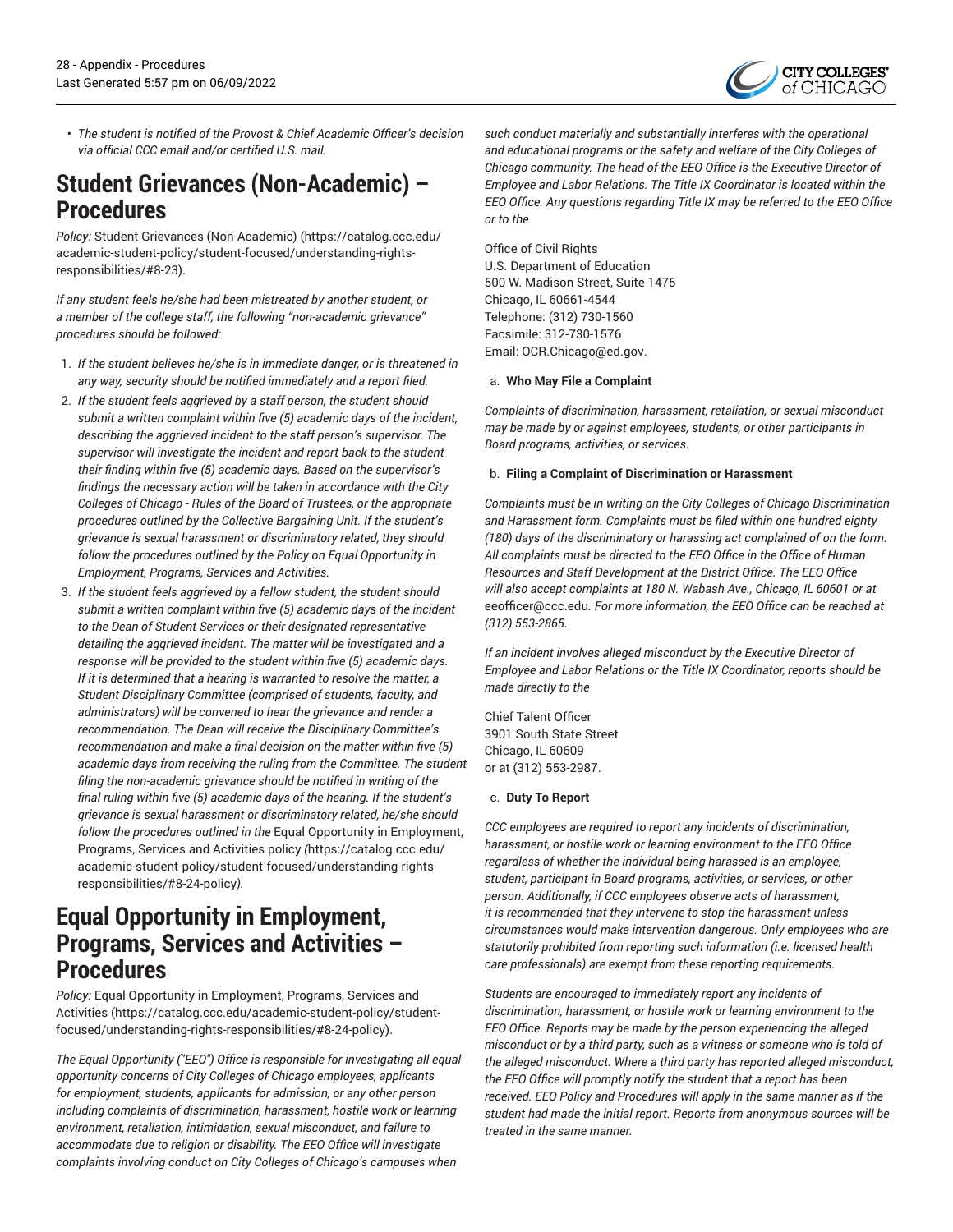- *The student is notified of the Provost & Chief Academic Officer's decision via official CCC email and/or certified U.S. mail.*

# Student Grievances (Non-Academic) – Procedures

*Policy:* Student Grievances (Non-Academic) (https://catalog.ccc.edu/academic-student-policy/student-focused/understanding-rights-responsibilities/#8-23).

*If any student feels he/she had been mistreated by another student, or a member of the college staff, the following "non-academic grievance" procedures should be followed:*

1. *If the student believes he/she is in immediate danger, or is threatened in any way, security should be notified immediately and a report filed.*
2. *If the student feels aggrieved by a staff person, the student should submit a written complaint within five (5) academic days of the incident, describing the aggrieved incident to the staff person's supervisor. The supervisor will investigate the incident and report back to the student their finding within five (5) academic days. Based on the supervisor's findings the necessary action will be taken in accordance with the City Colleges of Chicago - Rules of the Board of Trustees, or the appropriate procedures outlined by the Collective Bargaining Unit. If the student's grievance is sexual harassment or discriminatory related, they should follow the procedures outlined by the Policy on Equal Opportunity in Employment, Programs, Services and Activities.*
3. *If the student feels aggrieved by a fellow student, the student should submit a written complaint within five (5) academic days of the incident to the Dean of Student Services or their designated representative detailing the aggrieved incident. The matter will be investigated and a response will be provided to the student within five (5) academic days. If it is determined that a hearing is warranted to resolve the matter, a Student Disciplinary Committee (comprised of students, faculty, and administrators) will be convened to hear the grievance and render a recommendation. The Dean will receive the Disciplinary Committee's recommendation and make a final decision on the matter within five (5) academic days from receiving the ruling from the Committee. The student filing the non-academic grievance should be notified in writing of the final ruling within five (5) academic days of the hearing. If the student's grievance is sexual harassment or discriminatory related, he/she should follow the procedures outlined in the* Equal Opportunity in Employment, Programs, Services and Activities policy *(*https://catalog.ccc.edu/academic-student-policy/student-focused/understanding-rights-responsibilities/#8-24-policy*).*

# Equal Opportunity in Employment, Programs, Services and Activities – Procedures

*Policy:* Equal Opportunity in Employment, Programs, Services and Activities (https://catalog.ccc.edu/academic-student-policy/student-focused/understanding-rights-responsibilities/#8-24-policy).

*The Equal Opportunity ("EEO") Office is responsible for investigating all equal opportunity concerns of City Colleges of Chicago employees, applicants for employment, students, applicants for admission, or any other person including complaints of discrimination, harassment, hostile work or learning environment, retaliation, intimidation, sexual misconduct, and failure to accommodate due to religion or disability. The EEO Office will investigate complaints involving conduct on City Colleges of Chicago's campuses when such conduct materially and substantially interferes with the operational and educational programs or the safety and welfare of the City Colleges of Chicago community. The head of the EEO Office is the Executive Director of Employee and Labor Relations. The Title IX Coordinator is located within the EEO Office. Any questions regarding Title IX may be referred to the EEO Office or to the*

Office of Civil Rights
U.S. Department of Education
500 W. Madison Street, Suite 1475
Chicago, IL 60661-4544
Telephone: (312) 730-1560
Facsimile: 312-730-1576
Email: OCR.Chicago@ed.gov.

a. **Who May File a Complaint**

*Complaints of discrimination, harassment, retaliation, or sexual misconduct may be made by or against employees, students, or other participants in Board programs, activities, or services.*

b. **Filing a Complaint of Discrimination or Harassment**

*Complaints must be in writing on the City Colleges of Chicago Discrimination and Harassment form. Complaints must be filed within one hundred eighty (180) days of the discriminatory or harassing act complained of on the form. All complaints must be directed to the EEO Office in the Office of Human Resources and Staff Development at the District Office. The EEO Office will also accept complaints at 180 N. Wabash Ave., Chicago, IL 60601 or at* eeofficer@ccc.edu*. For more information, the EEO Office can be reached at (312) 553-2865.*

*If an incident involves alleged misconduct by the Executive Director of Employee and Labor Relations or the Title IX Coordinator, reports should be made directly to the*

Chief Talent Officer
3901 South State Street
Chicago, IL 60609
or at (312) 553-2987.

c. **Duty To Report**

*CCC employees are required to report any incidents of discrimination, harassment, or hostile work or learning environment to the EEO Office regardless of whether the individual being harassed is an employee, student, participant in Board programs, activities, or services, or other person. Additionally, if CCC employees observe acts of harassment, it is recommended that they intervene to stop the harassment unless circumstances would make intervention dangerous. Only employees who are statutorily prohibited from reporting such information (i.e. licensed health care professionals) are exempt from these reporting requirements.*

*Students are encouraged to immediately report any incidents of discrimination, harassment, or hostile work or learning environment to the EEO Office. Reports may be made by the person experiencing the alleged misconduct or by a third party, such as a witness or someone who is told of the alleged misconduct. Where a third party has reported alleged misconduct, the EEO Office will promptly notify the student that a report has been received. EEO Policy and Procedures will apply in the same manner as if the student had made the initial report. Reports from anonymous sources will be treated in the same manner.*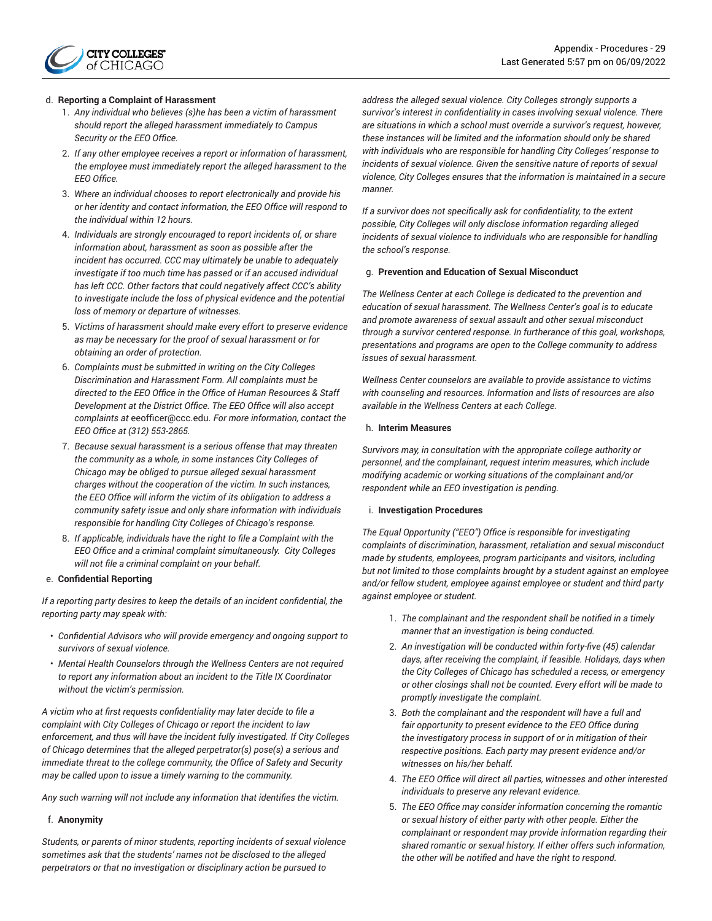d. **Reporting a Complaint of Harassment**

1. *Any individual who believes (s)he has been a victim of harassment should report the alleged harassment immediately to Campus Security or the EEO Office.*
2. *If any other employee receives a report or information of harassment, the employee must immediately report the alleged harassment to the EEO Office.*
3. *Where an individual chooses to report electronically and provide his or her identity and contact information, the EEO Office will respond to the individual within 12 hours.*
4. *Individuals are strongly encouraged to report incidents of, or share information about, harassment as soon as possible after the incident has occurred. CCC may ultimately be unable to adequately investigate if too much time has passed or if an accused individual has left CCC. Other factors that could negatively affect CCC's ability to investigate include the loss of physical evidence and the potential loss of memory or departure of witnesses.*
5. *Victims of harassment should make every effort to preserve evidence as may be necessary for the proof of sexual harassment or for obtaining an order of protection.*
6. *Complaints must be submitted in writing on the City Colleges Discrimination and Harassment Form. All complaints must be directed to the EEO Office in the Office of Human Resources & Staff Development at the District Office. The EEO Office will also accept complaints at* eeofficer@ccc.edu. *For more information, contact the EEO Office at (312) 553-2865.*
7. *Because sexual harassment is a serious offense that may threaten the community as a whole, in some instances City Colleges of Chicago may be obliged to pursue alleged sexual harassment charges without the cooperation of the victim. In such instances, the EEO Office will inform the victim of its obligation to address a community safety issue and only share information with individuals responsible for handling City Colleges of Chicago's response.*
8. *If applicable, individuals have the right to file a Complaint with the EEO Office and a criminal complaint simultaneously. City Colleges will not file a criminal complaint on your behalf.*

e. **Confidential Reporting**

*If a reporting party desires to keep the details of an incident confidential, the reporting party may speak with:*

- *Confidential Advisors who will provide emergency and ongoing support to survivors of sexual violence.*
- *Mental Health Counselors through the Wellness Centers are not required to report any information about an incident to the Title IX Coordinator without the victim's permission.*

*A victim who at first requests confidentiality may later decide to file a complaint with City Colleges of Chicago or report the incident to law enforcement, and thus will have the incident fully investigated. If City Colleges of Chicago determines that the alleged perpetrator(s) pose(s) a serious and immediate threat to the college community, the Office of Safety and Security may be called upon to issue a timely warning to the community.*

*Any such warning will not include any information that identifies the victim.*

f. **Anonymity**

*Students, or parents of minor students, reporting incidents of sexual violence sometimes ask that the students' names not be disclosed to the alleged perpetrators or that no investigation or disciplinary action be pursued to address the alleged sexual violence. City Colleges strongly supports a survivor's interest in confidentiality in cases involving sexual violence. There are situations in which a school must override a survivor's request, however, these instances will be limited and the information should only be shared with individuals who are responsible for handling City Colleges' response to incidents of sexual violence. Given the sensitive nature of reports of sexual violence, City Colleges ensures that the information is maintained in a secure manner.*

*If a survivor does not specifically ask for confidentiality, to the extent possible, City Colleges will only disclose information regarding alleged incidents of sexual violence to individuals who are responsible for handling the school's response.*

g. **Prevention and Education of Sexual Misconduct**

*The Wellness Center at each College is dedicated to the prevention and education of sexual harassment. The Wellness Center's goal is to educate and promote awareness of sexual assault and other sexual misconduct through a survivor centered response. In furtherance of this goal, workshops, presentations and programs are open to the College community to address issues of sexual harassment.*

*Wellness Center counselors are available to provide assistance to victims with counseling and resources. Information and lists of resources are also available in the Wellness Centers at each College.*

h. **Interim Measures**

*Survivors may, in consultation with the appropriate college authority or personnel, and the complainant, request interim measures, which include modifying academic or working situations of the complainant and/or respondent while an EEO investigation is pending.*

i. **Investigation Procedures**

*The Equal Opportunity ("EEO") Office is responsible for investigating complaints of discrimination, harassment, retaliation and sexual misconduct made by students, employees, program participants and visitors, including but not limited to those complaints brought by a student against an employee and/or fellow student, employee against employee or student and third party against employee or student.*

1. *The complainant and the respondent shall be notified in a timely manner that an investigation is being conducted.*
2. *An investigation will be conducted within forty-five (45) calendar days, after receiving the complaint, if feasible. Holidays, days when the City Colleges of Chicago has scheduled a recess, or emergency or other closings shall not be counted. Every effort will be made to promptly investigate the complaint.*
3. *Both the complainant and the respondent will have a full and fair opportunity to present evidence to the EEO Office during the investigatory process in support of or in mitigation of their respective positions. Each party may present evidence and/or witnesses on his/her behalf.*
4. *The EEO Office will direct all parties, witnesses and other interested individuals to preserve any relevant evidence.*
5. *The EEO Office may consider information concerning the romantic or sexual history of either party with other people. Either the complainant or respondent may provide information regarding their shared romantic or sexual history. If either offers such information, the other will be notified and have the right to respond.*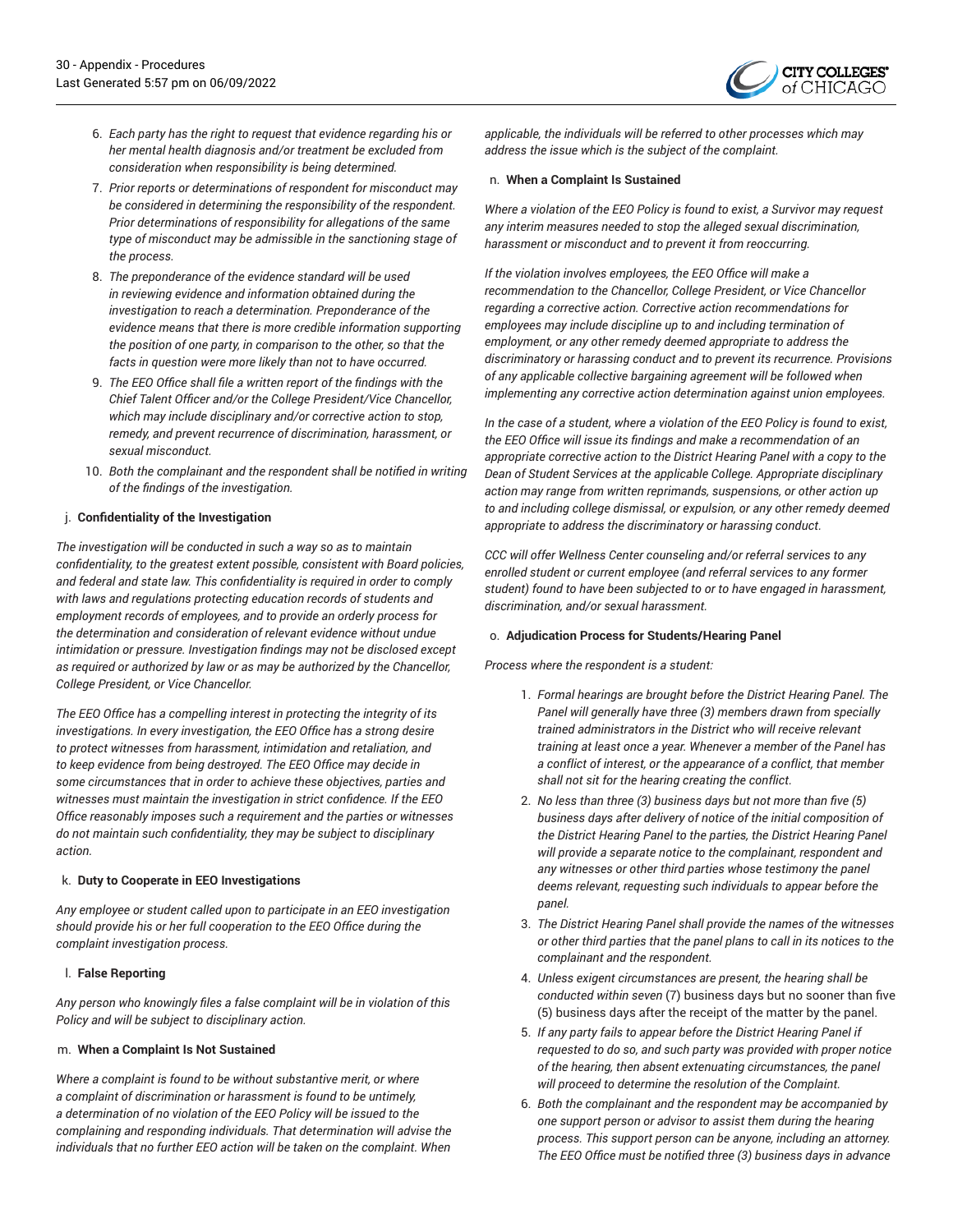6. *Each party has the right to request that evidence regarding his or her mental health diagnosis and/or treatment be excluded from consideration when responsibility is being determined.*
7. *Prior reports or determinations of respondent for misconduct may be considered in determining the responsibility of the respondent. Prior determinations of responsibility for allegations of the same type of misconduct may be admissible in the sanctioning stage of the process.*
8. *The preponderance of the evidence standard will be used in reviewing evidence and information obtained during the investigation to reach a determination. Preponderance of the evidence means that there is more credible information supporting the position of one party, in comparison to the other, so that the facts in question were more likely than not to have occurred.*
9. *The EEO Office shall file a written report of the findings with the Chief Talent Officer and/or the College President/Vice Chancellor, which may include disciplinary and/or corrective action to stop, remedy, and prevent recurrence of discrimination, harassment, or sexual misconduct.*
10. *Both the complainant and the respondent shall be notified in writing of the findings of the investigation.*

j. **Confidentiality of the Investigation**

*The investigation will be conducted in such a way so as to maintain confidentiality, to the greatest extent possible, consistent with Board policies, and federal and state law. This confidentiality is required in order to comply with laws and regulations protecting education records of students and employment records of employees, and to provide an orderly process for the determination and consideration of relevant evidence without undue intimidation or pressure. Investigation findings may not be disclosed except as required or authorized by law or as may be authorized by the Chancellor, College President, or Vice Chancellor.*

*The EEO Office has a compelling interest in protecting the integrity of its investigations. In every investigation, the EEO Office has a strong desire to protect witnesses from harassment, intimidation and retaliation, and to keep evidence from being destroyed. The EEO Office may decide in some circumstances that in order to achieve these objectives, parties and witnesses must maintain the investigation in strict confidence. If the EEO Office reasonably imposes such a requirement and the parties or witnesses do not maintain such confidentiality, they may be subject to disciplinary action.*

k. **Duty to Cooperate in EEO Investigations**

*Any employee or student called upon to participate in an EEO investigation should provide his or her full cooperation to the EEO Office during the complaint investigation process.*

l. **False Reporting**

*Any person who knowingly files a false complaint will be in violation of this Policy and will be subject to disciplinary action.*

m. **When a Complaint Is Not Sustained**

*Where a complaint is found to be without substantive merit, or where a complaint of discrimination or harassment is found to be untimely, a determination of no violation of the EEO Policy will be issued to the complaining and responding individuals. That determination will advise the individuals that no further EEO action will be taken on the complaint. When applicable, the individuals will be referred to other processes which may address the issue which is the subject of the complaint.*

n. **When a Complaint Is Sustained**

*Where a violation of the EEO Policy is found to exist, a Survivor may request any interim measures needed to stop the alleged sexual discrimination, harassment or misconduct and to prevent it from reoccurring.*

*If the violation involves employees, the EEO Office will make a recommendation to the Chancellor, College President, or Vice Chancellor regarding a corrective action. Corrective action recommendations for employees may include discipline up to and including termination of employment, or any other remedy deemed appropriate to address the discriminatory or harassing conduct and to prevent its recurrence. Provisions of any applicable collective bargaining agreement will be followed when implementing any corrective action determination against union employees.*

*In the case of a student, where a violation of the EEO Policy is found to exist, the EEO Office will issue its findings and make a recommendation of an appropriate corrective action to the District Hearing Panel with a copy to the Dean of Student Services at the applicable College. Appropriate disciplinary action may range from written reprimands, suspensions, or other action up to and including college dismissal, or expulsion, or any other remedy deemed appropriate to address the discriminatory or harassing conduct.*

*CCC will offer Wellness Center counseling and/or referral services to any enrolled student or current employee (and referral services to any former student) found to have been subjected to or to have engaged in harassment, discrimination, and/or sexual harassment.*

o. **Adjudication Process for Students/Hearing Panel**

*Process where the respondent is a student:*

1. *Formal hearings are brought before the District Hearing Panel. The Panel will generally have three (3) members drawn from specially trained administrators in the District who will receive relevant training at least once a year. Whenever a member of the Panel has a conflict of interest, or the appearance of a conflict, that member shall not sit for the hearing creating the conflict.*
2. *No less than three (3) business days but not more than five (5) business days after delivery of notice of the initial composition of the District Hearing Panel to the parties, the District Hearing Panel will provide a separate notice to the complainant, respondent and any witnesses or other third parties whose testimony the panel deems relevant, requesting such individuals to appear before the panel.*
3. *The District Hearing Panel shall provide the names of the witnesses or other third parties that the panel plans to call in its notices to the complainant and the respondent.*
4. *Unless exigent circumstances are present, the hearing shall be conducted within seven* (7) business days but no sooner than five (5) business days after the receipt of the matter by the panel.
5. *If any party fails to appear before the District Hearing Panel if requested to do so, and such party was provided with proper notice of the hearing, then absent extenuating circumstances, the panel will proceed to determine the resolution of the Complaint.*
6. *Both the complainant and the respondent may be accompanied by one support person or advisor to assist them during the hearing process. This support person can be anyone, including an attorney. The EEO Office must be notified three (3) business days in advance*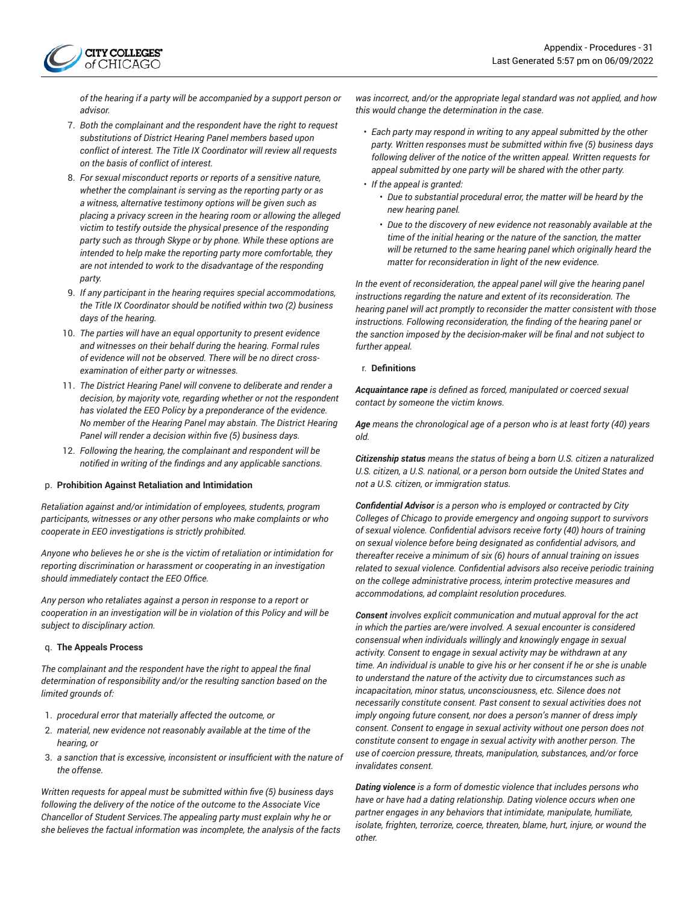of the hearing if a party will be accompanied by a support person or advisor.

7. *Both the complainant and the respondent have the right to request substitutions of District Hearing Panel members based upon conflict of interest. The Title IX Coordinator will review all requests on the basis of conflict of interest.*
8. *For sexual misconduct reports or reports of a sensitive nature, whether the complainant is serving as the reporting party or as a witness, alternative testimony options will be given such as placing a privacy screen in the hearing room or allowing the alleged victim to testify outside the physical presence of the responding party such as through Skype or by phone. While these options are intended to help make the reporting party more comfortable, they are not intended to work to the disadvantage of the responding party.*
9. *If any participant in the hearing requires special accommodations, the Title IX Coordinator should be notified within two (2) business days of the hearing.*
10. *The parties will have an equal opportunity to present evidence and witnesses on their behalf during the hearing. Formal rules of evidence will not be observed. There will be no direct cross-examination of either party or witnesses.*
11. *The District Hearing Panel will convene to deliberate and render a decision, by majority vote, regarding whether or not the respondent has violated the EEO Policy by a preponderance of the evidence. No member of the Hearing Panel may abstain. The District Hearing Panel will render a decision within five (5) business days.*
12. *Following the hearing, the complainant and respondent will be notified in writing of the findings and any applicable sanctions.*

p. **Prohibition Against Retaliation and Intimidation**

*Retaliation against and/or intimidation of employees, students, program participants, witnesses or any other persons who make complaints or who cooperate in EEO investigations is strictly prohibited.*

*Anyone who believes he or she is the victim of retaliation or intimidation for reporting discrimination or harassment or cooperating in an investigation should immediately contact the EEO Office.*

*Any person who retaliates against a person in response to a report or cooperation in an investigation will be in violation of this Policy and will be subject to disciplinary action.*

q. **The Appeals Process**

*The complainant and the respondent have the right to appeal the final determination of responsibility and/or the resulting sanction based on the limited grounds of:*

1. *procedural error that materially affected the outcome, or*
2. *material, new evidence not reasonably available at the time of the hearing, or*
3. *a sanction that is excessive, inconsistent or insufficient with the nature of the offense.*

*Written requests for appeal must be submitted within five (5) business days following the delivery of the notice of the outcome to the Associate Vice Chancellor of Student Services.The appealing party must explain why he or she believes the factual information was incomplete, the analysis of the facts was incorrect, and/or the appropriate legal standard was not applied, and how this would change the determination in the case.*

- *Each party may respond in writing to any appeal submitted by the other party. Written responses must be submitted within five (5) business days following deliver of the notice of the written appeal. Written requests for appeal submitted by one party will be shared with the other party.*
- *If the appeal is granted:*
  - *Due to substantial procedural error, the matter will be heard by the new hearing panel.*
  - *Due to the discovery of new evidence not reasonably available at the time of the initial hearing or the nature of the sanction, the matter will be returned to the same hearing panel which originally heard the matter for reconsideration in light of the new evidence.*

*In the event of reconsideration, the appeal panel will give the hearing panel instructions regarding the nature and extent of its reconsideration. The hearing panel will act promptly to reconsider the matter consistent with those instructions. Following reconsideration, the finding of the hearing panel or the sanction imposed by the decision-maker will be final and not subject to further appeal.*

r. **Definitions**

***Acquaintance rape*** *is defined as forced, manipulated or coerced sexual contact by someone the victim knows.*

***Age*** *means the chronological age of a person who is at least forty (40) years old.*

***Citizenship status*** *means the status of being a born U.S. citizen a naturalized U.S. citizen, a U.S. national, or a person born outside the United States and not a U.S. citizen, or immigration status.*

***Confidential Advisor*** *is a person who is employed or contracted by City Colleges of Chicago to provide emergency and ongoing support to survivors of sexual violence. Confidential advisors receive forty (40) hours of training on sexual violence before being designated as confidential advisors, and thereafter receive a minimum of six (6) hours of annual training on issues related to sexual violence. Confidential advisors also receive periodic training on the college administrative process, interim protective measures and accommodations, ad complaint resolution procedures.*

***Consent*** *involves explicit communication and mutual approval for the act in which the parties are/were involved. A sexual encounter is considered consensual when individuals willingly and knowingly engage in sexual activity. Consent to engage in sexual activity may be withdrawn at any time. An individual is unable to give his or her consent if he or she is unable to understand the nature of the activity due to circumstances such as incapacitation, minor status, unconsciousness, etc. Silence does not necessarily constitute consent. Past consent to sexual activities does not imply ongoing future consent, nor does a person's manner of dress imply consent. Consent to engage in sexual activity without one person does not constitute consent to engage in sexual activity with another person. The use of coercion pressure, threats, manipulation, substances, and/or force invalidates consent.*

***Dating violence*** *is a form of domestic violence that includes persons who have or have had a dating relationship. Dating violence occurs when one partner engages in any behaviors that intimidate, manipulate, humiliate, isolate, frighten, terrorize, coerce, threaten, blame, hurt, injure, or wound the other.*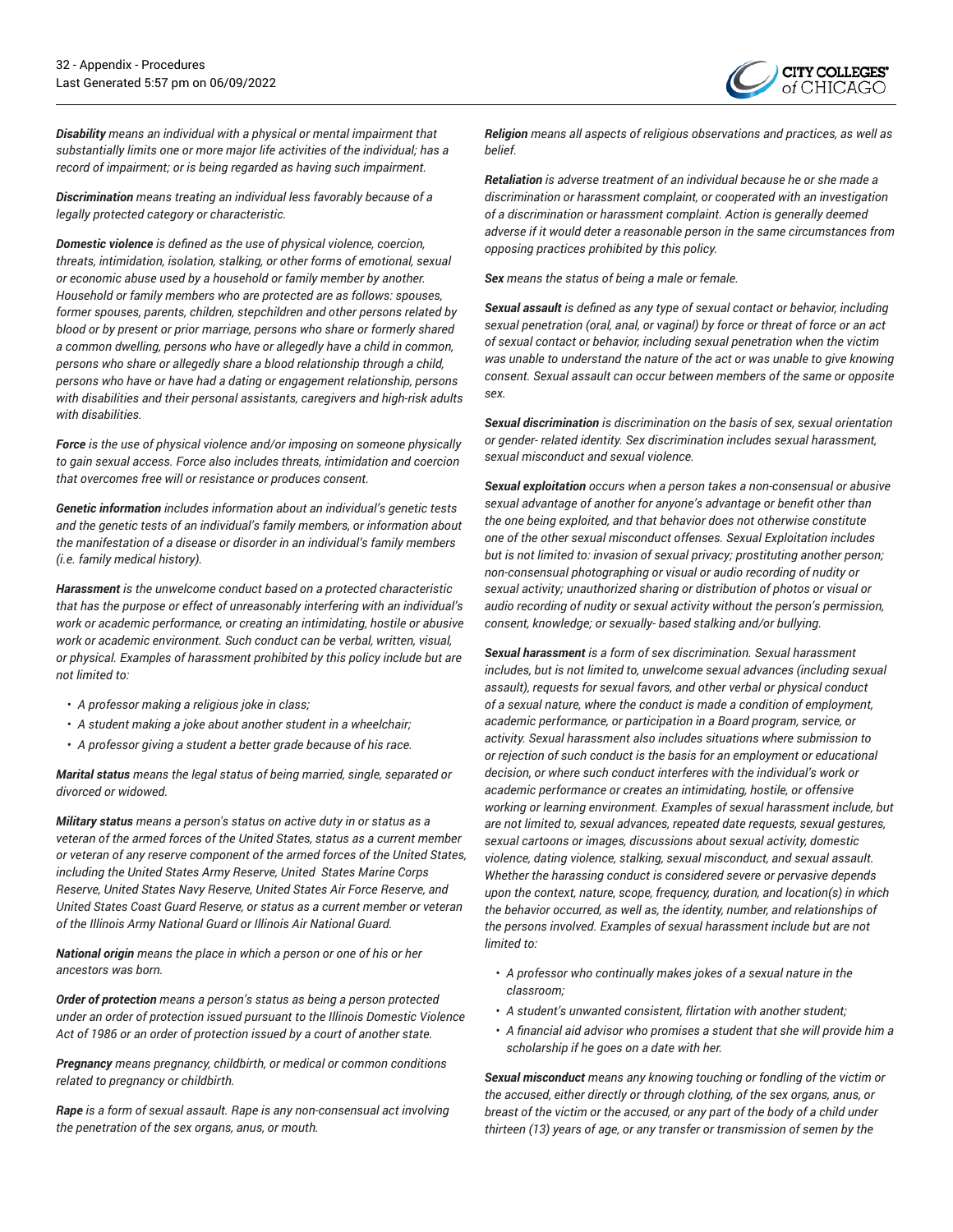***Disability*** *means an individual with a physical or mental impairment that substantially limits one or more major life activities of the individual; has a record of impairment; or is being regarded as having such impairment.*

***Discrimination*** *means treating an individual less favorably because of a legally protected category or characteristic.*

***Domestic violence*** *is defined as the use of physical violence, coercion, threats, intimidation, isolation, stalking, or other forms of emotional, sexual or economic abuse used by a household or family member by another. Household or family members who are protected are as follows: spouses, former spouses, parents, children, stepchildren and other persons related by blood or by present or prior marriage, persons who share or formerly shared a common dwelling, persons who have or allegedly have a child in common, persons who share or allegedly share a blood relationship through a child, persons who have or have had a dating or engagement relationship, persons with disabilities and their personal assistants, caregivers and high-risk adults with disabilities.*

***Force*** *is the use of physical violence and/or imposing on someone physically to gain sexual access. Force also includes threats, intimidation and coercion that overcomes free will or resistance or produces consent.*

***Genetic information*** *includes information about an individual's genetic tests and the genetic tests of an individual's family members, or information about the manifestation of a disease or disorder in an individual's family members (i.e. family medical history).*

***Harassment*** *is the unwelcome conduct based on a protected characteristic that has the purpose or effect of unreasonably interfering with an individual's work or academic performance, or creating an intimidating, hostile or abusive work or academic environment. Such conduct can be verbal, written, visual, or physical. Examples of harassment prohibited by this policy include but are not limited to:*

- *A professor making a religious joke in class;*
- *A student making a joke about another student in a wheelchair;*
- *A professor giving a student a better grade because of his race.*

***Marital status*** *means the legal status of being married, single, separated or divorced or widowed.*

***Military status*** *means a person's status on active duty in or status as a veteran of the armed forces of the United States, status as a current member or veteran of any reserve component of the armed forces of the United States, including the United States Army Reserve, United States Marine Corps Reserve, United States Navy Reserve, United States Air Force Reserve, and United States Coast Guard Reserve, or status as a current member or veteran of the Illinois Army National Guard or Illinois Air National Guard.*

***National origin*** *means the place in which a person or one of his or her ancestors was born.*

***Order of protection*** *means a person's status as being a person protected under an order of protection issued pursuant to the Illinois Domestic Violence Act of 1986 or an order of protection issued by a court of another state.*

***Pregnancy*** *means pregnancy, childbirth, or medical or common conditions related to pregnancy or childbirth.*

***Rape*** *is a form of sexual assault. Rape is any non-consensual act involving the penetration of the sex organs, anus, or mouth.*

***Religion*** *means all aspects of religious observations and practices, as well as belief.*

***Retaliation*** *is adverse treatment of an individual because he or she made a discrimination or harassment complaint, or cooperated with an investigation of a discrimination or harassment complaint. Action is generally deemed adverse if it would deter a reasonable person in the same circumstances from opposing practices prohibited by this policy.*

***Sex*** *means the status of being a male or female.*

***Sexual assault*** *is defined as any type of sexual contact or behavior, including sexual penetration (oral, anal, or vaginal) by force or threat of force or an act of sexual contact or behavior, including sexual penetration when the victim was unable to understand the nature of the act or was unable to give knowing consent. Sexual assault can occur between members of the same or opposite sex.*

***Sexual discrimination*** *is discrimination on the basis of sex, sexual orientation or gender- related identity. Sex discrimination includes sexual harassment, sexual misconduct and sexual violence.*

***Sexual exploitation*** *occurs when a person takes a non-consensual or abusive sexual advantage of another for anyone's advantage or benefit other than the one being exploited, and that behavior does not otherwise constitute one of the other sexual misconduct offenses. Sexual Exploitation includes but is not limited to: invasion of sexual privacy; prostituting another person; non-consensual photographing or visual or audio recording of nudity or sexual activity; unauthorized sharing or distribution of photos or visual or audio recording of nudity or sexual activity without the person's permission, consent, knowledge; or sexually- based stalking and/or bullying.*

***Sexual harassment*** *is a form of sex discrimination. Sexual harassment includes, but is not limited to, unwelcome sexual advances (including sexual assault), requests for sexual favors, and other verbal or physical conduct of a sexual nature, where the conduct is made a condition of employment, academic performance, or participation in a Board program, service, or activity. Sexual harassment also includes situations where submission to or rejection of such conduct is the basis for an employment or educational decision, or where such conduct interferes with the individual's work or academic performance or creates an intimidating, hostile, or offensive working or learning environment. Examples of sexual harassment include, but are not limited to, sexual advances, repeated date requests, sexual gestures, sexual cartoons or images, discussions about sexual activity, domestic violence, dating violence, stalking, sexual misconduct, and sexual assault. Whether the harassing conduct is considered severe or pervasive depends upon the context, nature, scope, frequency, duration, and location(s) in which the behavior occurred, as well as, the identity, number, and relationships of the persons involved. Examples of sexual harassment include but are not limited to:*

- *A professor who continually makes jokes of a sexual nature in the classroom;*
- *A student's unwanted consistent, flirtation with another student;*
- *A financial aid advisor who promises a student that she will provide him a scholarship if he goes on a date with her.*

***Sexual misconduct*** *means any knowing touching or fondling of the victim or the accused, either directly or through clothing, of the sex organs, anus, or breast of the victim or the accused, or any part of the body of a child under thirteen (13) years of age, or any transfer or transmission of semen by the*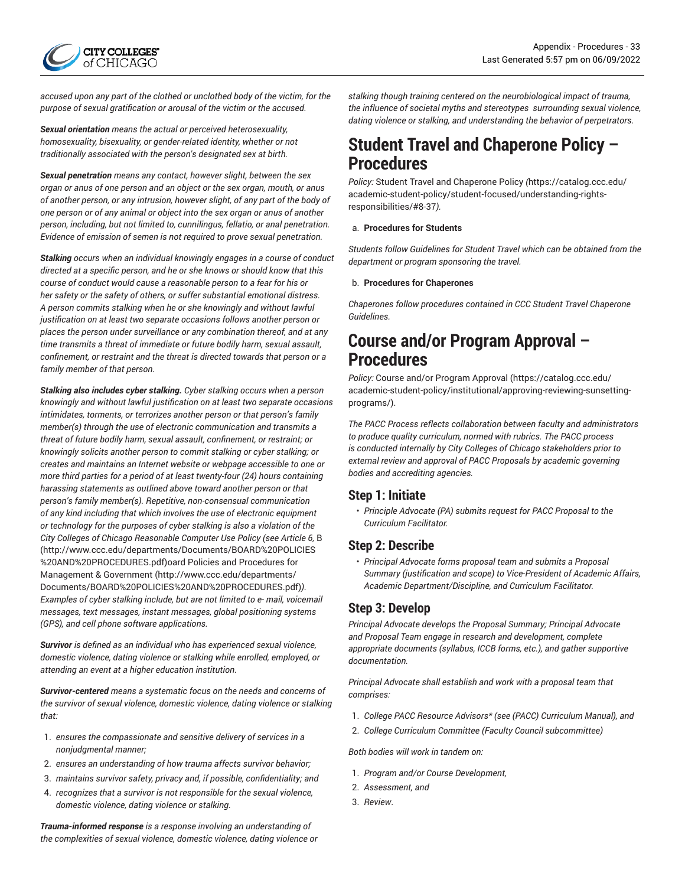*accused upon any part of the clothed or unclothed body of the victim, for the purpose of sexual gratification or arousal of the victim or the accused.*

***Sexual orientation** means the actual or perceived heterosexuality, homosexuality, bisexuality, or gender-related identity, whether or not traditionally associated with the person's designated sex at birth.*

***Sexual penetration** means any contact, however slight, between the sex organ or anus of one person and an object or the sex organ, mouth, or anus of another person, or any intrusion, however slight, of any part of the body of one person or of any animal or object into the sex organ or anus of another person, including, but not limited to, cunnilingus, fellatio, or anal penetration. Evidence of emission of semen is not required to prove sexual penetration.*

***Stalking** occurs when an individual knowingly engages in a course of conduct directed at a specific person, and he or she knows or should know that this course of conduct would cause a reasonable person to a fear for his or her safety or the safety of others, or suffer substantial emotional distress. A person commits stalking when he or she knowingly and without lawful justification on at least two separate occasions follows another person or places the person under surveillance or any combination thereof, and at any time transmits a threat of immediate or future bodily harm, sexual assault, confinement, or restraint and the threat is directed towards that person or a family member of that person.*

***Stalking also includes cyber stalking.** Cyber stalking occurs when a person knowingly and without lawful justification on at least two separate occasions intimidates, torments, or terrorizes another person or that person's family member(s) through the use of electronic communication and transmits a threat of future bodily harm, sexual assault, confinement, or restraint; or knowingly solicits another person to commit stalking or cyber stalking; or creates and maintains an Internet website or webpage accessible to one or more third parties for a period of at least twenty-four (24) hours containing harassing statements as outlined above toward another person or that person's family member(s). Repetitive, non-consensual communication of any kind including that which involves the use of electronic equipment or technology for the purposes of cyber stalking is also a violation of the City Colleges of Chicago Reasonable Computer Use Policy (see Article 6,* B (http://www.ccc.edu/departments/Documents/BOARD%20POLICIES%20AND%20PROCEDURES.pdf)oard Policies and Procedures for Management & Government (http://www.ccc.edu/departments/Documents/BOARD%20POLICIES%20AND%20PROCEDURES.pdf)*). Examples of cyber stalking include, but are not limited to e- mail, voicemail messages, text messages, instant messages, global positioning systems (GPS), and cell phone software applications.*

***Survivor** is defined as an individual who has experienced sexual violence, domestic violence, dating violence or stalking while enrolled, employed, or attending an event at a higher education institution.*

***Survivor-centered** means a systematic focus on the needs and concerns of the survivor of sexual violence, domestic violence, dating violence or stalking that:*

1. *ensures the compassionate and sensitive delivery of services in a nonjudgmental manner;*
2. *ensures an understanding of how trauma affects survivor behavior;*
3. *maintains survivor safety, privacy and, if possible, confidentiality; and*
4. *recognizes that a survivor is not responsible for the sexual violence, domestic violence, dating violence or stalking.*

***Trauma-informed response** is a response involving an understanding of the complexities of sexual violence, domestic violence, dating violence or stalking though training centered on the neurobiological impact of trauma, the influence of societal myths and stereotypes surrounding sexual violence, dating violence or stalking, and understanding the behavior of perpetrators.*

# Student Travel and Chaperone Policy – Procedures

*Policy:* Student Travel and Chaperone Policy *(*https://catalog.ccc.edu/academic-student-policy/student-focused/understanding-rights-responsibilities/#8-37*).*

a. **Procedures for Students**

*Students follow Guidelines for Student Travel which can be obtained from the department or program sponsoring the travel.*

b. **Procedures for Chaperones**

*Chaperones follow procedures contained in CCC Student Travel Chaperone Guidelines.*

# Course and/or Program Approval – Procedures

*Policy:* Course and/or Program Approval (https://catalog.ccc.edu/academic-student-policy/institutional/approving-reviewing-sunsetting-programs/).

*The PACC Process reflects collaboration between faculty and administrators to produce quality curriculum, normed with rubrics. The PACC process is conducted internally by City Colleges of Chicago stakeholders prior to external review and approval of PACC Proposals by academic governing bodies and accrediting agencies.*

## Step 1: Initiate

- *Principle Advocate (PA) submits request for PACC Proposal to the Curriculum Facilitator.*

## Step 2: Describe

- *Principal Advocate forms proposal team and submits a Proposal Summary (justification and scope) to Vice-President of Academic Affairs, Academic Department/Discipline, and Curriculum Facilitator.*

## Step 3: Develop

*Principal Advocate develops the Proposal Summary; Principal Advocate and Proposal Team engage in research and development, complete appropriate documents (syllabus, ICCB forms, etc.), and gather supportive documentation.*

*Principal Advocate shall establish and work with a proposal team that comprises:*

1. *College PACC Resource Advisors* (see (PACC) Curriculum Manual), and*
2. *College Curriculum Committee (Faculty Council subcommittee)*

*Both bodies will work in tandem on:*

1. *Program and/or Course Development,*
2. *Assessment, and*
3. *Review.*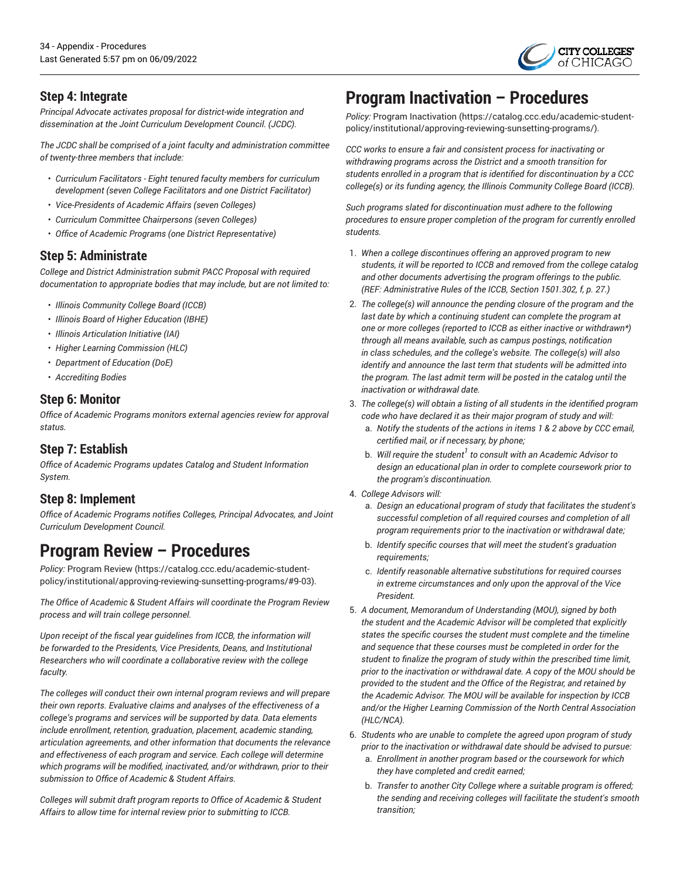## Step 4: Integrate

*Principal Advocate activates proposal for district-wide integration and dissemination at the Joint Curriculum Development Council. (JCDC).*

*The JCDC shall be comprised of a joint faculty and administration committee of twenty-three members that include:*

- *Curriculum Facilitators - Eight tenured faculty members for curriculum development (seven College Facilitators and one District Facilitator)*
- *Vice-Presidents of Academic Affairs (seven Colleges)*
- *Curriculum Committee Chairpersons (seven Colleges)*
- *Office of Academic Programs (one District Representative)*

## Step 5: Administrate

*College and District Administration submit PACC Proposal with required documentation to appropriate bodies that may include, but are not limited to:*

- *Illinois Community College Board (ICCB)*
- *Illinois Board of Higher Education (IBHE)*
- *Illinois Articulation Initiative (IAI)*
- *Higher Learning Commission (HLC)*
- *Department of Education (DoE)*
- *Accrediting Bodies*

## Step 6: Monitor

*Office of Academic Programs monitors external agencies review for approval status.*

## Step 7: Establish

*Office of Academic Programs updates Catalog and Student Information System.*

## Step 8: Implement

*Office of Academic Programs notifies Colleges, Principal Advocates, and Joint Curriculum Development Council.*

# Program Review – Procedures

*Policy:* Program Review (https://catalog.ccc.edu/academic-student-policy/institutional/approving-reviewing-sunsetting-programs/#9-03).

*The Office of Academic & Student Affairs will coordinate the Program Review process and will train college personnel.*

*Upon receipt of the fiscal year guidelines from ICCB, the information will be forwarded to the Presidents, Vice Presidents, Deans, and Institutional Researchers who will coordinate a collaborative review with the college faculty.*

*The colleges will conduct their own internal program reviews and will prepare their own reports. Evaluative claims and analyses of the effectiveness of a college's programs and services will be supported by data. Data elements include enrollment, retention, graduation, placement, academic standing, articulation agreements, and other information that documents the relevance and effectiveness of each program and service. Each college will determine which programs will be modified, inactivated, and/or withdrawn, prior to their submission to Office of Academic & Student Affairs.*

*Colleges will submit draft program reports to Office of Academic & Student Affairs to allow time for internal review prior to submitting to ICCB.*

# Program Inactivation – Procedures

*Policy:* Program Inactivation (https://catalog.ccc.edu/academic-student-policy/institutional/approving-reviewing-sunsetting-programs/).

*CCC works to ensure a fair and consistent process for inactivating or withdrawing programs across the District and a smooth transition for students enrolled in a program that is identified for discontinuation by a CCC college(s) or its funding agency, the Illinois Community College Board (ICCB).*

*Such programs slated for discontinuation must adhere to the following procedures to ensure proper completion of the program for currently enrolled students.*

1. *When a college discontinues offering an approved program to new students, it will be reported to ICCB and removed from the college catalog and other documents advertising the program offerings to the public. (REF: Administrative Rules of the ICCB, Section 1501.302, f, p. 27.)*
2. *The college(s) will announce the pending closure of the program and the last date by which a continuing student can complete the program at one or more colleges (reported to ICCB as either inactive or withdrawn*) through all means available, such as campus postings, notification in class schedules, and the college's website. The college(s) will also identify and announce the last term that students will be admitted into the program. The last admit term will be posted in the catalog until the inactivation or withdrawal date.*
3. *The college(s) will obtain a listing of all students in the identified program code who have declared it as their major program of study and will:*
   a. *Notify the students of the actions in items 1 & 2 above by CCC email, certified mail, or if necessary, by phone;*
   b. *Will require the student[1] to consult with an Academic Advisor to design an educational plan in order to complete coursework prior to the program's discontinuation.*
4. *College Advisors will:*
   a. *Design an educational program of study that facilitates the student's successful completion of all required courses and completion of all program requirements prior to the inactivation or withdrawal date;*
   b. *Identify specific courses that will meet the student's graduation requirements;*
   c. *Identify reasonable alternative substitutions for required courses in extreme circumstances and only upon the approval of the Vice President.*
5. *A document, Memorandum of Understanding (MOU), signed by both the student and the Academic Advisor will be completed that explicitly states the specific courses the student must complete and the timeline and sequence that these courses must be completed in order for the student to finalize the program of study within the prescribed time limit, prior to the inactivation or withdrawal date. A copy of the MOU should be provided to the student and the Office of the Registrar, and retained by the Academic Advisor. The MOU will be available for inspection by ICCB and/or the Higher Learning Commission of the North Central Association (HLC/NCA).*
6. *Students who are unable to complete the agreed upon program of study prior to the inactivation or withdrawal date should be advised to pursue:*
   a. *Enrollment in another program based or the coursework for which they have completed and credit earned;*
   b. *Transfer to another City College where a suitable program is offered; the sending and receiving colleges will facilitate the student's smooth transition;*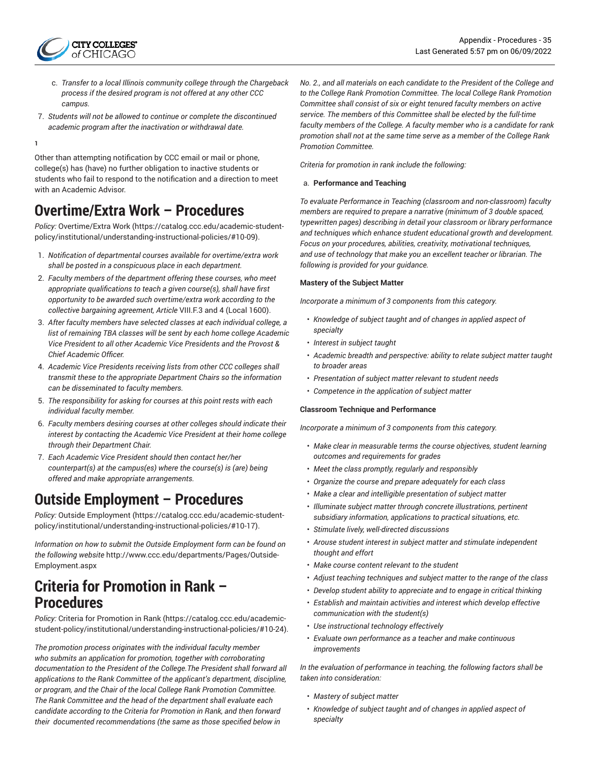c. *Transfer to a local Illinois community college through the Chargeback process if the desired program is not offered at any other CCC campus.*

7. *Students will not be allowed to continue or complete the discontinued academic program after the inactivation or withdrawal date.*

1

Other than attempting notification by CCC email or mail or phone, college(s) has (have) no further obligation to inactive students or students who fail to respond to the notification and a direction to meet with an Academic Advisor.

# Overtime/Extra Work – Procedures

*Policy:* Overtime/Extra Work (https://catalog.ccc.edu/academic-student-policy/institutional/understanding-instructional-policies/#10-09).

1. *Notification of departmental courses available for overtime/extra work shall be posted in a conspicuous place in each department.*
2. *Faculty members of the department offering these courses, who meet appropriate qualifications to teach a given course(s), shall have first opportunity to be awarded such overtime/extra work according to the collective bargaining agreement, Article* VIII.F.3 and 4 (Local 1600).
3. *After faculty members have selected classes at each individual college, a list of remaining TBA classes will be sent by each home college Academic Vice President to all other Academic Vice Presidents and the Provost & Chief Academic Officer.*
4. *Academic Vice Presidents receiving lists from other CCC colleges shall transmit these to the appropriate Department Chairs so the information can be disseminated to faculty members.*
5. *The responsibility for asking for courses at this point rests with each individual faculty member.*
6. *Faculty members desiring courses at other colleges should indicate their interest by contacting the Academic Vice President at their home college through their Department Chair.*
7. *Each Academic Vice President should then contact her/her counterpart(s) at the campus(es) where the course(s) is (are) being offered and make appropriate arrangements.*

# Outside Employment – Procedures

*Policy:* Outside Employment (https://catalog.ccc.edu/academic-student-policy/institutional/understanding-instructional-policies/#10-17).

*Information on how to submit the Outside Employment form can be found on the following website* http://www.ccc.edu/departments/Pages/Outside-Employment.aspx

# Criteria for Promotion in Rank – Procedures

*Policy:* Criteria for Promotion in Rank (https://catalog.ccc.edu/academic-student-policy/institutional/understanding-instructional-policies/#10-24).

*The promotion process originates with the individual faculty member who submits an application for promotion, together with corroborating documentation to the President of the College.The President shall forward all applications to the Rank Committee of the applicant's department, discipline, or program, and the Chair of the local College Rank Promotion Committee. The Rank Committee and the head of the department shall evaluate each candidate according to the Criteria for Promotion in Rank, and then forward their documented recommendations (the same as those specified below in No. 2., and all materials on each candidate to the President of the College and to the College Rank Promotion Committee. The local College Rank Promotion Committee shall consist of six or eight tenured faculty members on active service. The members of this Committee shall be elected by the full-time faculty members of the College. A faculty member who is a candidate for rank promotion shall not at the same time serve as a member of the College Rank Promotion Committee.*

*Criteria for promotion in rank include the following:*

a. **Performance and Teaching**

*To evaluate Performance in Teaching (classroom and non-classroom) faculty members are required to prepare a narrative (minimum of 3 double spaced, typewritten pages) describing in detail your classroom or library performance and techniques which enhance student educational growth and development. Focus on your procedures, abilities, creativity, motivational techniques, and use of technology that make you an excellent teacher or librarian. The following is provided for your guidance.*

**Mastery of the Subject Matter**

*Incorporate a minimum of 3 components from this category.*

- *Knowledge of subject taught and of changes in applied aspect of specialty*
- *Interest in subject taught*
- *Academic breadth and perspective: ability to relate subject matter taught to broader areas*
- *Presentation of subject matter relevant to student needs*
- *Competence in the application of subject matter*

**Classroom Technique and Performance**

*Incorporate a minimum of 3 components from this category.*

- *Make clear in measurable terms the course objectives, student learning outcomes and requirements for grades*
- *Meet the class promptly, regularly and responsibly*
- *Organize the course and prepare adequately for each class*
- *Make a clear and intelligible presentation of subject matter*
- *Illuminate subject matter through concrete illustrations, pertinent subsidiary information, applications to practical situations, etc.*
- *Stimulate lively, well-directed discussions*
- *Arouse student interest in subject matter and stimulate independent thought and effort*
- *Make course content relevant to the student*
- *Adjust teaching techniques and subject matter to the range of the class*
- *Develop student ability to appreciate and to engage in critical thinking*
- *Establish and maintain activities and interest which develop effective communication with the student(s)*
- *Use instructional technology effectively*
- *Evaluate own performance as a teacher and make continuous improvements*

*In the evaluation of performance in teaching, the following factors shall be taken into consideration:*

- *Mastery of subject matter*
- *Knowledge of subject taught and of changes in applied aspect of specialty*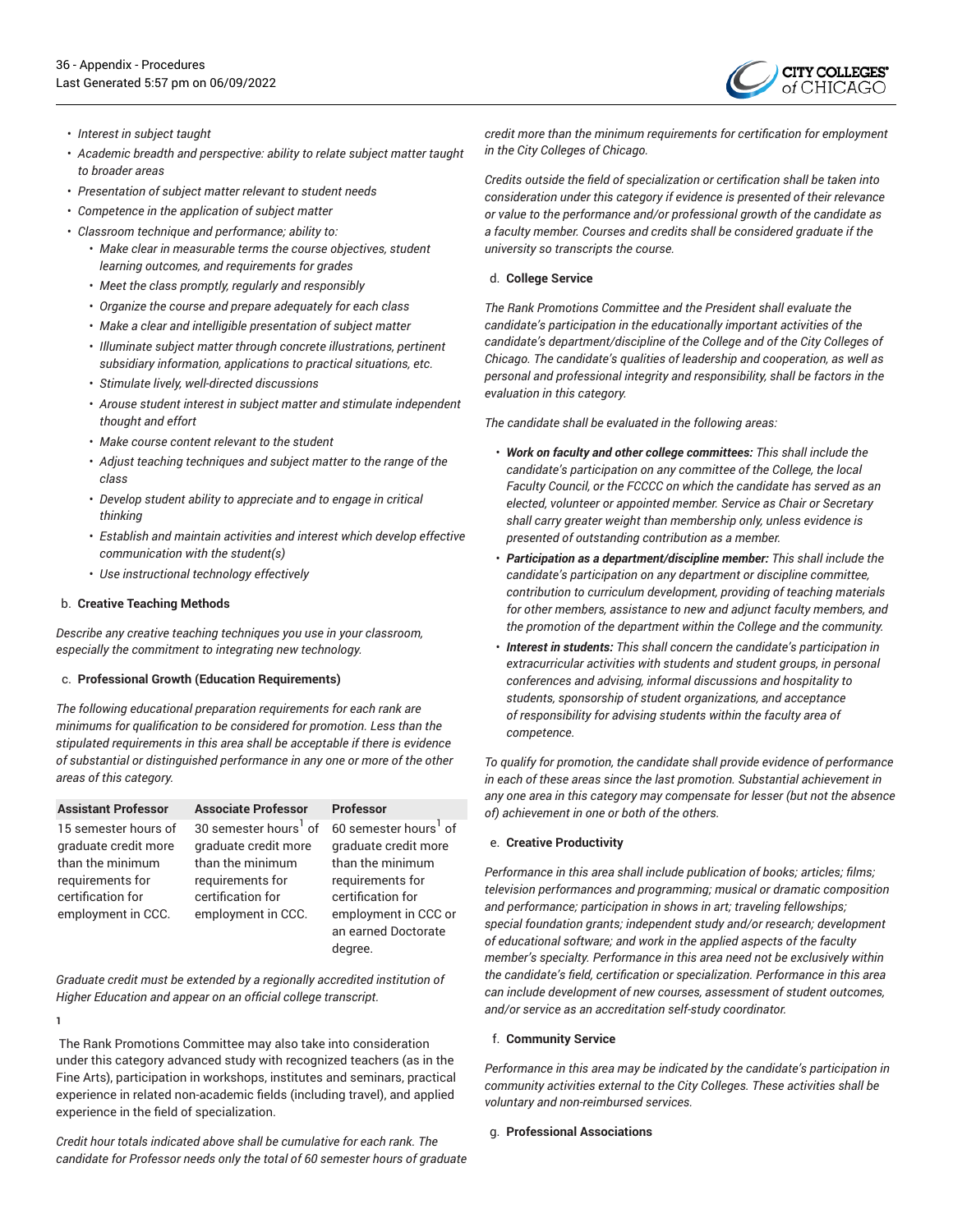- *Interest in subject taught*
- *Academic breadth and perspective: ability to relate subject matter taught to broader areas*
- *Presentation of subject matter relevant to student needs*
- *Competence in the application of subject matter*
- *Classroom technique and performance; ability to:*
  - *Make clear in measurable terms the course objectives, student learning outcomes, and requirements for grades*
  - *Meet the class promptly, regularly and responsibly*
  - *Organize the course and prepare adequately for each class*
  - *Make a clear and intelligible presentation of subject matter*
  - *Illuminate subject matter through concrete illustrations, pertinent subsidiary information, applications to practical situations, etc.*
  - *Stimulate lively, well-directed discussions*
  - *Arouse student interest in subject matter and stimulate independent thought and effort*
  - *Make course content relevant to the student*
  - *Adjust teaching techniques and subject matter to the range of the class*
  - *Develop student ability to appreciate and to engage in critical thinking*
  - *Establish and maintain activities and interest which develop effective communication with the student(s)*
  - *Use instructional technology effectively*

b. **Creative Teaching Methods**

*Describe any creative teaching techniques you use in your classroom, especially the commitment to integrating new technology.*

c. **Professional Growth (Education Requirements)**

*The following educational preparation requirements for each rank are minimums for qualification to be considered for promotion. Less than the stipulated requirements in this area shall be acceptable if there is evidence of substantial or distinguished performance in any one or more of the other areas of this category.*

| Assistant Professor | Associate Professor | Professor |
|---|---|---|
| 15 semester hours of graduate credit more than the minimum requirements for certification for employment in CCC. | 30 semester hours[1] of graduate credit more than the minimum requirements for certification for employment in CCC. | 60 semester hours[1] of graduate credit more than the minimum requirements for certification for employment in CCC or an earned Doctorate degree. |

*Graduate credit must be extended by a regionally accredited institution of Higher Education and appear on an official college transcript.*

**1**

The Rank Promotions Committee may also take into consideration under this category advanced study with recognized teachers (as in the Fine Arts), participation in workshops, institutes and seminars, practical experience in related non-academic fields (including travel), and applied experience in the field of specialization.

*Credit hour totals indicated above shall be cumulative for each rank. The candidate for Professor needs only the total of 60 semester hours of graduate credit more than the minimum requirements for certification for employment in the City Colleges of Chicago.*

*Credits outside the field of specialization or certification shall be taken into consideration under this category if evidence is presented of their relevance or value to the performance and/or professional growth of the candidate as a faculty member. Courses and credits shall be considered graduate if the university so transcripts the course.*

d. **College Service**

*The Rank Promotions Committee and the President shall evaluate the candidate's participation in the educationally important activities of the candidate's department/discipline of the College and of the City Colleges of Chicago. The candidate's qualities of leadership and cooperation, as well as personal and professional integrity and responsibility, shall be factors in the evaluation in this category.*

*The candidate shall be evaluated in the following areas:*

- ***Work on faculty and other college committees:*** *This shall include the candidate's participation on any committee of the College, the local Faculty Council, or the FCCCC on which the candidate has served as an elected, volunteer or appointed member. Service as Chair or Secretary shall carry greater weight than membership only, unless evidence is presented of outstanding contribution as a member.*
- ***Participation as a department/discipline member:*** *This shall include the candidate's participation on any department or discipline committee, contribution to curriculum development, providing of teaching materials for other members, assistance to new and adjunct faculty members, and the promotion of the department within the College and the community.*
- ***Interest in students:*** *This shall concern the candidate's participation in extracurricular activities with students and student groups, in personal conferences and advising, informal discussions and hospitality to students, sponsorship of student organizations, and acceptance of responsibility for advising students within the faculty area of competence.*

*To qualify for promotion, the candidate shall provide evidence of performance in each of these areas since the last promotion. Substantial achievement in any one area in this category may compensate for lesser (but not the absence of) achievement in one or both of the others.*

e. **Creative Productivity**

*Performance in this area shall include publication of books; articles; films; television performances and programming; musical or dramatic composition and performance; participation in shows in art; traveling fellowships; special foundation grants; independent study and/or research; development of educational software; and work in the applied aspects of the faculty member's specialty. Performance in this area need not be exclusively within the candidate's field, certification or specialization. Performance in this area can include development of new courses, assessment of student outcomes, and/or service as an accreditation self-study coordinator.*

f. **Community Service**

*Performance in this area may be indicated by the candidate's participation in community activities external to the City Colleges. These activities shall be voluntary and non-reimbursed services.*

g. **Professional Associations**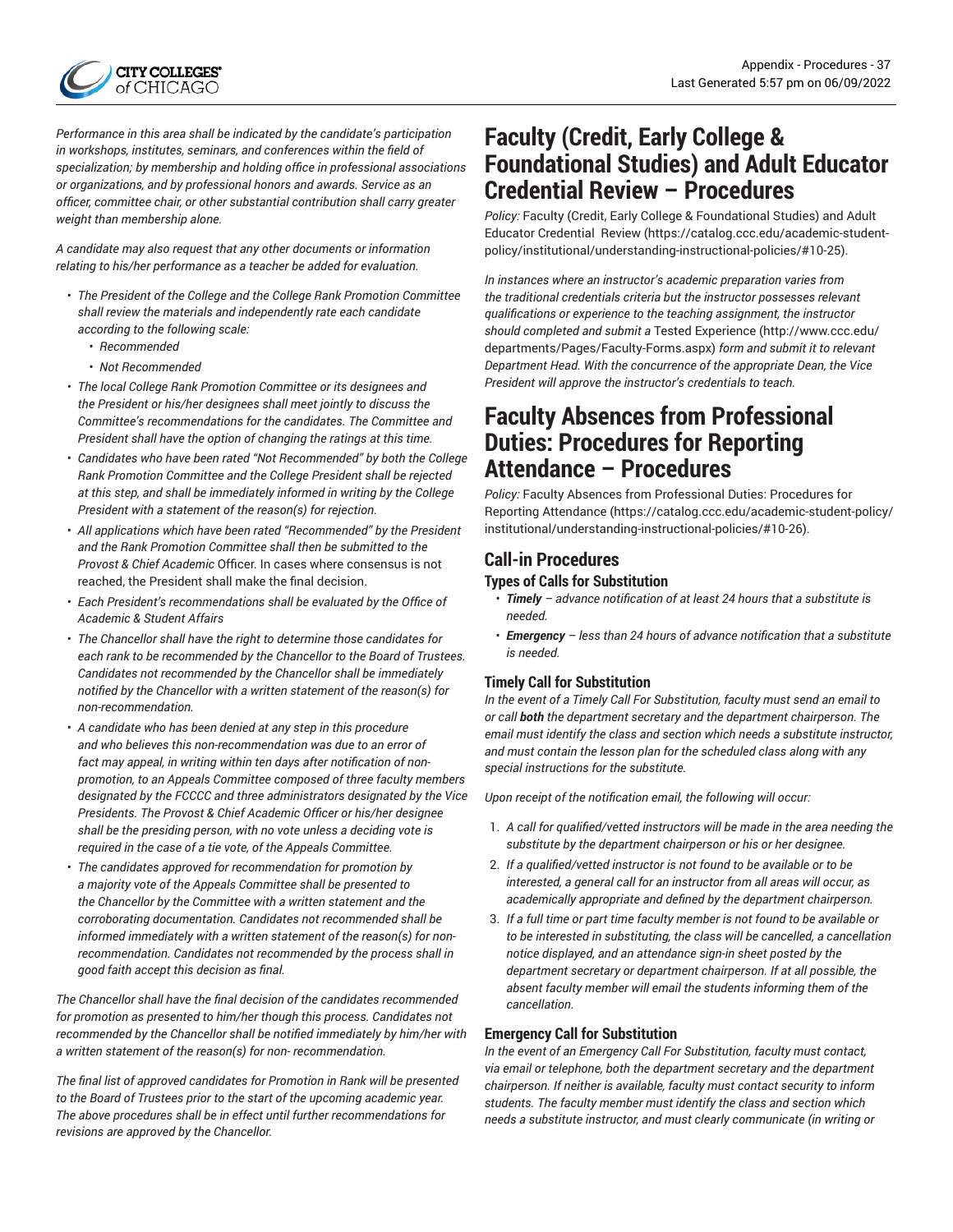*Performance in this area shall be indicated by the candidate's participation in workshops, institutes, seminars, and conferences within the field of specialization; by membership and holding office in professional associations or organizations, and by professional honors and awards. Service as an officer, committee chair, or other substantial contribution shall carry greater weight than membership alone.*

*A candidate may also request that any other documents or information relating to his/her performance as a teacher be added for evaluation.*

- *The President of the College and the College Rank Promotion Committee shall review the materials and independently rate each candidate according to the following scale:*
  - *Recommended*
  - *Not Recommended*
- *The local College Rank Promotion Committee or its designees and the President or his/her designees shall meet jointly to discuss the Committee's recommendations for the candidates. The Committee and President shall have the option of changing the ratings at this time.*
- *Candidates who have been rated "Not Recommended" by both the College Rank Promotion Committee and the College President shall be rejected at this step, and shall be immediately informed in writing by the College President with a statement of the reason(s) for rejection.*
- *All applications which have been rated "Recommended" by the President and the Rank Promotion Committee shall then be submitted to the Provost & Chief Academic* Officer. In cases where consensus is not reached, the President shall make the final decision.
- *Each President's recommendations shall be evaluated by the Office of Academic & Student Affairs*
- *The Chancellor shall have the right to determine those candidates for each rank to be recommended by the Chancellor to the Board of Trustees. Candidates not recommended by the Chancellor shall be immediately notified by the Chancellor with a written statement of the reason(s) for non-recommendation.*
- *A candidate who has been denied at any step in this procedure and who believes this non-recommendation was due to an error of fact may appeal, in writing within ten days after notification of non-promotion, to an Appeals Committee composed of three faculty members designated by the FCCCC and three administrators designated by the Vice Presidents. The Provost & Chief Academic Officer or his/her designee shall be the presiding person, with no vote unless a deciding vote is required in the case of a tie vote, of the Appeals Committee.*
- *The candidates approved for recommendation for promotion by a majority vote of the Appeals Committee shall be presented to the Chancellor by the Committee with a written statement and the corroborating documentation. Candidates not recommended shall be informed immediately with a written statement of the reason(s) for non-recommendation. Candidates not recommended by the process shall in good faith accept this decision as final.*

*The Chancellor shall have the final decision of the candidates recommended for promotion as presented to him/her though this process. Candidates not recommended by the Chancellor shall be notified immediately by him/her with a written statement of the reason(s) for non- recommendation.*

*The final list of approved candidates for Promotion in Rank will be presented to the Board of Trustees prior to the start of the upcoming academic year. The above procedures shall be in effect until further recommendations for revisions are approved by the Chancellor.*

# Faculty (Credit, Early College & Foundational Studies) and Adult Educator Credential Review – Procedures

*Policy:* Faculty (Credit, Early College & Foundational Studies) and Adult Educator Credential Review (https://catalog.ccc.edu/academic-student-policy/institutional/understanding-instructional-policies/#10-25).

*In instances where an instructor's academic preparation varies from the traditional credentials criteria but the instructor possesses relevant qualifications or experience to the teaching assignment, the instructor should completed and submit a* Tested Experience (http://www.ccc.edu/departments/Pages/Faculty-Forms.aspx) *form and submit it to relevant Department Head. With the concurrence of the appropriate Dean, the Vice President will approve the instructor's credentials to teach.*

# Faculty Absences from Professional Duties: Procedures for Reporting Attendance – Procedures

*Policy:* Faculty Absences from Professional Duties: Procedures for Reporting Attendance (https://catalog.ccc.edu/academic-student-policy/institutional/understanding-instructional-policies/#10-26).

## Call-in Procedures

### Types of Calls for Substitution

- ***Timely*** *– advance notification of at least 24 hours that a substitute is needed.*
- ***Emergency*** *– less than 24 hours of advance notification that a substitute is needed.*

### Timely Call for Substitution

*In the event of a Timely Call For Substitution, faculty must send an email to or call* ***both*** *the department secretary and the department chairperson. The email must identify the class and section which needs a substitute instructor, and must contain the lesson plan for the scheduled class along with any special instructions for the substitute.*

*Upon receipt of the notification email, the following will occur:*

1. *A call for qualified/vetted instructors will be made in the area needing the substitute by the department chairperson or his or her designee.*
2. *If a qualified/vetted instructor is not found to be available or to be interested, a general call for an instructor from all areas will occur, as academically appropriate and defined by the department chairperson.*
3. *If a full time or part time faculty member is not found to be available or to be interested in substituting, the class will be cancelled, a cancellation notice displayed, and an attendance sign-in sheet posted by the department secretary or department chairperson. If at all possible, the absent faculty member will email the students informing them of the cancellation.*

### Emergency Call for Substitution

*In the event of an Emergency Call For Substitution, faculty must contact, via email or telephone, both the department secretary and the department chairperson. If neither is available, faculty must contact security to inform students. The faculty member must identify the class and section which needs a substitute instructor, and must clearly communicate (in writing or*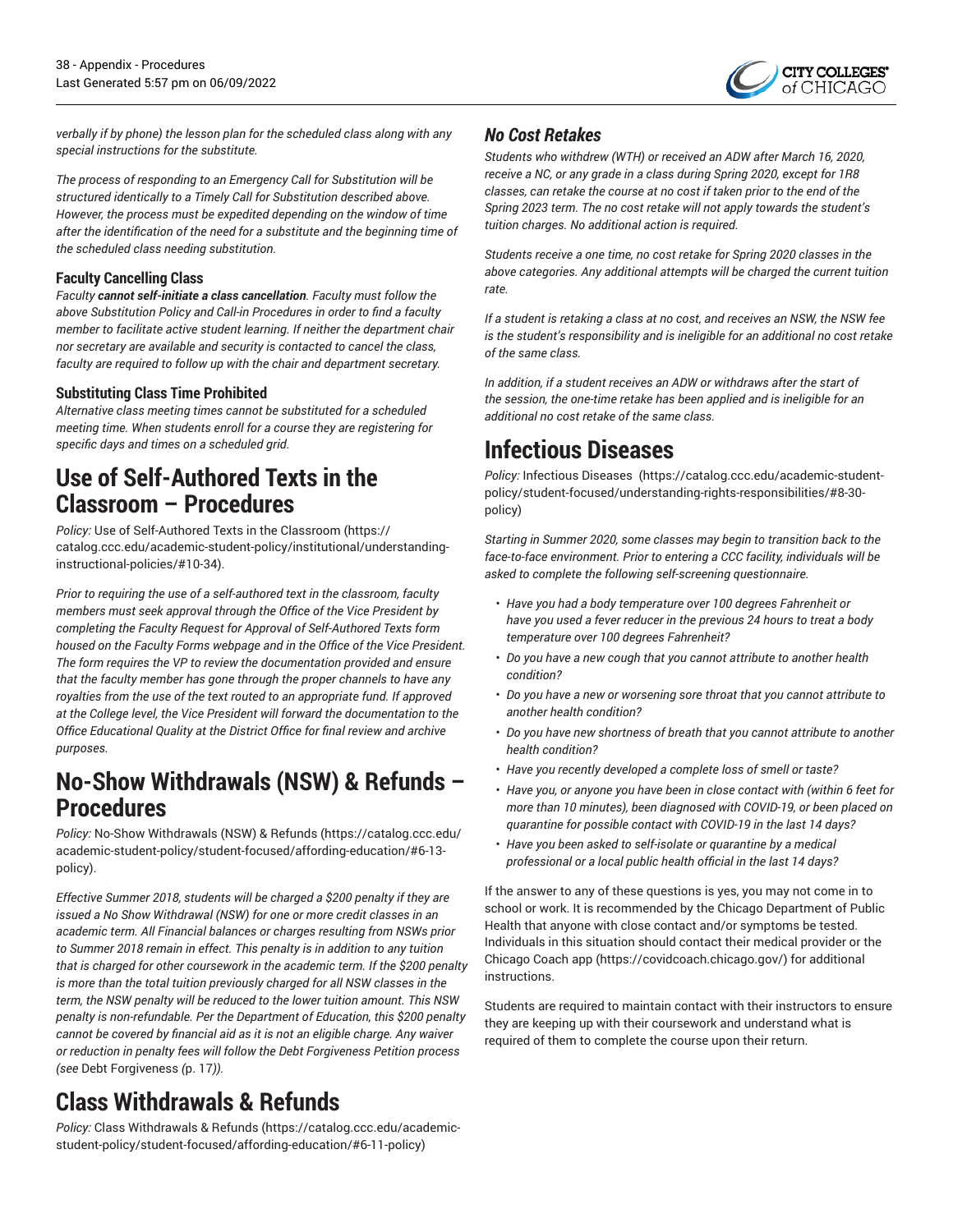*verbally if by phone) the lesson plan for the scheduled class along with any special instructions for the substitute.*

*The process of responding to an Emergency Call for Substitution will be structured identically to a Timely Call for Substitution described above. However, the process must be expedited depending on the window of time after the identification of the need for a substitute and the beginning time of the scheduled class needing substitution.*

### Faculty Cancelling Class

*Faculty **cannot self-initiate a class cancellation**. Faculty must follow the above Substitution Policy and Call-in Procedures in order to find a faculty member to facilitate active student learning. If neither the department chair nor secretary are available and security is contacted to cancel the class, faculty are required to follow up with the chair and department secretary.*

### Substituting Class Time Prohibited

*Alternative class meeting times cannot be substituted for a scheduled meeting time. When students enroll for a course they are registering for specific days and times on a scheduled grid.*

## Use of Self-Authored Texts in the Classroom – Procedures

*Policy:* Use of Self-Authored Texts in the Classroom (https://catalog.ccc.edu/academic-student-policy/institutional/understanding-instructional-policies/#10-34).

*Prior to requiring the use of a self-authored text in the classroom, faculty members must seek approval through the Office of the Vice President by completing the Faculty Request for Approval of Self-Authored Texts form housed on the Faculty Forms webpage and in the Office of the Vice President. The form requires the VP to review the documentation provided and ensure that the faculty member has gone through the proper channels to have any royalties from the use of the text routed to an appropriate fund. If approved at the College level, the Vice President will forward the documentation to the Office Educational Quality at the District Office for final review and archive purposes.*

## No-Show Withdrawals (NSW) & Refunds – Procedures

*Policy:* No-Show Withdrawals (NSW) & Refunds (https://catalog.ccc.edu/academic-student-policy/student-focused/affording-education/#6-13-policy).

*Effective Summer 2018, students will be charged a $200 penalty if they are issued a No Show Withdrawal (NSW) for one or more credit classes in an academic term. All Financial balances or charges resulting from NSWs prior to Summer 2018 remain in effect. This penalty is in addition to any tuition that is charged for other coursework in the academic term. If the $200 penalty is more than the total tuition previously charged for all NSW classes in the term, the NSW penalty will be reduced to the lower tuition amount. This NSW penalty is non-refundable. Per the Department of Education, this $200 penalty cannot be covered by financial aid as it is not an eligible charge. Any waiver or reduction in penalty fees will follow the Debt Forgiveness Petition process (see* Debt Forgiveness *(*p. 17*)).*

## Class Withdrawals & Refunds

*Policy:* Class Withdrawals & Refunds (https://catalog.ccc.edu/academic-student-policy/student-focused/affording-education/#6-11-policy)

### *No Cost Retakes*

*Students who withdrew (WTH) or received an ADW after March 16, 2020, receive a NC, or any grade in a class during Spring 2020, except for 1R8 classes, can retake the course at no cost if taken prior to the end of the Spring 2023 term. The no cost retake will not apply towards the student's tuition charges. No additional action is required.*

*Students receive a one time, no cost retake for Spring 2020 classes in the above categories. Any additional attempts will be charged the current tuition rate.*

*If a student is retaking a class at no cost, and receives an NSW, the NSW fee is the student's responsibility and is ineligible for an additional no cost retake of the same class.*

*In addition, if a student receives an ADW or withdraws after the start of the session, the one-time retake has been applied and is ineligible for an additional no cost retake of the same class.*

## Infectious Diseases

*Policy:* Infectious Diseases (https://catalog.ccc.edu/academic-student-policy/student-focused/understanding-rights-responsibilities/#8-30-policy)

*Starting in Summer 2020, some classes may begin to transition back to the face-to-face environment. Prior to entering a CCC facility, individuals will be asked to complete the following self-screening questionnaire.*

- *Have you had a body temperature over 100 degrees Fahrenheit or have you used a fever reducer in the previous 24 hours to treat a body temperature over 100 degrees Fahrenheit?*
- *Do you have a new cough that you cannot attribute to another health condition?*
- *Do you have a new or worsening sore throat that you cannot attribute to another health condition?*
- *Do you have new shortness of breath that you cannot attribute to another health condition?*
- *Have you recently developed a complete loss of smell or taste?*
- *Have you, or anyone you have been in close contact with (within 6 feet for more than 10 minutes), been diagnosed with COVID-19, or been placed on quarantine for possible contact with COVID-19 in the last 14 days?*
- *Have you been asked to self-isolate or quarantine by a medical professional or a local public health official in the last 14 days?*

If the answer to any of these questions is yes, you may not come in to school or work. It is recommended by the Chicago Department of Public Health that anyone with close contact and/or symptoms be tested. Individuals in this situation should contact their medical provider or the Chicago Coach app (https://covidcoach.chicago.gov/) for additional instructions.

Students are required to maintain contact with their instructors to ensure they are keeping up with their coursework and understand what is required of them to complete the course upon their return.